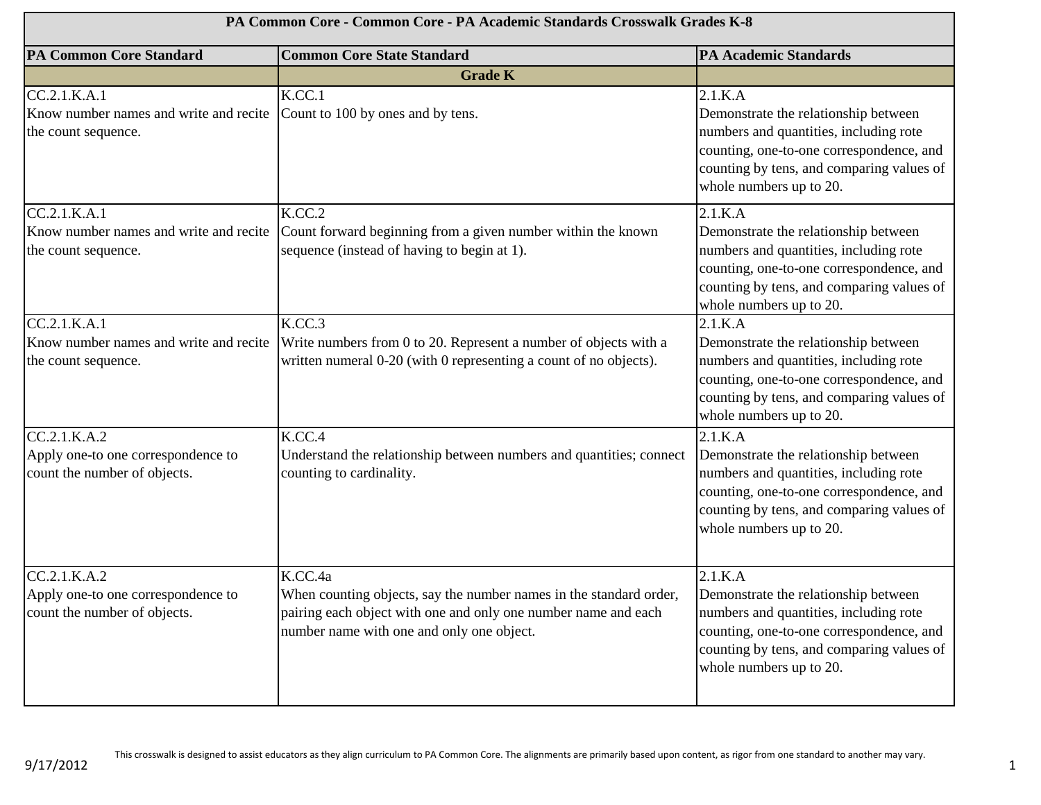# PA Common Core - Common Core - PA Academic Standards Crosswalk Grades K-8

| PA Common Core Standard | Common Core State Standard | PA Academic Standards |
|---|---|---|
| | **Grade K** | |
| CC.2.1.K.A.1<br>Know number names and write and recite the count sequence. | K.CC.1<br>Count to 100 by ones and by tens. | 2.1.K.A<br>Demonstrate the relationship between numbers and quantities, including rote counting, one-to-one correspondence, and counting by tens, and comparing values of whole numbers up to 20. |
| CC.2.1.K.A.1<br>Know number names and write and recite the count sequence. | K.CC.2<br>Count forward beginning from a given number within the known sequence (instead of having to begin at 1). | 2.1.K.A<br>Demonstrate the relationship between numbers and quantities, including rote counting, one-to-one correspondence, and counting by tens, and comparing values of whole numbers up to 20. |
| CC.2.1.K.A.1<br>Know number names and write and recite the count sequence. | K.CC.3<br>Write numbers from 0 to 20. Represent a number of objects with a written numeral 0-20 (with 0 representing a count of no objects). | 2.1.K.A<br>Demonstrate the relationship between numbers and quantities, including rote counting, one-to-one correspondence, and counting by tens, and comparing values of whole numbers up to 20. |
| CC.2.1.K.A.2<br>Apply one-to one correspondence to count the number of objects. | K.CC.4<br>Understand the relationship between numbers and quantities; connect counting to cardinality. | 2.1.K.A<br>Demonstrate the relationship between numbers and quantities, including rote counting, one-to-one correspondence, and counting by tens, and comparing values of whole numbers up to 20. |
| CC.2.1.K.A.2<br>Apply one-to one correspondence to count the number of objects. | K.CC.4a<br>When counting objects, say the number names in the standard order, pairing each object with one and only one number name and each number name with one and only one object. | 2.1.K.A<br>Demonstrate the relationship between numbers and quantities, including rote counting, one-to-one correspondence, and counting by tens, and comparing values of whole numbers up to 20. |

This crosswalk is designed to assist educators as they align curriculum to PA Common Core. The alignments are primarily based upon content, as rigor from one standard to another may vary.

9/17/2012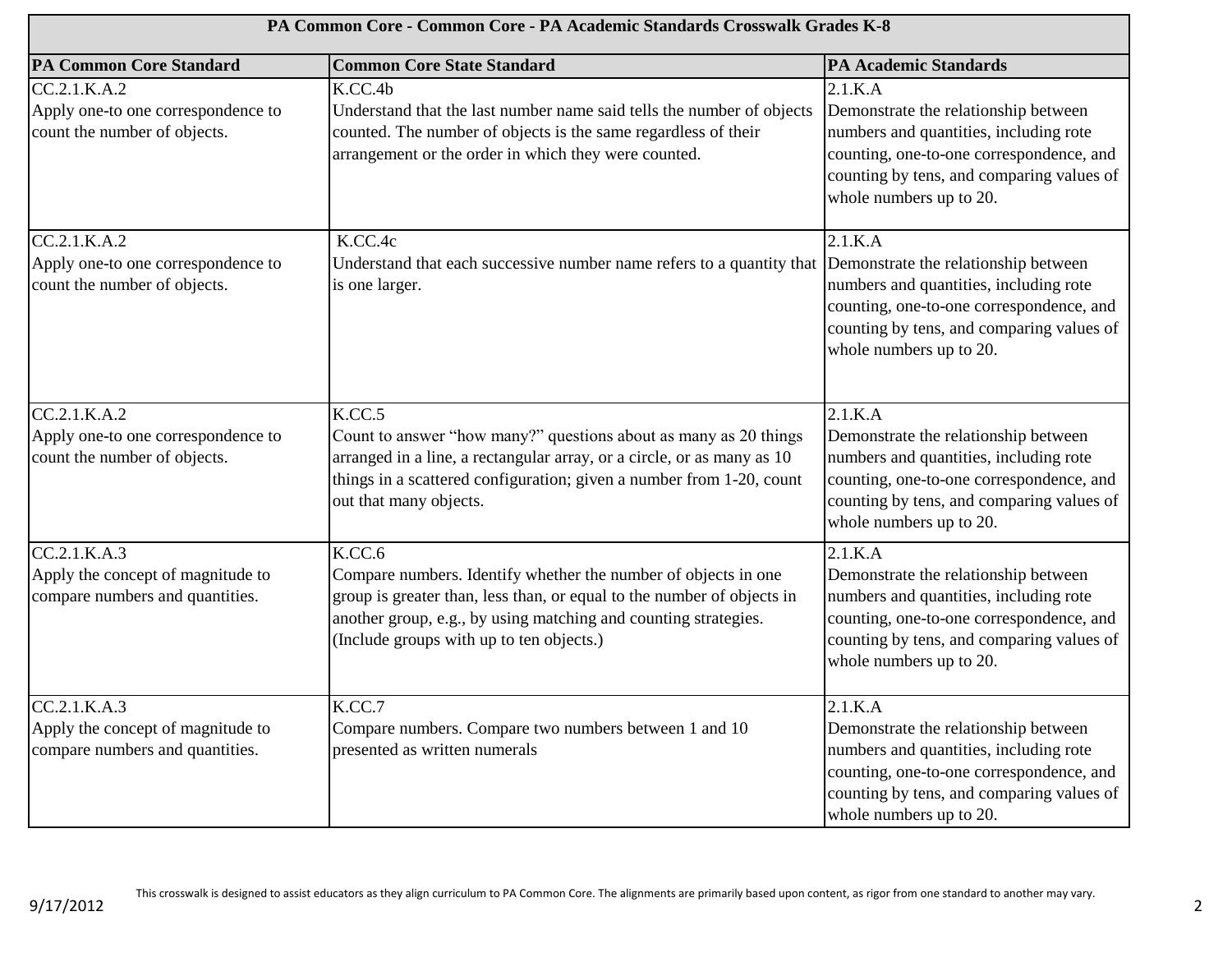| PA Common Core - Common Core - PA Academic Standards Crosswalk Grades K-8 | | |
|---|---|---|
| **PA Common Core Standard** | **Common Core State Standard** | **PA Academic Standards** |
| CC.2.1.K.A.2<br>Apply one-to one correspondence to count the number of objects. | K.CC.4b<br>Understand that the last number name said tells the number of objects counted. The number of objects is the same regardless of their arrangement or the order in which they were counted. | 2.1.K.A<br>Demonstrate the relationship between numbers and quantities, including rote counting, one-to-one correspondence, and counting by tens, and comparing values of whole numbers up to 20. |
| CC.2.1.K.A.2<br>Apply one-to one correspondence to count the number of objects. | K.CC.4c<br>Understand that each successive number name refers to a quantity that is one larger. | 2.1.K.A<br>Demonstrate the relationship between numbers and quantities, including rote counting, one-to-one correspondence, and counting by tens, and comparing values of whole numbers up to 20. |
| CC.2.1.K.A.2<br>Apply one-to one correspondence to count the number of objects. | K.CC.5<br>Count to answer "how many?" questions about as many as 20 things arranged in a line, a rectangular array, or a circle, or as many as 10 things in a scattered configuration; given a number from 1-20, count out that many objects. | 2.1.K.A<br>Demonstrate the relationship between numbers and quantities, including rote counting, one-to-one correspondence, and counting by tens, and comparing values of whole numbers up to 20. |
| CC.2.1.K.A.3<br>Apply the concept of magnitude to compare numbers and quantities. | K.CC.6<br>Compare numbers. Identify whether the number of objects in one group is greater than, less than, or equal to the number of objects in another group, e.g., by using matching and counting strategies. (Include groups with up to ten objects.) | 2.1.K.A<br>Demonstrate the relationship between numbers and quantities, including rote counting, one-to-one correspondence, and counting by tens, and comparing values of whole numbers up to 20. |
| CC.2.1.K.A.3<br>Apply the concept of magnitude to compare numbers and quantities. | K.CC.7<br>Compare numbers. Compare two numbers between 1 and 10 presented as written numerals | 2.1.K.A<br>Demonstrate the relationship between numbers and quantities, including rote counting, one-to-one correspondence, and counting by tens, and comparing values of whole numbers up to 20. |

This crosswalk is designed to assist educators as they align curriculum to PA Common Core. The alignments are primarily based upon content, as rigor from one standard to another may vary.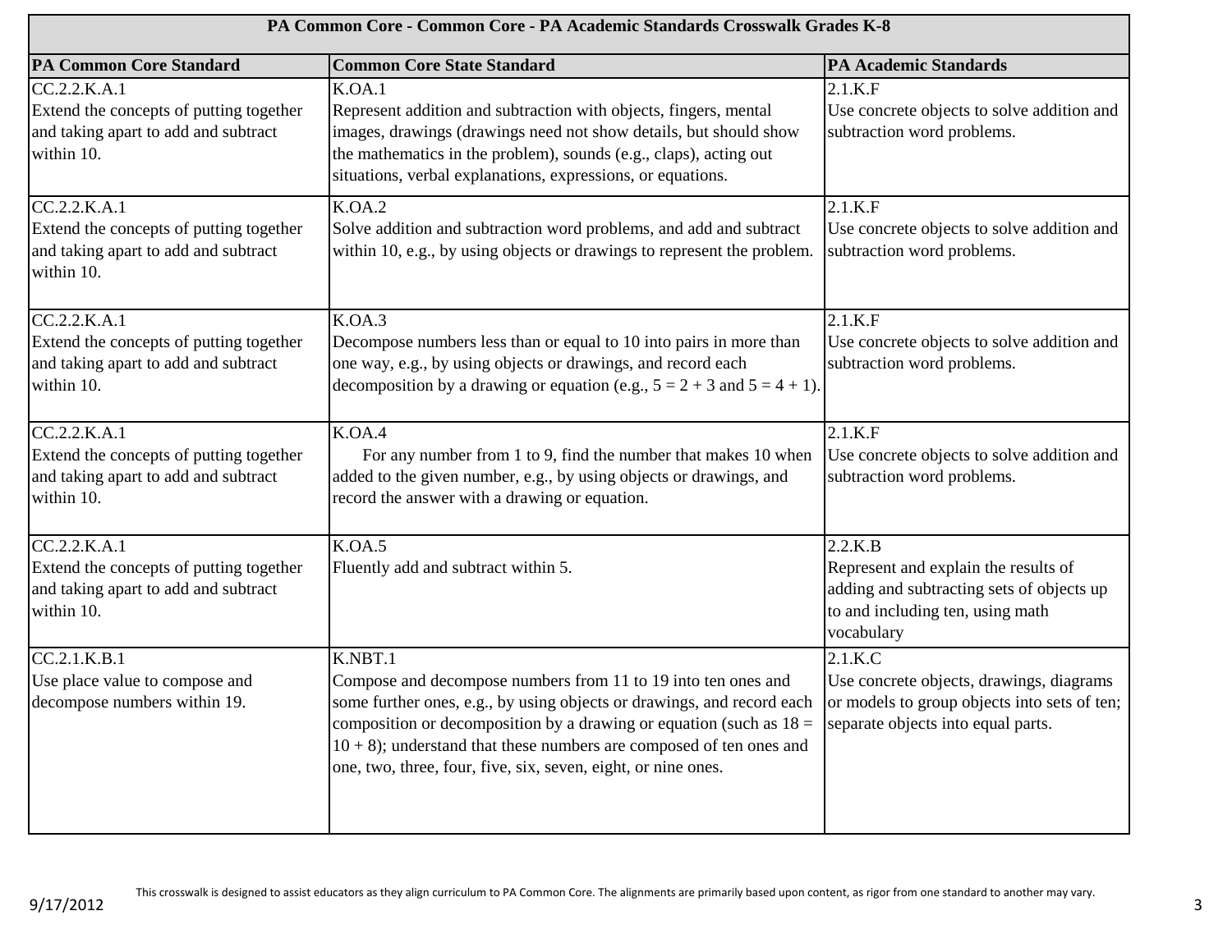# PA Common Core - Common Core - PA Academic Standards Crosswalk Grades K-8

| PA Common Core Standard | Common Core State Standard | PA Academic Standards |
|---|---|---|
| CC.2.2.K.A.1 Extend the concepts of putting together and taking apart to add and subtract within 10. | K.OA.1 Represent addition and subtraction with objects, fingers, mental images, drawings (drawings need not show details, but should show the mathematics in the problem), sounds (e.g., claps), acting out situations, verbal explanations, expressions, or equations. | 2.1.K.F Use concrete objects to solve addition and subtraction word problems. |
| CC.2.2.K.A.1 Extend the concepts of putting together and taking apart to add and subtract within 10. | K.OA.2 Solve addition and subtraction word problems, and add and subtract within 10, e.g., by using objects or drawings to represent the problem. | 2.1.K.F Use concrete objects to solve addition and subtraction word problems. |
| CC.2.2.K.A.1 Extend the concepts of putting together and taking apart to add and subtract within 10. | K.OA.3 Decompose numbers less than or equal to 10 into pairs in more than one way, e.g., by using objects or drawings, and record each decomposition by a drawing or equation (e.g., $5 = 2 + 3$ and $5 = 4 + 1$). | 2.1.K.F Use concrete objects to solve addition and subtraction word problems. |
| CC.2.2.K.A.1 Extend the concepts of putting together and taking apart to add and subtract within 10. | K.OA.4 For any number from 1 to 9, find the number that makes 10 when added to the given number, e.g., by using objects or drawings, and record the answer with a drawing or equation. | 2.1.K.F Use concrete objects to solve addition and subtraction word problems. |
| CC.2.2.K.A.1 Extend the concepts of putting together and taking apart to add and subtract within 10. | K.OA.5 Fluently add and subtract within 5. | 2.2.K.B Represent and explain the results of adding and subtracting sets of objects up to and including ten, using math vocabulary |
| CC.2.1.K.B.1 Use place value to compose and decompose numbers within 19. | K.NBT.1 Compose and decompose numbers from 11 to 19 into ten ones and some further ones, e.g., by using objects or drawings, and record each composition or decomposition by a drawing or equation (such as $18 = 10 + 8$); understand that these numbers are composed of ten ones and one, two, three, four, five, six, seven, eight, or nine ones. | 2.1.K.C Use concrete objects, drawings, diagrams or models to group objects into sets of ten; separate objects into equal parts. |

This crosswalk is designed to assist educators as they align curriculum to PA Common Core. The alignments are primarily based upon content, as rigor from one standard to another may vary.

9/17/2012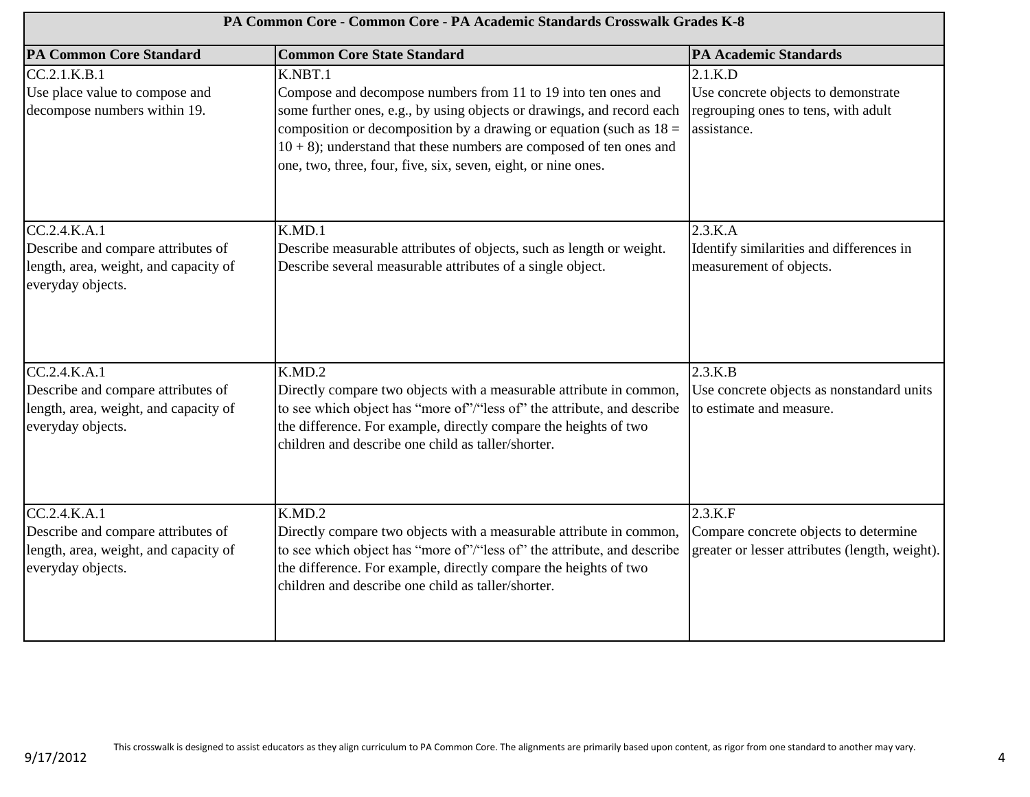| PA Common Core - Common Core - PA Academic Standards Crosswalk Grades K-8 | | |
|---|---|---|
| **PA Common Core Standard** | **Common Core State Standard** | **PA Academic Standards** |
| CC.2.1.K.B.1<br>Use place value to compose and decompose numbers within 19. | K.NBT.1<br>Compose and decompose numbers from 11 to 19 into ten ones and some further ones, e.g., by using objects or drawings, and record each composition or decomposition by a drawing or equation (such as 18 = 10 + 8); understand that these numbers are composed of ten ones and one, two, three, four, five, six, seven, eight, or nine ones. | 2.1.K.D<br>Use concrete objects to demonstrate regrouping ones to tens, with adult assistance. |
| CC.2.4.K.A.1<br>Describe and compare attributes of length, area, weight, and capacity of everyday objects. | K.MD.1<br>Describe measurable attributes of objects, such as length or weight. Describe several measurable attributes of a single object. | 2.3.K.A<br>Identify similarities and differences in measurement of objects. |
| CC.2.4.K.A.1<br>Describe and compare attributes of length, area, weight, and capacity of everyday objects. | K.MD.2<br>Directly compare two objects with a measurable attribute in common, to see which object has "more of"/"less of" the attribute, and describe the difference. For example, directly compare the heights of two children and describe one child as taller/shorter. | 2.3.K.B<br>Use concrete objects as nonstandard units to estimate and measure. |
| CC.2.4.K.A.1<br>Describe and compare attributes of length, area, weight, and capacity of everyday objects. | K.MD.2<br>Directly compare two objects with a measurable attribute in common, to see which object has "more of"/"less of" the attribute, and describe the difference. For example, directly compare the heights of two children and describe one child as taller/shorter. | 2.3.K.F<br>Compare concrete objects to determine greater or lesser attributes (length, weight). |

This crosswalk is designed to assist educators as they align curriculum to PA Common Core. The alignments are primarily based upon content, as rigor from one standard to another may vary.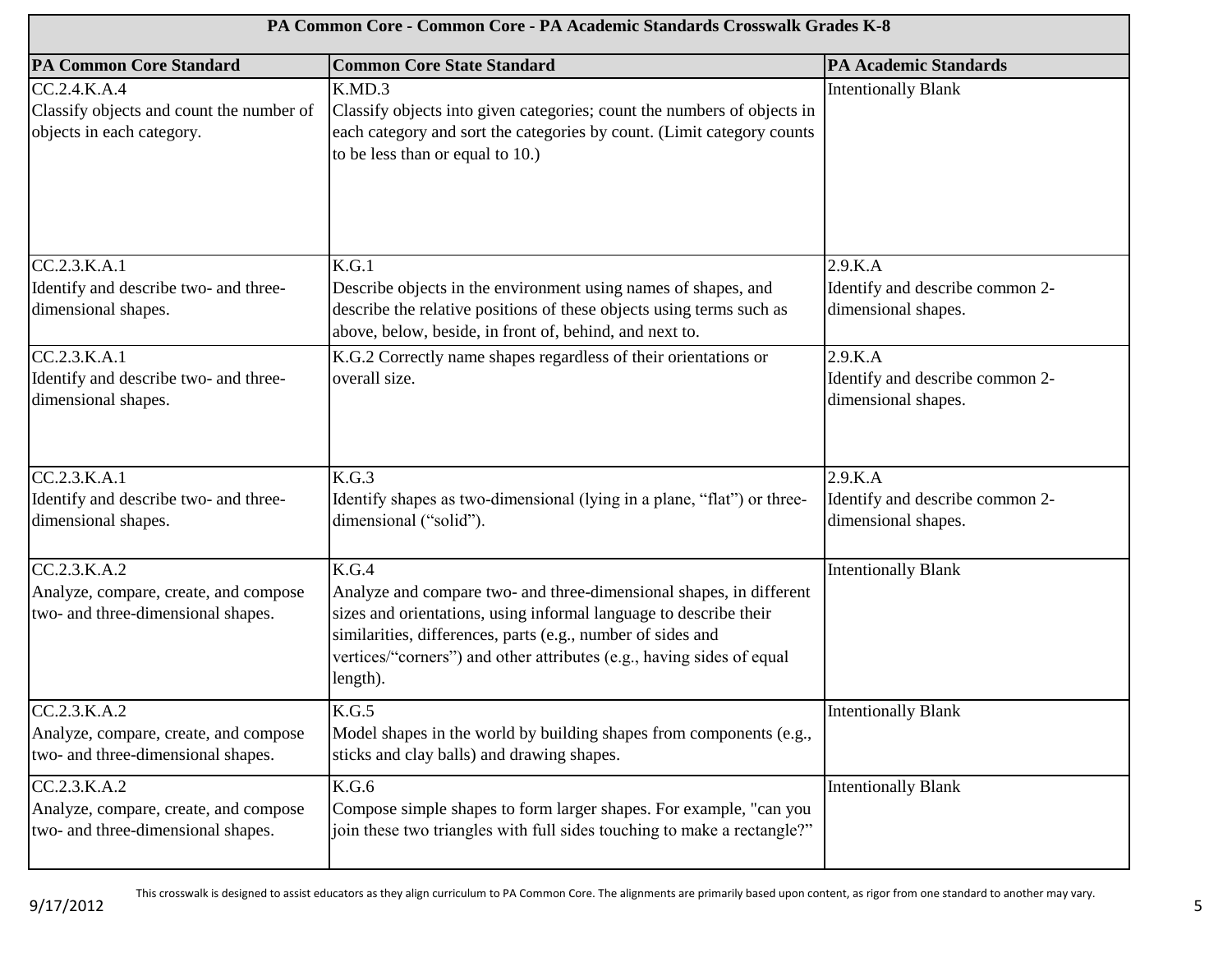| PA Common Core - Common Core - PA Academic Standards Crosswalk Grades K-8 | | |
|---|---|---|
| **PA Common Core Standard** | **Common Core State Standard** | **PA Academic Standards** |
| CC.2.4.K.A.4<br>Classify objects and count the number of objects in each category. | K.MD.3<br>Classify objects into given categories; count the numbers of objects in each category and sort the categories by count. (Limit category counts to be less than or equal to 10.) | Intentionally Blank |
| CC.2.3.K.A.1<br>Identify and describe two- and three-dimensional shapes. | K.G.1<br>Describe objects in the environment using names of shapes, and describe the relative positions of these objects using terms such as above, below, beside, in front of, behind, and next to. | 2.9.K.A<br>Identify and describe common 2-dimensional shapes. |
| CC.2.3.K.A.1<br>Identify and describe two- and three-dimensional shapes. | K.G.2 Correctly name shapes regardless of their orientations or overall size. | 2.9.K.A<br>Identify and describe common 2-dimensional shapes. |
| CC.2.3.K.A.1<br>Identify and describe two- and three-dimensional shapes. | K.G.3<br>Identify shapes as two-dimensional (lying in a plane, "flat") or three-dimensional ("solid"). | 2.9.K.A<br>Identify and describe common 2-dimensional shapes. |
| CC.2.3.K.A.2<br>Analyze, compare, create, and compose two- and three-dimensional shapes. | K.G.4<br>Analyze and compare two- and three-dimensional shapes, in different sizes and orientations, using informal language to describe their similarities, differences, parts (e.g., number of sides and vertices/"corners") and other attributes (e.g., having sides of equal length). | Intentionally Blank |
| CC.2.3.K.A.2<br>Analyze, compare, create, and compose two- and three-dimensional shapes. | K.G.5<br>Model shapes in the world by building shapes from components (e.g., sticks and clay balls) and drawing shapes. | Intentionally Blank |
| CC.2.3.K.A.2<br>Analyze, compare, create, and compose two- and three-dimensional shapes. | K.G.6<br>Compose simple shapes to form larger shapes. For example, "can you join these two triangles with full sides touching to make a rectangle?" | Intentionally Blank |

This crosswalk is designed to assist educators as they align curriculum to PA Common Core. The alignments are primarily based upon content, as rigor from one standard to another may vary.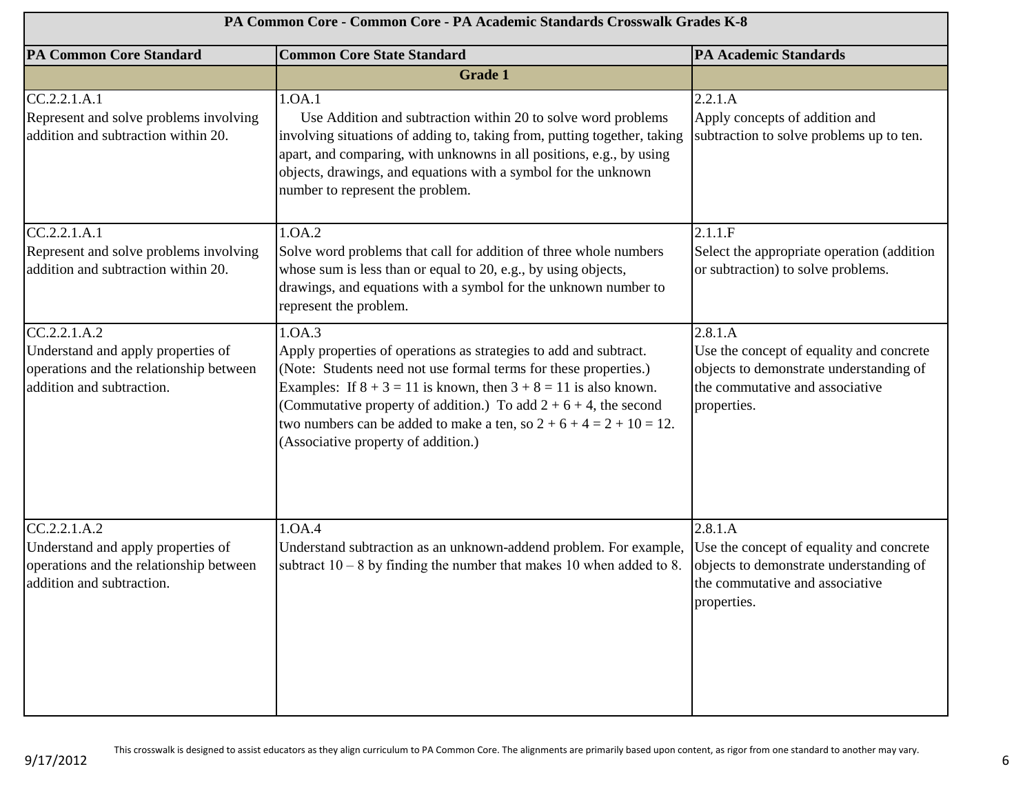| PA Common Core - Common Core - PA Academic Standards Crosswalk Grades K-8 | | |
|---|---|---|
| **PA Common Core Standard** | **Common Core State Standard** | **PA Academic Standards** |
| | **Grade 1** | |
| CC.2.2.1.A.1<br>Represent and solve problems involving addition and subtraction within 20. | 1.OA.1<br>Use Addition and subtraction within 20 to solve word problems involving situations of adding to, taking from, putting together, taking apart, and comparing, with unknowns in all positions, e.g., by using objects, drawings, and equations with a symbol for the unknown number to represent the problem. | 2.2.1.A<br>Apply concepts of addition and subtraction to solve problems up to ten. |
| CC.2.2.1.A.1<br>Represent and solve problems involving addition and subtraction within 20. | 1.OA.2<br>Solve word problems that call for addition of three whole numbers whose sum is less than or equal to 20, e.g., by using objects, drawings, and equations with a symbol for the unknown number to represent the problem. | 2.1.1.F<br>Select the appropriate operation (addition or subtraction) to solve problems. |
| CC.2.2.1.A.2<br>Understand and apply properties of operations and the relationship between addition and subtraction. | 1.OA.3<br>Apply properties of operations as strategies to add and subtract. (Note: Students need not use formal terms for these properties.) Examples: If $8 + 3 = 11$ is known, then $3 + 8 = 11$ is also known. (Commutative property of addition.) To add $2 + 6 + 4$, the second two numbers can be added to make a ten, so $2 + 6 + 4 = 2 + 10 = 12$. (Associative property of addition.) | 2.8.1.A<br>Use the concept of equality and concrete objects to demonstrate understanding of the commutative and associative properties. |
| CC.2.2.1.A.2<br>Understand and apply properties of operations and the relationship between addition and subtraction. | 1.OA.4<br>Understand subtraction as an unknown-addend problem. For example, subtract $10 – 8$ by finding the number that makes 10 when added to 8. | 2.8.1.A<br>Use the concept of equality and concrete objects to demonstrate understanding of the commutative and associative properties. |

This crosswalk is designed to assist educators as they align curriculum to PA Common Core. The alignments are primarily based upon content, as rigor from one standard to another may vary.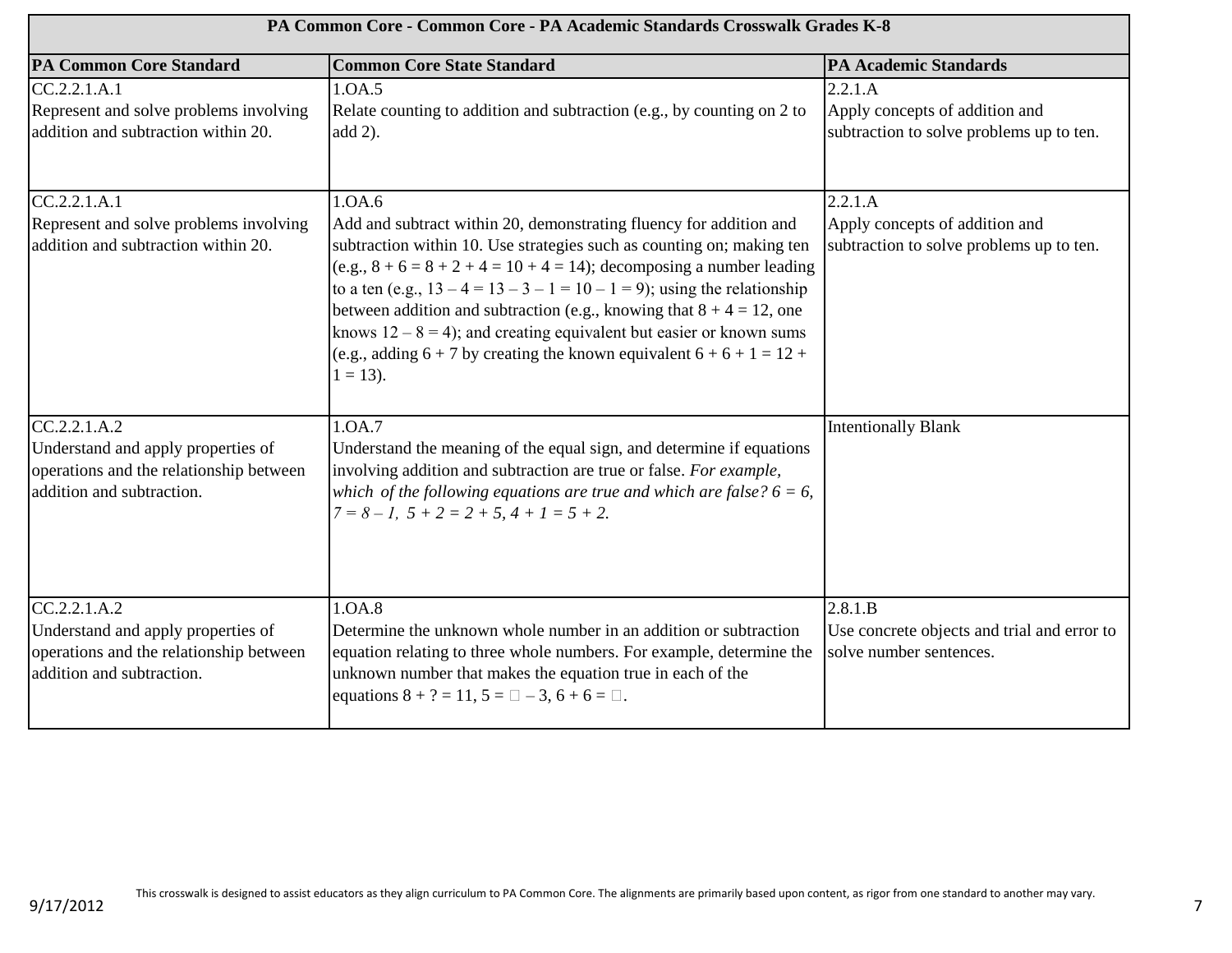| PA Common Core - Common Core - PA Academic Standards Crosswalk Grades K-8 | | |
|---|---|---|
| **PA Common Core Standard** | **Common Core State Standard** | **PA Academic Standards** |
| CC.2.2.1.A.1<br>Represent and solve problems involving addition and subtraction within 20. | 1.OA.5<br>Relate counting to addition and subtraction (e.g., by counting on 2 to add 2). | 2.2.1.A<br>Apply concepts of addition and subtraction to solve problems up to ten. |
| CC.2.2.1.A.1<br>Represent and solve problems involving addition and subtraction within 20. | 1.OA.6<br>Add and subtract within 20, demonstrating fluency for addition and subtraction within 10. Use strategies such as counting on; making ten (e.g., $8 + 6 = 8 + 2 + 4 = 10 + 4 = 14$); decomposing a number leading to a ten (e.g., $13 – 4 = 13 – 3 – 1 = 10 – 1 = 9$); using the relationship between addition and subtraction (e.g., knowing that $8 + 4 = 12$, one knows $12 – 8 = 4$); and creating equivalent but easier or known sums (e.g., adding $6 + 7$ by creating the known equivalent $6 + 6 + 1 = 12 + 1 = 13$). | 2.2.1.A<br>Apply concepts of addition and subtraction to solve problems up to ten. |
| CC.2.2.1.A.2<br>Understand and apply properties of operations and the relationship between addition and subtraction. | 1.OA.7<br>Understand the meaning of the equal sign, and determine if equations involving addition and subtraction are true or false. *For example, which of the following equations are true and which are false?* $6 = 6$, $7 = 8 – 1$, $5 + 2 = 2 + 5$, $4 + 1 = 5 + 2$. | Intentionally Blank |
| CC.2.2.1.A.2<br>Understand and apply properties of operations and the relationship between addition and subtraction. | 1.OA.8<br>Determine the unknown whole number in an addition or subtraction equation relating to three whole numbers. For example, determine the unknown number that makes the equation true in each of the equations $8 + ? = 11$, $5 = \square – 3$, $6 + 6 = \square$. | 2.8.1.B<br>Use concrete objects and trial and error to solve number sentences. |

This crosswalk is designed to assist educators as they align curriculum to PA Common Core. The alignments are primarily based upon content, as rigor from one standard to another may vary.

9/17/2012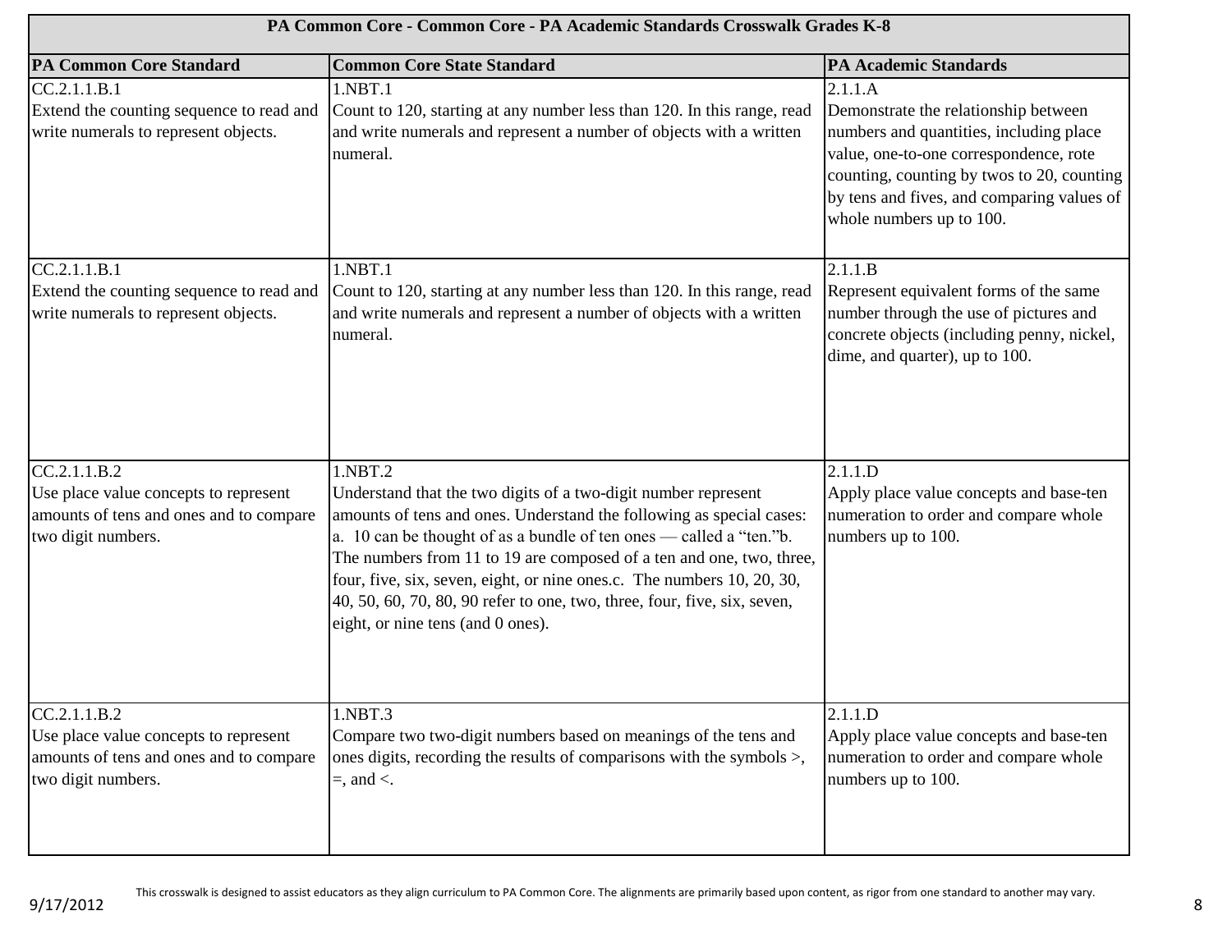| PA Common Core - Common Core - PA Academic Standards Crosswalk Grades K-8 | | |
|---|---|---|
| **PA Common Core Standard** | **Common Core State Standard** | **PA Academic Standards** |
| CC.2.1.1.B.1<br>Extend the counting sequence to read and write numerals to represent objects. | 1.NBT.1<br>Count to 120, starting at any number less than 120. In this range, read and write numerals and represent a number of objects with a written numeral. | 2.1.1.A<br>Demonstrate the relationship between numbers and quantities, including place value, one-to-one correspondence, rote counting, counting by twos to 20, counting by tens and fives, and comparing values of whole numbers up to 100. |
| CC.2.1.1.B.1<br>Extend the counting sequence to read and write numerals to represent objects. | 1.NBT.1<br>Count to 120, starting at any number less than 120. In this range, read and write numerals and represent a number of objects with a written numeral. | 2.1.1.B<br>Represent equivalent forms of the same number through the use of pictures and concrete objects (including penny, nickel, dime, and quarter), up to 100. |
| CC.2.1.1.B.2<br>Use place value concepts to represent amounts of tens and ones and to compare two digit numbers. | 1.NBT.2<br>Understand that the two digits of a two-digit number represent amounts of tens and ones. Understand the following as special cases: a. 10 can be thought of as a bundle of ten ones — called a "ten."b. The numbers from 11 to 19 are composed of a ten and one, two, three, four, five, six, seven, eight, or nine ones.c. The numbers 10, 20, 30, 40, 50, 60, 70, 80, 90 refer to one, two, three, four, five, six, seven, eight, or nine tens (and 0 ones). | 2.1.1.D<br>Apply place value concepts and base-ten numeration to order and compare whole numbers up to 100. |
| CC.2.1.1.B.2<br>Use place value concepts to represent amounts of tens and ones and to compare two digit numbers. | 1.NBT.3<br>Compare two two-digit numbers based on meanings of the tens and ones digits, recording the results of comparisons with the symbols >, =, and <. | 2.1.1.D<br>Apply place value concepts and base-ten numeration to order and compare whole numbers up to 100. |

This crosswalk is designed to assist educators as they align curriculum to PA Common Core. The alignments are primarily based upon content, as rigor from one standard to another may vary.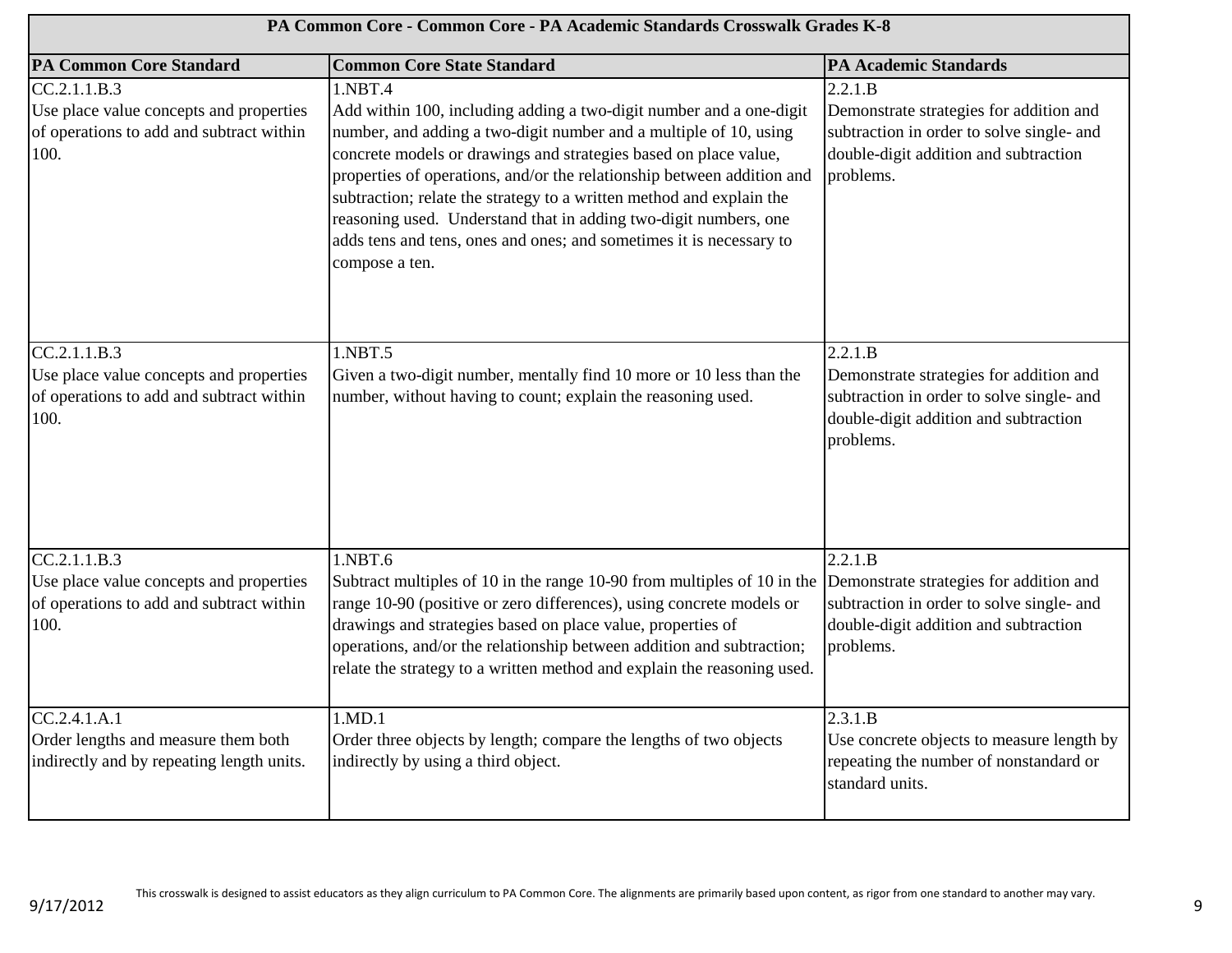| PA Common Core - Common Core - PA Academic Standards Crosswalk Grades K-8 | | |
|---|---|---|
| **PA Common Core Standard** | **Common Core State Standard** | **PA Academic Standards** |
| CC.2.1.1.B.3<br>Use place value concepts and properties of operations to add and subtract within 100. | 1.NBT.4<br>Add within 100, including adding a two-digit number and a one-digit number, and adding a two-digit number and a multiple of 10, using concrete models or drawings and strategies based on place value, properties of operations, and/or the relationship between addition and subtraction; relate the strategy to a written method and explain the reasoning used. Understand that in adding two-digit numbers, one adds tens and tens, ones and ones; and sometimes it is necessary to compose a ten. | 2.2.1.B<br>Demonstrate strategies for addition and subtraction in order to solve single- and double-digit addition and subtraction problems. |
| CC.2.1.1.B.3<br>Use place value concepts and properties of operations to add and subtract within 100. | 1.NBT.5<br>Given a two-digit number, mentally find 10 more or 10 less than the number, without having to count; explain the reasoning used. | 2.2.1.B<br>Demonstrate strategies for addition and subtraction in order to solve single- and double-digit addition and subtraction problems. |
| CC.2.1.1.B.3<br>Use place value concepts and properties of operations to add and subtract within 100. | 1.NBT.6<br>Subtract multiples of 10 in the range 10-90 from multiples of 10 in the range 10-90 (positive or zero differences), using concrete models or drawings and strategies based on place value, properties of operations, and/or the relationship between addition and subtraction; relate the strategy to a written method and explain the reasoning used. | 2.2.1.B<br>Demonstrate strategies for addition and subtraction in order to solve single- and double-digit addition and subtraction problems. |
| CC.2.4.1.A.1<br>Order lengths and measure them both indirectly and by repeating length units. | 1.MD.1<br>Order three objects by length; compare the lengths of two objects indirectly by using a third object. | 2.3.1.B<br>Use concrete objects to measure length by repeating the number of nonstandard or standard units. |

This crosswalk is designed to assist educators as they align curriculum to PA Common Core. The alignments are primarily based upon content, as rigor from one standard to another may vary.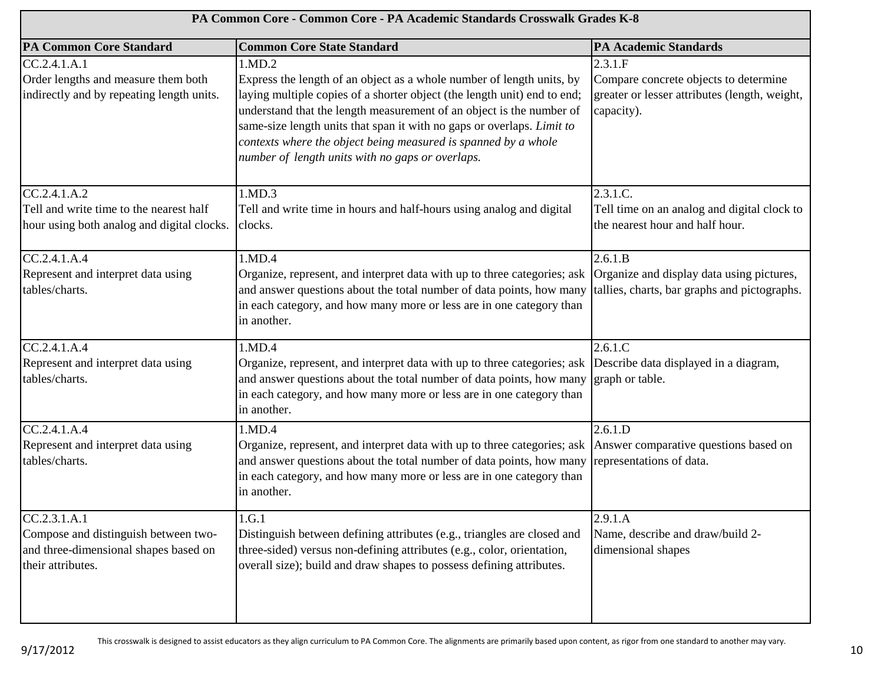| PA Common Core - Common Core - PA Academic Standards Crosswalk Grades K-8 | | |
|---|---|---|
| **PA Common Core Standard** | **Common Core State Standard** | **PA Academic Standards** |
| CC.2.4.1.A.1<br>Order lengths and measure them both indirectly and by repeating length units. | 1.MD.2<br>Express the length of an object as a whole number of length units, by laying multiple copies of a shorter object (the length unit) end to end; understand that the length measurement of an object is the number of same-size length units that span it with no gaps or overlaps. *Limit to contexts where the object being measured is spanned by a whole number of length units with no gaps or overlaps.* | 2.3.1.F<br>Compare concrete objects to determine greater or lesser attributes (length, weight, capacity). |
| CC.2.4.1.A.2<br>Tell and write time to the nearest half hour using both analog and digital clocks. | 1.MD.3<br>Tell and write time in hours and half-hours using analog and digital clocks. | 2.3.1.C.<br>Tell time on an analog and digital clock to the nearest hour and half hour. |
| CC.2.4.1.A.4<br>Represent and interpret data using tables/charts. | 1.MD.4<br>Organize, represent, and interpret data with up to three categories; ask and answer questions about the total number of data points, how many in each category, and how many more or less are in one category than in another. | 2.6.1.B<br>Organize and display data using pictures, tallies, charts, bar graphs and pictographs. |
| CC.2.4.1.A.4<br>Represent and interpret data using tables/charts. | 1.MD.4<br>Organize, represent, and interpret data with up to three categories; ask and answer questions about the total number of data points, how many in each category, and how many more or less are in one category than in another. | 2.6.1.C<br>Describe data displayed in a diagram, graph or table. |
| CC.2.4.1.A.4<br>Represent and interpret data using tables/charts. | 1.MD.4<br>Organize, represent, and interpret data with up to three categories; ask and answer questions about the total number of data points, how many in each category, and how many more or less are in one category than in another. | 2.6.1.D<br>Answer comparative questions based on representations of data. |
| CC.2.3.1.A.1<br>Compose and distinguish between two- and three-dimensional shapes based on their attributes. | 1.G.1<br>Distinguish between defining attributes (e.g., triangles are closed and three-sided) versus non-defining attributes (e.g., color, orientation, overall size); build and draw shapes to possess defining attributes. | 2.9.1.A<br>Name, describe and draw/build 2-dimensional shapes |

This crosswalk is designed to assist educators as they align curriculum to PA Common Core. The alignments are primarily based upon content, as rigor from one standard to another may vary.

9/17/2012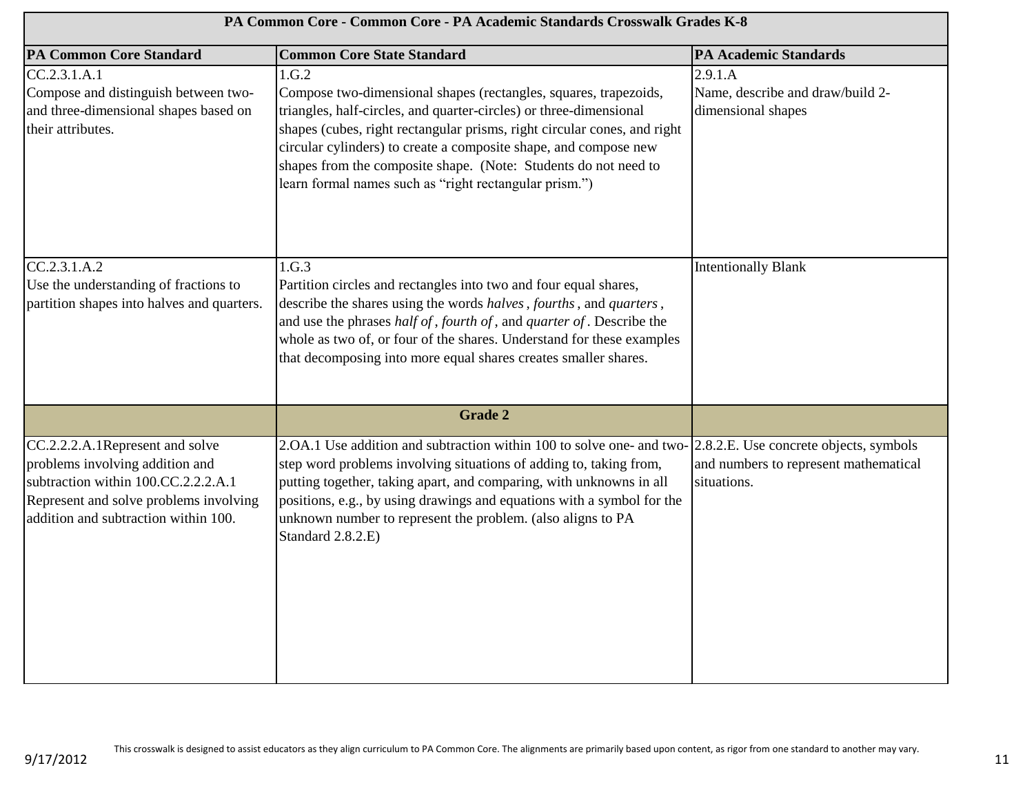| PA Common Core - Common Core - PA Academic Standards Crosswalk Grades K-8 | | |
|---|---|---|
| **PA Common Core Standard** | **Common Core State Standard** | **PA Academic Standards** |
| CC.2.3.1.A.1<br>Compose and distinguish between two- and three-dimensional shapes based on their attributes. | 1.G.2<br>Compose two-dimensional shapes (rectangles, squares, trapezoids, triangles, half-circles, and quarter-circles) or three-dimensional shapes (cubes, right rectangular prisms, right circular cones, and right circular cylinders) to create a composite shape, and compose new shapes from the composite shape. (Note: Students do not need to learn formal names such as "right rectangular prism.") | 2.9.1.A<br>Name, describe and draw/build 2-dimensional shapes |
| CC.2.3.1.A.2<br>Use the understanding of fractions to partition shapes into halves and quarters. | 1.G.3<br>Partition circles and rectangles into two and four equal shares, describe the shares using the words *halves*, *fourths*, and *quarters*, and use the phrases *half of*, *fourth of*, and *quarter of*. Describe the whole as two of, or four of the shares. Understand for these examples that decomposing into more equal shares creates smaller shares. | Intentionally Blank |
| | **Grade 2** | |
| CC.2.2.2.A.1Represent and solve problems involving addition and subtraction within 100.CC.2.2.2.A.1 Represent and solve problems involving addition and subtraction within 100. | 2.OA.1 Use addition and subtraction within 100 to solve one- and two-step word problems involving situations of adding to, taking from, putting together, taking apart, and comparing, with unknowns in all positions, e.g., by using drawings and equations with a symbol for the unknown number to represent the problem. (also aligns to PA Standard 2.8.2.E) | 2.8.2.E. Use concrete objects, symbols and numbers to represent mathematical situations. |

9/17/2012 This crosswalk is designed to assist educators as they align curriculum to PA Common Core. The alignments are primarily based upon content, as rigor from one standard to another may vary.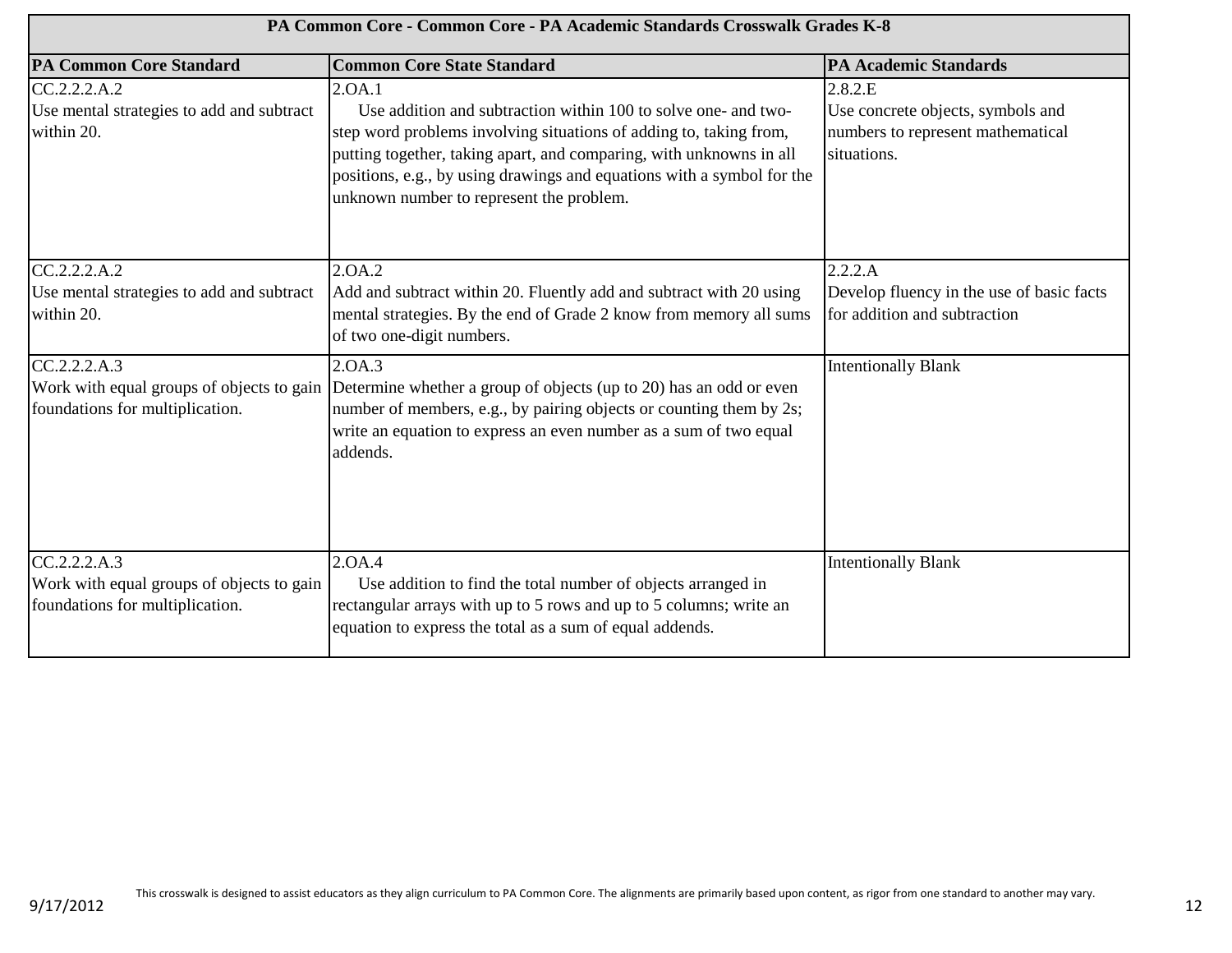| PA Common Core - Common Core - PA Academic Standards Crosswalk Grades K-8 | | |
|---|---|---|
| **PA Common Core Standard** | **Common Core State Standard** | **PA Academic Standards** |
| CC.2.2.2.A.2<br>Use mental strategies to add and subtract within 20. | 2.OA.1<br>Use addition and subtraction within 100 to solve one- and two-step word problems involving situations of adding to, taking from, putting together, taking apart, and comparing, with unknowns in all positions, e.g., by using drawings and equations with a symbol for the unknown number to represent the problem. | 2.8.2.E<br>Use concrete objects, symbols and numbers to represent mathematical situations. |
| CC.2.2.2.A.2<br>Use mental strategies to add and subtract within 20. | 2.OA.2<br>Add and subtract within 20. Fluently add and subtract with 20 using mental strategies. By the end of Grade 2 know from memory all sums of two one-digit numbers. | 2.2.2.A<br>Develop fluency in the use of basic facts for addition and subtraction |
| CC.2.2.2.A.3<br>Work with equal groups of objects to gain foundations for multiplication. | 2.OA.3<br>Determine whether a group of objects (up to 20) has an odd or even number of members, e.g., by pairing objects or counting them by 2s; write an equation to express an even number as a sum of two equal addends. | Intentionally Blank |
| CC.2.2.2.A.3<br>Work with equal groups of objects to gain foundations for multiplication. | 2.OA.4<br>Use addition to find the total number of objects arranged in rectangular arrays with up to 5 rows and up to 5 columns; write an equation to express the total as a sum of equal addends. | Intentionally Blank |

This crosswalk is designed to assist educators as they align curriculum to PA Common Core. The alignments are primarily based upon content, as rigor from one standard to another may vary.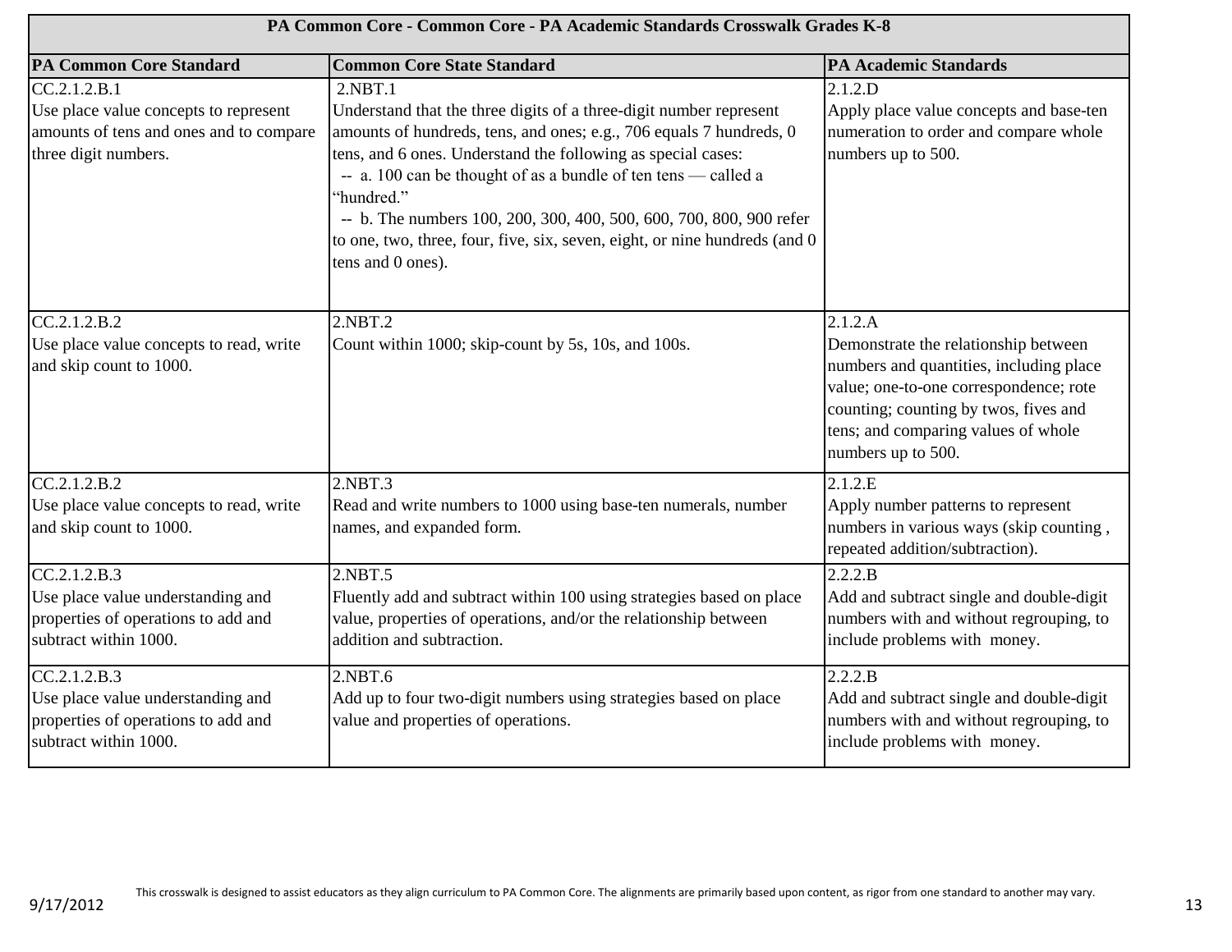| PA Common Core - Common Core - PA Academic Standards Crosswalk Grades K-8 | | |
|---|---|---|
| **PA Common Core Standard** | **Common Core State Standard** | **PA Academic Standards** |
| CC.2.1.2.B.1<br>Use place value concepts to represent amounts of tens and ones and to compare three digit numbers. | 2.NBT.1<br>Understand that the three digits of a three-digit number represent amounts of hundreds, tens, and ones; e.g., 706 equals 7 hundreds, 0 tens, and 6 ones. Understand the following as special cases:<br>-- a. 100 can be thought of as a bundle of ten tens — called a "hundred."<br>-- b. The numbers 100, 200, 300, 400, 500, 600, 700, 800, 900 refer to one, two, three, four, five, six, seven, eight, or nine hundreds (and 0 tens and 0 ones). | 2.1.2.D<br>Apply place value concepts and base-ten numeration to order and compare whole numbers up to 500. |
| CC.2.1.2.B.2<br>Use place value concepts to read, write and skip count to 1000. | 2.NBT.2<br>Count within 1000; skip-count by 5s, 10s, and 100s. | 2.1.2.A<br>Demonstrate the relationship between numbers and quantities, including place value; one-to-one correspondence; rote counting; counting by twos, fives and tens; and comparing values of whole numbers up to 500. |
| CC.2.1.2.B.2<br>Use place value concepts to read, write and skip count to 1000. | 2.NBT.3<br>Read and write numbers to 1000 using base-ten numerals, number names, and expanded form. | 2.1.2.E<br>Apply number patterns to represent numbers in various ways (skip counting , repeated addition/subtraction). |
| CC.2.1.2.B.3<br>Use place value understanding and properties of operations to add and subtract within 1000. | 2.NBT.5<br>Fluently add and subtract within 100 using strategies based on place value, properties of operations, and/or the relationship between addition and subtraction. | 2.2.2.B<br>Add and subtract single and double-digit numbers with and without regrouping, to include problems with money. |
| CC.2.1.2.B.3<br>Use place value understanding and properties of operations to add and subtract within 1000. | 2.NBT.6<br>Add up to four two-digit numbers using strategies based on place value and properties of operations. | 2.2.2.B<br>Add and subtract single and double-digit numbers with and without regrouping, to include problems with money. |

This crosswalk is designed to assist educators as they align curriculum to PA Common Core. The alignments are primarily based upon content, as rigor from one standard to another may vary.

9/17/2012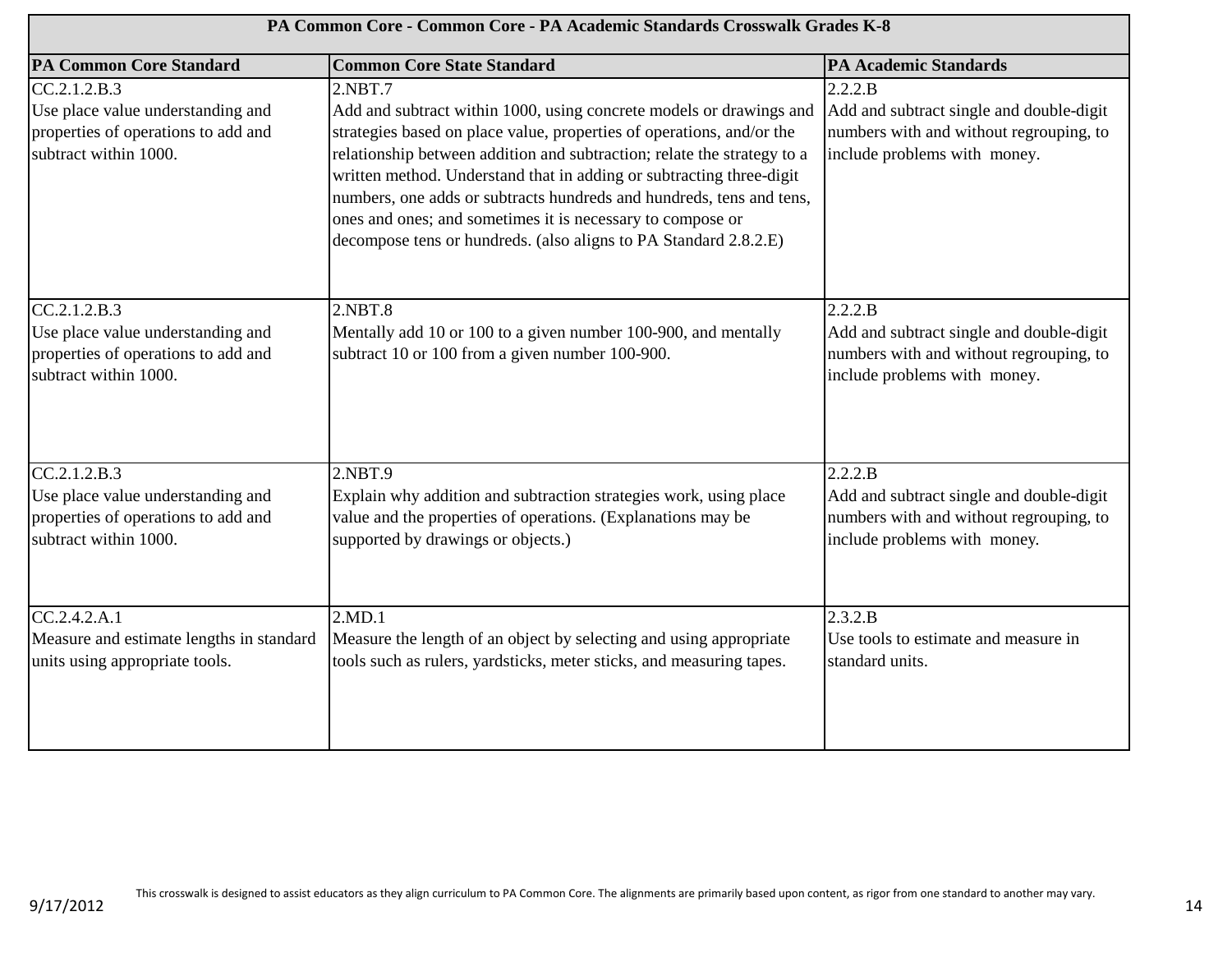| PA Common Core - Common Core - PA Academic Standards Crosswalk Grades K-8 | | |
|---|---|---|
| **PA Common Core Standard** | **Common Core State Standard** | **PA Academic Standards** |
| CC.2.1.2.B.3<br>Use place value understanding and properties of operations to add and subtract within 1000. | 2.NBT.7<br>Add and subtract within 1000, using concrete models or drawings and strategies based on place value, properties of operations, and/or the relationship between addition and subtraction; relate the strategy to a written method. Understand that in adding or subtracting three-digit numbers, one adds or subtracts hundreds and hundreds, tens and tens, ones and ones; and sometimes it is necessary to compose or decompose tens or hundreds. (also aligns to PA Standard 2.8.2.E) | 2.2.2.B<br>Add and subtract single and double-digit numbers with and without regrouping, to include problems with money. |
| CC.2.1.2.B.3<br>Use place value understanding and properties of operations to add and subtract within 1000. | 2.NBT.8<br>Mentally add 10 or 100 to a given number 100-900, and mentally subtract 10 or 100 from a given number 100-900. | 2.2.2.B<br>Add and subtract single and double-digit numbers with and without regrouping, to include problems with money. |
| CC.2.1.2.B.3<br>Use place value understanding and properties of operations to add and subtract within 1000. | 2.NBT.9<br>Explain why addition and subtraction strategies work, using place value and the properties of operations. (Explanations may be supported by drawings or objects.) | 2.2.2.B<br>Add and subtract single and double-digit numbers with and without regrouping, to include problems with money. |
| CC.2.4.2.A.1<br>Measure and estimate lengths in standard units using appropriate tools. | 2.MD.1<br>Measure the length of an object by selecting and using appropriate tools such as rulers, yardsticks, meter sticks, and measuring tapes. | 2.3.2.B<br>Use tools to estimate and measure in standard units. |

This crosswalk is designed to assist educators as they align curriculum to PA Common Core. The alignments are primarily based upon content, as rigor from one standard to another may vary.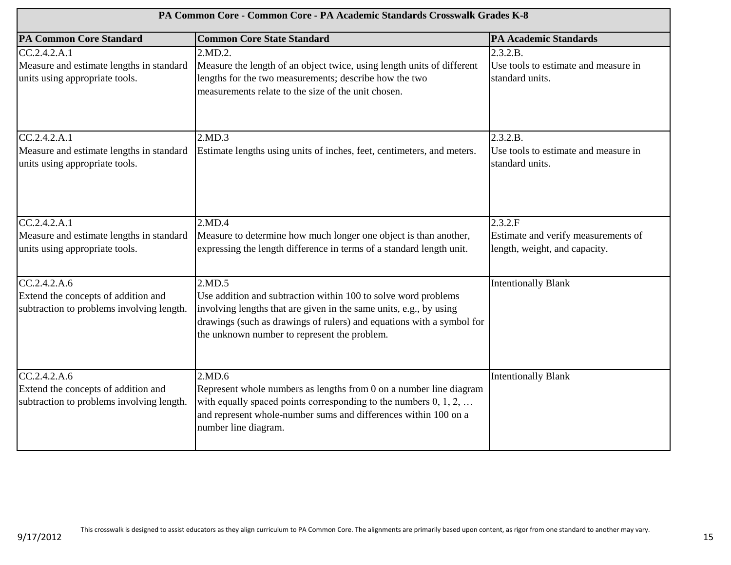| PA Common Core - Common Core - PA Academic Standards Crosswalk Grades K-8 | | |
|---|---|---|
| **PA Common Core Standard** | **Common Core State Standard** | **PA Academic Standards** |
| CC.2.4.2.A.1<br>Measure and estimate lengths in standard units using appropriate tools. | 2.MD.2.<br>Measure the length of an object twice, using length units of different lengths for the two measurements; describe how the two measurements relate to the size of the unit chosen. | 2.3.2.B.<br>Use tools to estimate and measure in standard units. |
| CC.2.4.2.A.1<br>Measure and estimate lengths in standard units using appropriate tools. | 2.MD.3<br>Estimate lengths using units of inches, feet, centimeters, and meters. | 2.3.2.B.<br>Use tools to estimate and measure in standard units. |
| CC.2.4.2.A.1<br>Measure and estimate lengths in standard units using appropriate tools. | 2.MD.4<br>Measure to determine how much longer one object is than another, expressing the length difference in terms of a standard length unit. | 2.3.2.F<br>Estimate and verify measurements of length, weight, and capacity. |
| CC.2.4.2.A.6<br>Extend the concepts of addition and subtraction to problems involving length. | 2.MD.5<br>Use addition and subtraction within 100 to solve word problems involving lengths that are given in the same units, e.g., by using drawings (such as drawings of rulers) and equations with a symbol for the unknown number to represent the problem. | Intentionally Blank |
| CC.2.4.2.A.6<br>Extend the concepts of addition and subtraction to problems involving length. | 2.MD.6<br>Represent whole numbers as lengths from 0 on a number line diagram with equally spaced points corresponding to the numbers 0, 1, 2, … and represent whole-number sums and differences within 100 on a number line diagram. | Intentionally Blank |

This crosswalk is designed to assist educators as they align curriculum to PA Common Core. The alignments are primarily based upon content, as rigor from one standard to another may vary.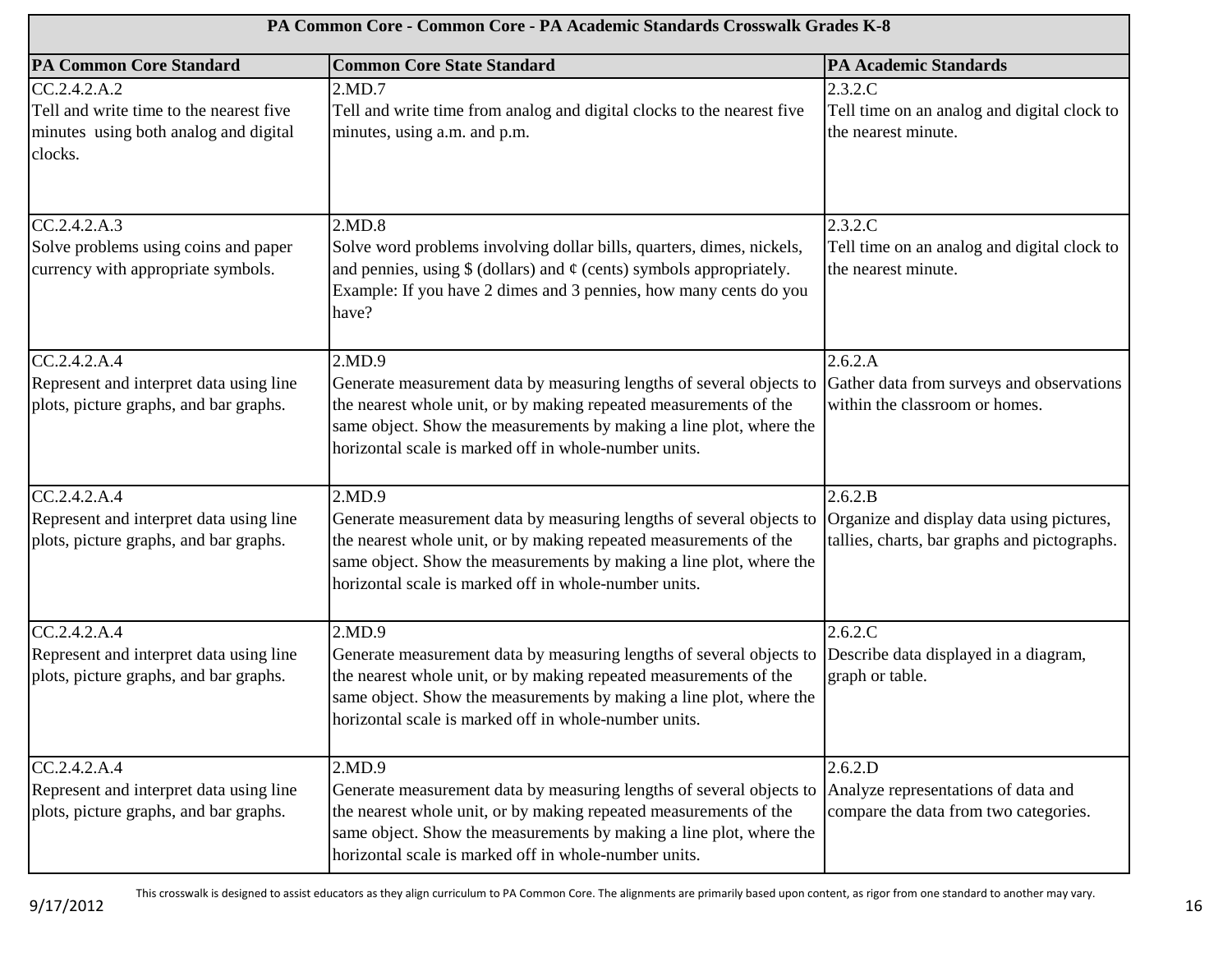| PA Common Core - Common Core - PA Academic Standards Crosswalk Grades K-8 | | |
|---|---|---|
| **PA Common Core Standard** | **Common Core State Standard** | **PA Academic Standards** |
| CC.2.4.2.A.2<br>Tell and write time to the nearest five minutes using both analog and digital clocks. | 2.MD.7<br>Tell and write time from analog and digital clocks to the nearest five minutes, using a.m. and p.m. | 2.3.2.C<br>Tell time on an analog and digital clock to the nearest minute. |
| CC.2.4.2.A.3<br>Solve problems using coins and paper currency with appropriate symbols. | 2.MD.8<br>Solve word problems involving dollar bills, quarters, dimes, nickels, and pennies, using $ (dollars) and ¢ (cents) symbols appropriately. Example: If you have 2 dimes and 3 pennies, how many cents do you have? | 2.3.2.C<br>Tell time on an analog and digital clock to the nearest minute. |
| CC.2.4.2.A.4<br>Represent and interpret data using line plots, picture graphs, and bar graphs. | 2.MD.9<br>Generate measurement data by measuring lengths of several objects to the nearest whole unit, or by making repeated measurements of the same object. Show the measurements by making a line plot, where the horizontal scale is marked off in whole-number units. | 2.6.2.A<br>Gather data from surveys and observations within the classroom or homes. |
| CC.2.4.2.A.4<br>Represent and interpret data using line plots, picture graphs, and bar graphs. | 2.MD.9<br>Generate measurement data by measuring lengths of several objects to the nearest whole unit, or by making repeated measurements of the same object. Show the measurements by making a line plot, where the horizontal scale is marked off in whole-number units. | 2.6.2.B<br>Organize and display data using pictures, tallies, charts, bar graphs and pictographs. |
| CC.2.4.2.A.4<br>Represent and interpret data using line plots, picture graphs, and bar graphs. | 2.MD.9<br>Generate measurement data by measuring lengths of several objects to the nearest whole unit, or by making repeated measurements of the same object. Show the measurements by making a line plot, where the horizontal scale is marked off in whole-number units. | 2.6.2.C<br>Describe data displayed in a diagram, graph or table. |
| CC.2.4.2.A.4<br>Represent and interpret data using line plots, picture graphs, and bar graphs. | 2.MD.9<br>Generate measurement data by measuring lengths of several objects to the nearest whole unit, or by making repeated measurements of the same object. Show the measurements by making a line plot, where the horizontal scale is marked off in whole-number units. | 2.6.2.D<br>Analyze representations of data and compare the data from two categories. |

This crosswalk is designed to assist educators as they align curriculum to PA Common Core. The alignments are primarily based upon content, as rigor from one standard to another may vary.

9/17/2012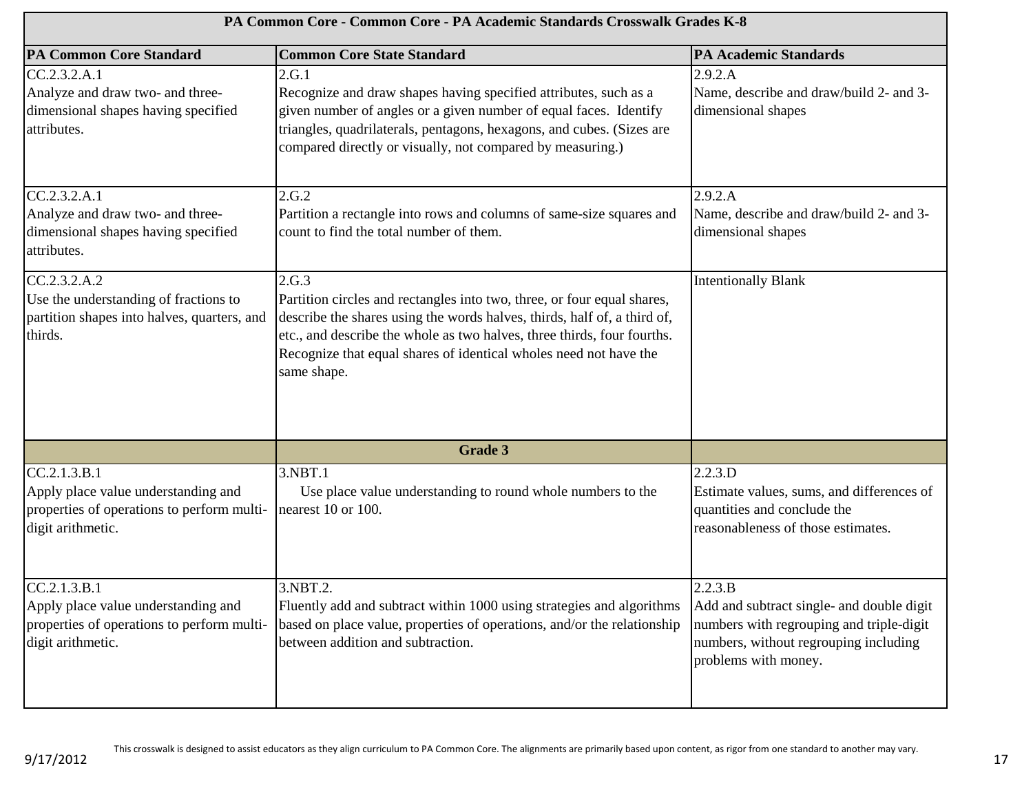| PA Common Core - Common Core - PA Academic Standards Crosswalk Grades K-8 | | |
|---|---|---|
| **PA Common Core Standard** | **Common Core State Standard** | **PA Academic Standards** |
| CC.2.3.2.A.1<br>Analyze and draw two- and three-dimensional shapes having specified attributes. | 2.G.1<br>Recognize and draw shapes having specified attributes, such as a given number of angles or a given number of equal faces. Identify triangles, quadrilaterals, pentagons, hexagons, and cubes. (Sizes are compared directly or visually, not compared by measuring.) | 2.9.2.A<br>Name, describe and draw/build 2- and 3-dimensional shapes |
| CC.2.3.2.A.1<br>Analyze and draw two- and three-dimensional shapes having specified attributes. | 2.G.2<br>Partition a rectangle into rows and columns of same-size squares and count to find the total number of them. | 2.9.2.A<br>Name, describe and draw/build 2- and 3-dimensional shapes |
| CC.2.3.2.A.2<br>Use the understanding of fractions to partition shapes into halves, quarters, and thirds. | 2.G.3<br>Partition circles and rectangles into two, three, or four equal shares, describe the shares using the words halves, thirds, half of, a third of, etc., and describe the whole as two halves, three thirds, four fourths. Recognize that equal shares of identical wholes need not have the same shape. | Intentionally Blank |
| | **Grade 3** | |
| CC.2.1.3.B.1<br>Apply place value understanding and properties of operations to perform multi-digit arithmetic. | 3.NBT.1<br>Use place value understanding to round whole numbers to the nearest 10 or 100. | 2.2.3.D<br>Estimate values, sums, and differences of quantities and conclude the reasonableness of those estimates. |
| CC.2.1.3.B.1<br>Apply place value understanding and properties of operations to perform multi-digit arithmetic. | 3.NBT.2.<br>Fluently add and subtract within 1000 using strategies and algorithms based on place value, properties of operations, and/or the relationship between addition and subtraction. | 2.2.3.B<br>Add and subtract single- and double digit numbers with regrouping and triple-digit numbers, without regrouping including problems with money. |

This crosswalk is designed to assist educators as they align curriculum to PA Common Core. The alignments are primarily based upon content, as rigor from one standard to another may vary.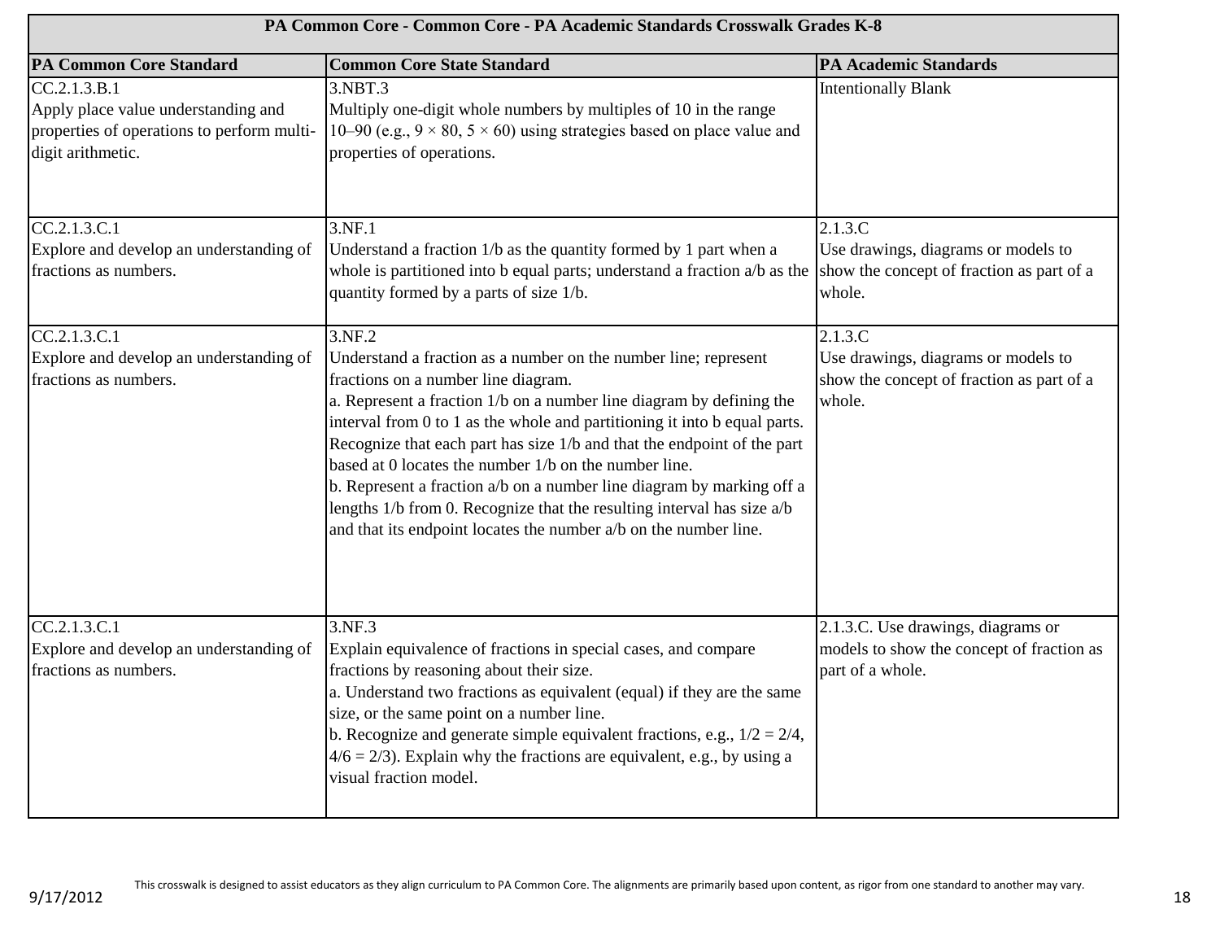| PA Common Core - Common Core - PA Academic Standards Crosswalk Grades K-8 | | |
|---|---|---|
| **PA Common Core Standard** | **Common Core State Standard** | **PA Academic Standards** |
| CC.2.1.3.B.1<br>Apply place value understanding and properties of operations to perform multi-digit arithmetic. | 3.NBT.3<br>Multiply one-digit whole numbers by multiples of 10 in the range 10–90 (e.g., 9 × 80, 5 × 60) using strategies based on place value and properties of operations. | Intentionally Blank |
| CC.2.1.3.C.1<br>Explore and develop an understanding of fractions as numbers. | 3.NF.1<br>Understand a fraction 1/b as the quantity formed by 1 part when a whole is partitioned into b equal parts; understand a fraction a/b as the quantity formed by a parts of size 1/b. | 2.1.3.C<br>Use drawings, diagrams or models to show the concept of fraction as part of a whole. |
| CC.2.1.3.C.1<br>Explore and develop an understanding of fractions as numbers. | 3.NF.2<br>Understand a fraction as a number on the number line; represent fractions on a number line diagram.<br>a. Represent a fraction 1/b on a number line diagram by defining the interval from 0 to 1 as the whole and partitioning it into b equal parts. Recognize that each part has size 1/b and that the endpoint of the part based at 0 locates the number 1/b on the number line.<br>b. Represent a fraction a/b on a number line diagram by marking off a lengths 1/b from 0. Recognize that the resulting interval has size a/b and that its endpoint locates the number a/b on the number line. | 2.1.3.C<br>Use drawings, diagrams or models to show the concept of fraction as part of a whole. |
| CC.2.1.3.C.1<br>Explore and develop an understanding of fractions as numbers. | 3.NF.3<br>Explain equivalence of fractions in special cases, and compare fractions by reasoning about their size.<br>a. Understand two fractions as equivalent (equal) if they are the same size, or the same point on a number line.<br>b. Recognize and generate simple equivalent fractions, e.g., 1/2 = 2/4, 4/6 = 2/3). Explain why the fractions are equivalent, e.g., by using a visual fraction model. | 2.1.3.C. Use drawings, diagrams or models to show the concept of fraction as part of a whole. |

This crosswalk is designed to assist educators as they align curriculum to PA Common Core. The alignments are primarily based upon content, as rigor from one standard to another may vary.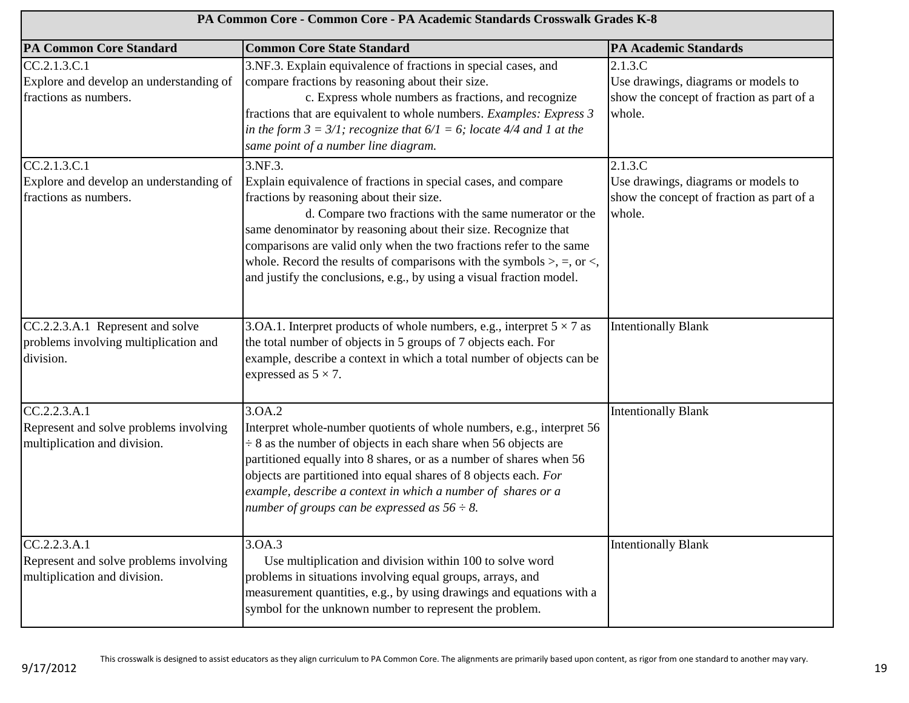| PA Common Core - Common Core - PA Academic Standards Crosswalk Grades K-8 | | |
|---|---|---|
| **PA Common Core Standard** | **Common Core State Standard** | **PA Academic Standards** |
| CC.2.1.3.C.1 Explore and develop an understanding of fractions as numbers. | 3.NF.3. Explain equivalence of fractions in special cases, and compare fractions by reasoning about their size. c. Express whole numbers as fractions, and recognize fractions that are equivalent to whole numbers. *Examples: Express 3 in the form 3 = 3/1; recognize that 6/1 = 6; locate 4/4 and 1 at the same point of a number line diagram.* | 2.1.3.C Use drawings, diagrams or models to show the concept of fraction as part of a whole. |
| CC.2.1.3.C.1 Explore and develop an understanding of fractions as numbers. | 3.NF.3. Explain equivalence of fractions in special cases, and compare fractions by reasoning about their size. d. Compare two fractions with the same numerator or the same denominator by reasoning about their size. Recognize that comparisons are valid only when the two fractions refer to the same whole. Record the results of comparisons with the symbols >, =, or <, and justify the conclusions, e.g., by using a visual fraction model. | 2.1.3.C Use drawings, diagrams or models to show the concept of fraction as part of a whole. |
| CC.2.2.3.A.1 Represent and solve problems involving multiplication and division. | 3.OA.1. Interpret products of whole numbers, e.g., interpret 5 × 7 as the total number of objects in 5 groups of 7 objects each. For example, describe a context in which a total number of objects can be expressed as 5 × 7. | Intentionally Blank |
| CC.2.2.3.A.1 Represent and solve problems involving multiplication and division. | 3.OA.2 Interpret whole-number quotients of whole numbers, e.g., interpret 56 ÷ 8 as the number of objects in each share when 56 objects are partitioned equally into 8 shares, or as a number of shares when 56 objects are partitioned into equal shares of 8 objects each. *For example, describe a context in which a number of shares or a number of groups can be expressed as 56 ÷ 8.* | Intentionally Blank |
| CC.2.2.3.A.1 Represent and solve problems involving multiplication and division. | 3.OA.3 Use multiplication and division within 100 to solve word problems in situations involving equal groups, arrays, and measurement quantities, e.g., by using drawings and equations with a symbol for the unknown number to represent the problem. | Intentionally Blank |

This crosswalk is designed to assist educators as they align curriculum to PA Common Core. The alignments are primarily based upon content, as rigor from one standard to another may vary.

9/17/2012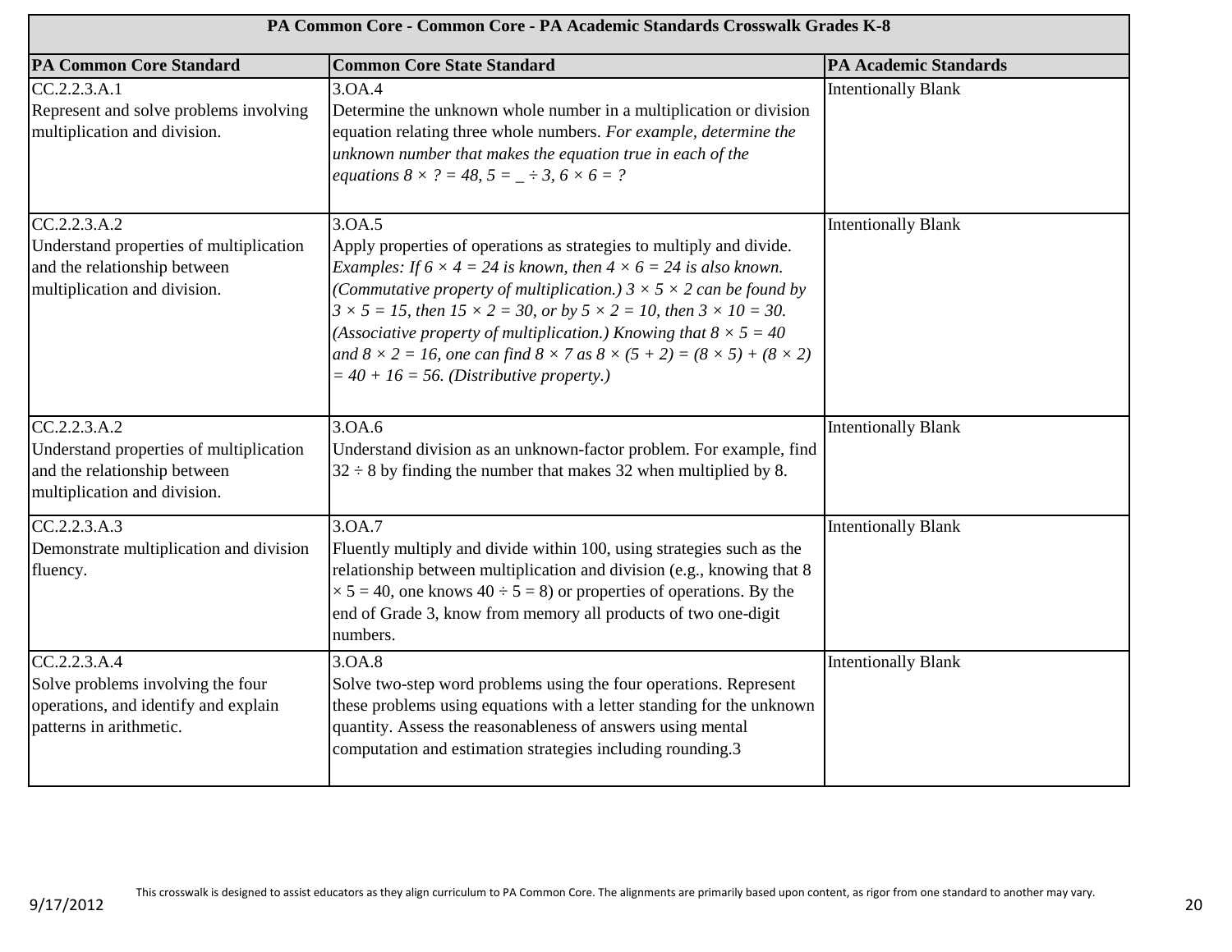| PA Common Core - Common Core - PA Academic Standards Crosswalk Grades K-8 | | |
|---|---|---|
| **PA Common Core Standard** | **Common Core State Standard** | **PA Academic Standards** |
| CC.2.2.3.A.1<br>Represent and solve problems involving multiplication and division. | 3.OA.4<br>Determine the unknown whole number in a multiplication or division equation relating three whole numbers. *For example, determine the unknown number that makes the equation true in each of the equations* $8 \times ? = 48$, $5 = \_ \div 3$, $6 \times 6 = ?$ | Intentionally Blank |
| CC.2.2.3.A.2<br>Understand properties of multiplication and the relationship between multiplication and division. | 3.OA.5<br>Apply properties of operations as strategies to multiply and divide. *Examples: If* $6 \times 4 = 24$ *is known, then* $4 \times 6 = 24$ *is also known. (Commutative property of multiplication.)* $3 \times 5 \times 2$ *can be found by* $3 \times 5 = 15$, *then* $15 \times 2 = 30$, *or by* $5 \times 2 = 10$, *then* $3 \times 10 = 30$. *(Associative property of multiplication.) Knowing that* $8 \times 5 = 40$ *and* $8 \times 2 = 16$, *one can find* $8 \times 7$ *as* $8 \times (5 + 2) = (8 \times 5) + (8 \times 2) = 40 + 16 = 56$. *(Distributive property.)* | Intentionally Blank |
| CC.2.2.3.A.2<br>Understand properties of multiplication and the relationship between multiplication and division. | 3.OA.6<br>Understand division as an unknown-factor problem. For example, find $32 \div 8$ by finding the number that makes 32 when multiplied by 8. | Intentionally Blank |
| CC.2.2.3.A.3<br>Demonstrate multiplication and division fluency. | 3.OA.7<br>Fluently multiply and divide within 100, using strategies such as the relationship between multiplication and division (e.g., knowing that $8 \times 5 = 40$, one knows $40 \div 5 = 8$) or properties of operations. By the end of Grade 3, know from memory all products of two one-digit numbers. | Intentionally Blank |
| CC.2.2.3.A.4<br>Solve problems involving the four operations, and identify and explain patterns in arithmetic. | 3.OA.8<br>Solve two-step word problems using the four operations. Represent these problems using equations with a letter standing for the unknown quantity. Assess the reasonableness of answers using mental computation and estimation strategies including rounding.3 | Intentionally Blank |

This crosswalk is designed to assist educators as they align curriculum to PA Common Core. The alignments are primarily based upon content, as rigor from one standard to another may vary.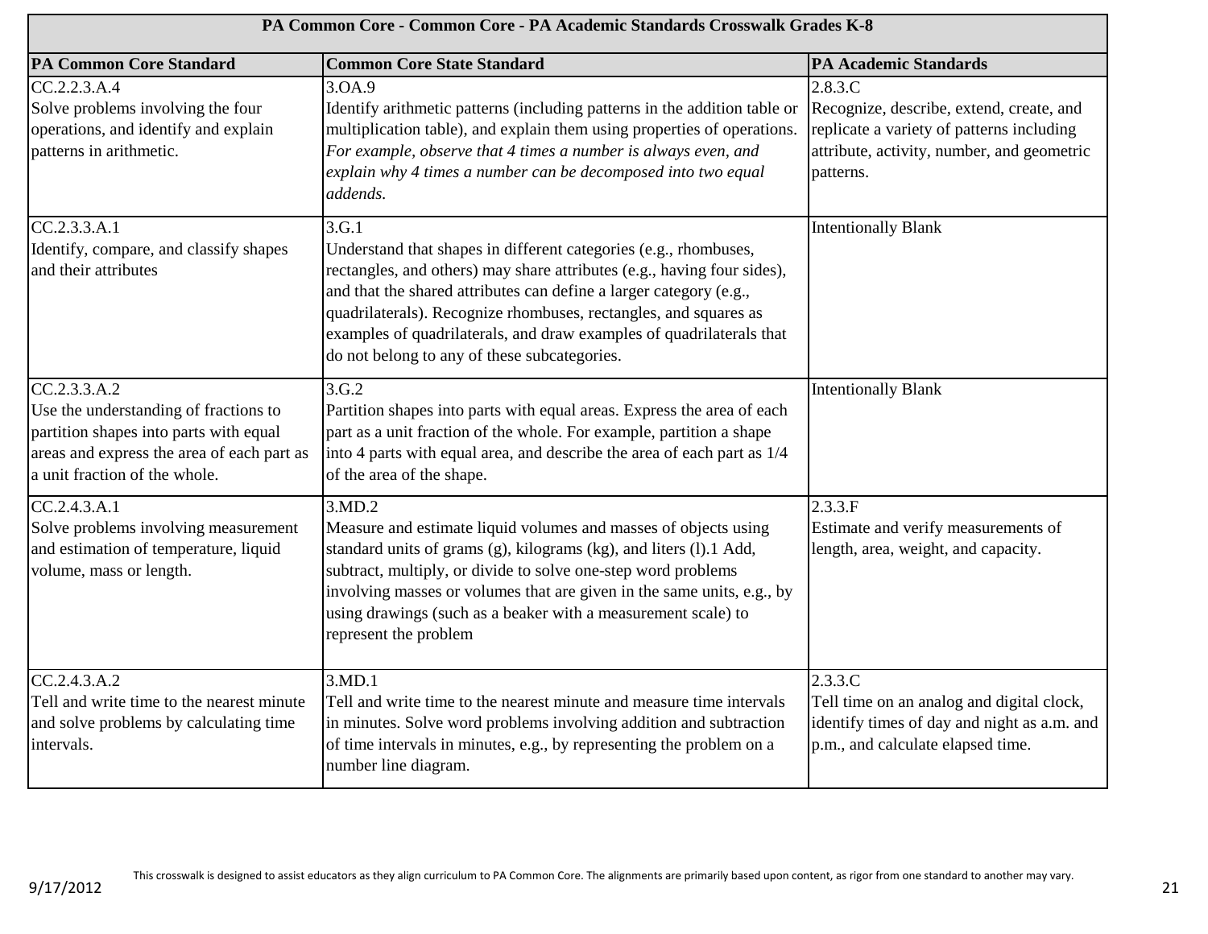| PA Common Core - Common Core - PA Academic Standards Crosswalk Grades K-8 | | |
|---|---|---|
| **PA Common Core Standard** | **Common Core State Standard** | **PA Academic Standards** |
| CC.2.2.3.A.4<br>Solve problems involving the four operations, and identify and explain patterns in arithmetic. | 3.OA.9<br>Identify arithmetic patterns (including patterns in the addition table or multiplication table), and explain them using properties of operations. *For example, observe that 4 times a number is always even, and explain why 4 times a number can be decomposed into two equal addends.* | 2.8.3.C<br>Recognize, describe, extend, create, and replicate a variety of patterns including attribute, activity, number, and geometric patterns. |
| CC.2.3.3.A.1<br>Identify, compare, and classify shapes and their attributes | 3.G.1<br>Understand that shapes in different categories (e.g., rhombuses, rectangles, and others) may share attributes (e.g., having four sides), and that the shared attributes can define a larger category (e.g., quadrilaterals). Recognize rhombuses, rectangles, and squares as examples of quadrilaterals, and draw examples of quadrilaterals that do not belong to any of these subcategories. | Intentionally Blank |
| CC.2.3.3.A.2<br>Use the understanding of fractions to partition shapes into parts with equal areas and express the area of each part as a unit fraction of the whole. | 3.G.2<br>Partition shapes into parts with equal areas. Express the area of each part as a unit fraction of the whole. For example, partition a shape into 4 parts with equal area, and describe the area of each part as 1/4 of the area of the shape. | Intentionally Blank |
| CC.2.4.3.A.1<br>Solve problems involving measurement and estimation of temperature, liquid volume, mass or length. | 3.MD.2<br>Measure and estimate liquid volumes and masses of objects using standard units of grams (g), kilograms (kg), and liters (l).1 Add, subtract, multiply, or divide to solve one-step word problems involving masses or volumes that are given in the same units, e.g., by using drawings (such as a beaker with a measurement scale) to represent the problem | 2.3.3.F<br>Estimate and verify measurements of length, area, weight, and capacity. |
| CC.2.4.3.A.2<br>Tell and write time to the nearest minute and solve problems by calculating time intervals. | 3.MD.1<br>Tell and write time to the nearest minute and measure time intervals in minutes. Solve word problems involving addition and subtraction of time intervals in minutes, e.g., by representing the problem on a number line diagram. | 2.3.3.C<br>Tell time on an analog and digital clock, identify times of day and night as a.m. and p.m., and calculate elapsed time. |

This crosswalk is designed to assist educators as they align curriculum to PA Common Core. The alignments are primarily based upon content, as rigor from one standard to another may vary.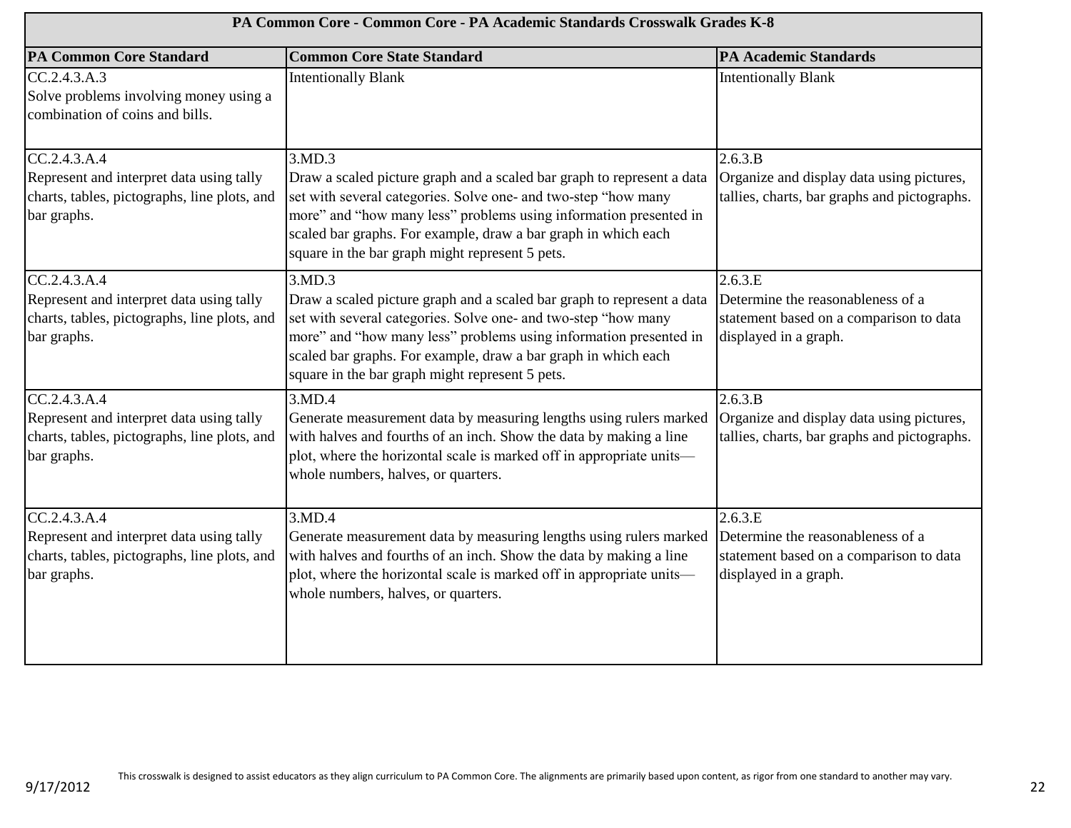| PA Common Core - Common Core - PA Academic Standards Crosswalk Grades K-8 | | |
|---|---|---|
| **PA Common Core Standard** | **Common Core State Standard** | **PA Academic Standards** |
| CC.2.4.3.A.3<br>Solve problems involving money using a combination of coins and bills. | Intentionally Blank | Intentionally Blank |
| CC.2.4.3.A.4<br>Represent and interpret data using tally charts, tables, pictographs, line plots, and bar graphs. | 3.MD.3<br>Draw a scaled picture graph and a scaled bar graph to represent a data set with several categories. Solve one- and two-step "how many more" and "how many less" problems using information presented in scaled bar graphs. For example, draw a bar graph in which each square in the bar graph might represent 5 pets. | 2.6.3.B<br>Organize and display data using pictures, tallies, charts, bar graphs and pictographs. |
| CC.2.4.3.A.4<br>Represent and interpret data using tally charts, tables, pictographs, line plots, and bar graphs. | 3.MD.3<br>Draw a scaled picture graph and a scaled bar graph to represent a data set with several categories. Solve one- and two-step "how many more" and "how many less" problems using information presented in scaled bar graphs. For example, draw a bar graph in which each square in the bar graph might represent 5 pets. | 2.6.3.E<br>Determine the reasonableness of a statement based on a comparison to data displayed in a graph. |
| CC.2.4.3.A.4<br>Represent and interpret data using tally charts, tables, pictographs, line plots, and bar graphs. | 3.MD.4<br>Generate measurement data by measuring lengths using rulers marked with halves and fourths of an inch. Show the data by making a line plot, where the horizontal scale is marked off in appropriate units—whole numbers, halves, or quarters. | 2.6.3.B<br>Organize and display data using pictures, tallies, charts, bar graphs and pictographs. |
| CC.2.4.3.A.4<br>Represent and interpret data using tally charts, tables, pictographs, line plots, and bar graphs. | 3.MD.4<br>Generate measurement data by measuring lengths using rulers marked with halves and fourths of an inch. Show the data by making a line plot, where the horizontal scale is marked off in appropriate units—whole numbers, halves, or quarters. | 2.6.3.E<br>Determine the reasonableness of a statement based on a comparison to data displayed in a graph. |

This crosswalk is designed to assist educators as they align curriculum to PA Common Core. The alignments are primarily based upon content, as rigor from one standard to another may vary.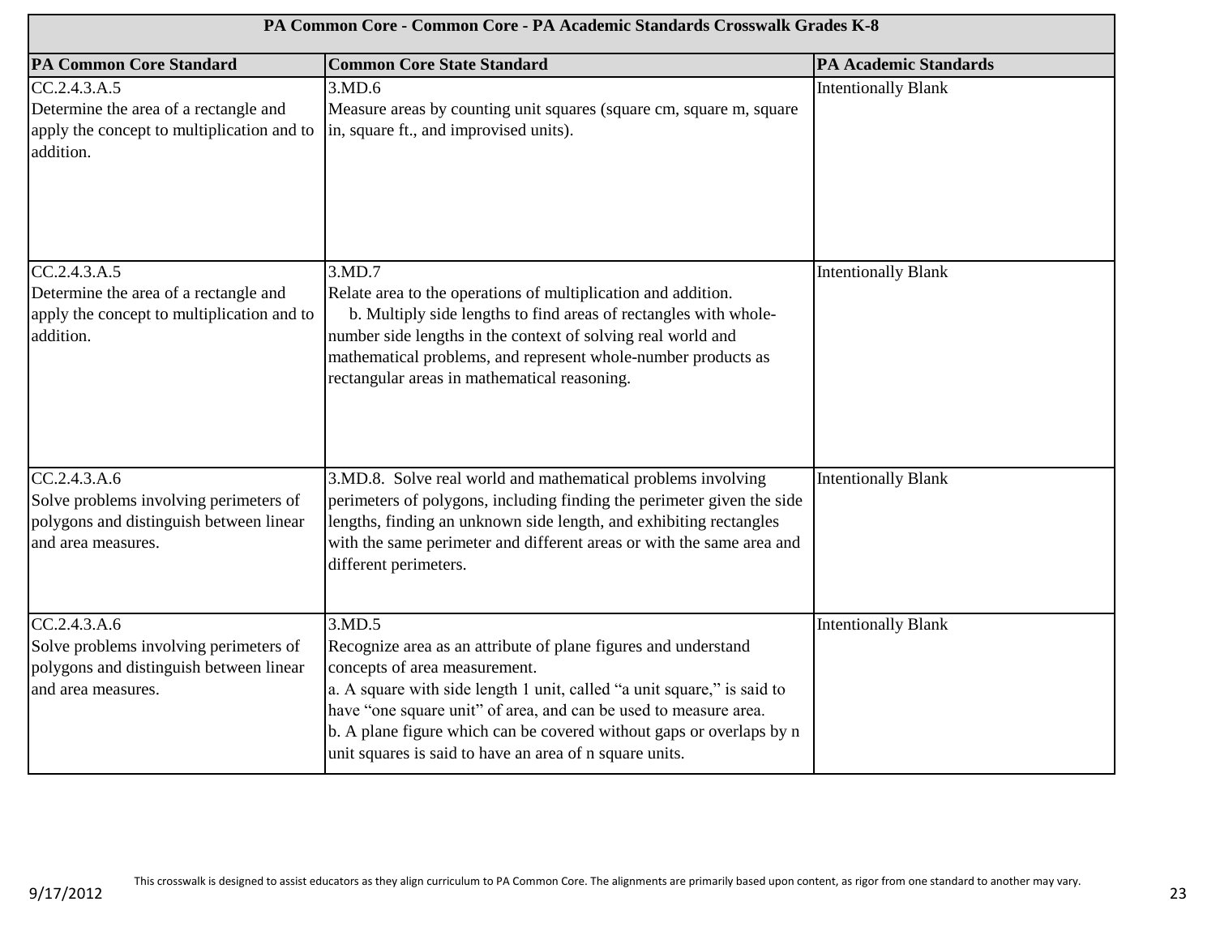| PA Common Core - Common Core - PA Academic Standards Crosswalk Grades K-8 | | |
|---|---|---|
| **PA Common Core Standard** | **Common Core State Standard** | **PA Academic Standards** |
| CC.2.4.3.A.5<br>Determine the area of a rectangle and apply the concept to multiplication and to addition. | 3.MD.6<br>Measure areas by counting unit squares (square cm, square m, square in, square ft., and improvised units). | Intentionally Blank |
| CC.2.4.3.A.5<br>Determine the area of a rectangle and apply the concept to multiplication and to addition. | 3.MD.7<br>Relate area to the operations of multiplication and addition.<br>b. Multiply side lengths to find areas of rectangles with whole-number side lengths in the context of solving real world and mathematical problems, and represent whole-number products as rectangular areas in mathematical reasoning. | Intentionally Blank |
| CC.2.4.3.A.6<br>Solve problems involving perimeters of polygons and distinguish between linear and area measures. | 3.MD.8. Solve real world and mathematical problems involving perimeters of polygons, including finding the perimeter given the side lengths, finding an unknown side length, and exhibiting rectangles with the same perimeter and different areas or with the same area and different perimeters. | Intentionally Blank |
| CC.2.4.3.A.6<br>Solve problems involving perimeters of polygons and distinguish between linear and area measures. | 3.MD.5<br>Recognize area as an attribute of plane figures and understand concepts of area measurement.<br>a. A square with side length 1 unit, called "a unit square," is said to have "one square unit" of area, and can be used to measure area.<br>b. A plane figure which can be covered without gaps or overlaps by n unit squares is said to have an area of n square units. | Intentionally Blank |

This crosswalk is designed to assist educators as they align curriculum to PA Common Core. The alignments are primarily based upon content, as rigor from one standard to another may vary.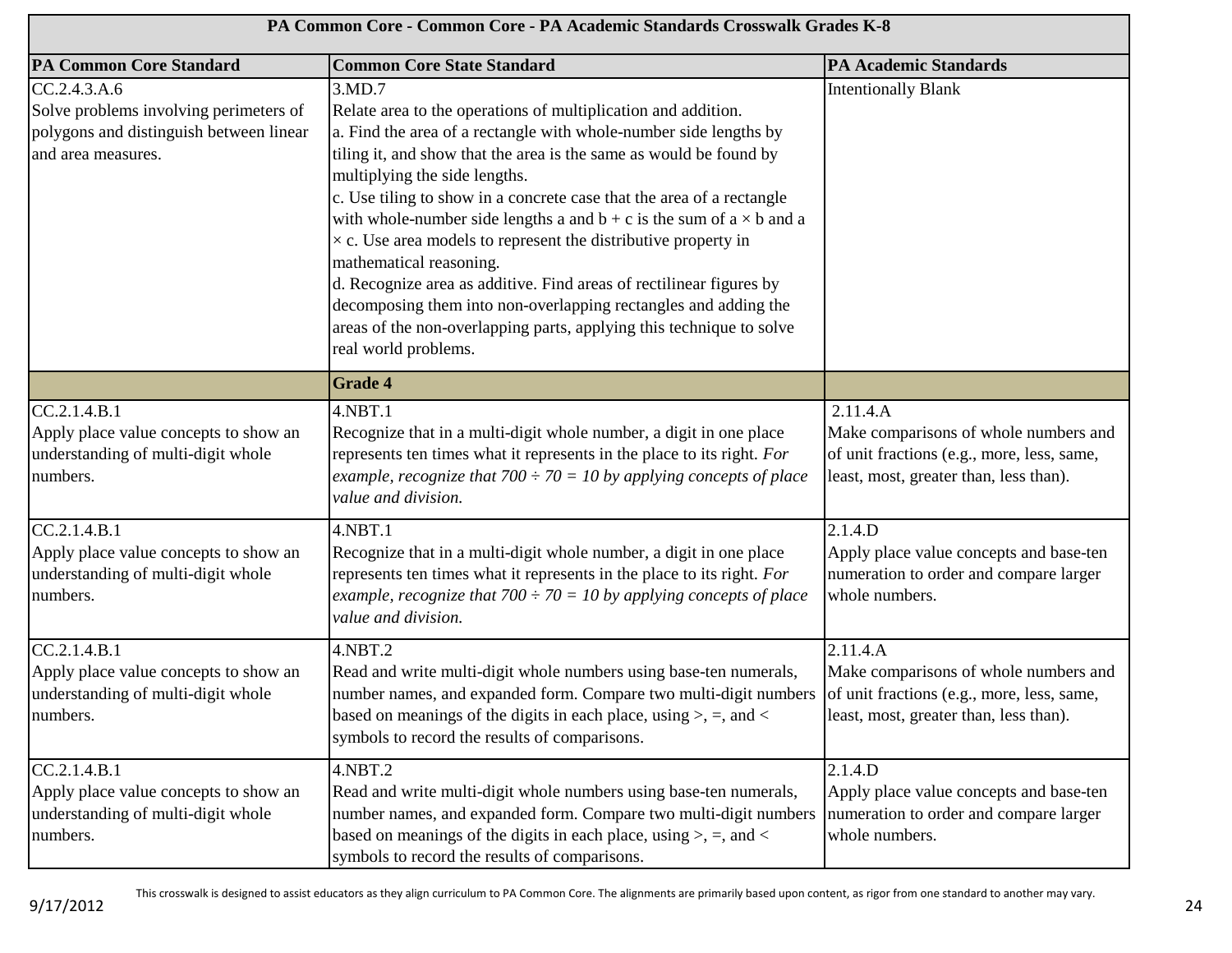| PA Common Core - Common Core - PA Academic Standards Crosswalk Grades K-8 | | |
|---|---|---|
| **PA Common Core Standard** | **Common Core State Standard** | **PA Academic Standards** |
| CC.2.4.3.A.6<br>Solve problems involving perimeters of polygons and distinguish between linear and area measures. | 3.MD.7<br>Relate area to the operations of multiplication and addition.<br>a. Find the area of a rectangle with whole-number side lengths by tiling it, and show that the area is the same as would be found by multiplying the side lengths.<br>c. Use tiling to show in a concrete case that the area of a rectangle with whole-number side lengths a and b + c is the sum of a × b and a × c. Use area models to represent the distributive property in mathematical reasoning.<br>d. Recognize area as additive. Find areas of rectilinear figures by decomposing them into non-overlapping rectangles and adding the areas of the non-overlapping parts, applying this technique to solve real world problems. | Intentionally Blank |
| | **Grade 4** | |
| CC.2.1.4.B.1<br>Apply place value concepts to show an understanding of multi-digit whole numbers. | 4.NBT.1<br>Recognize that in a multi-digit whole number, a digit in one place represents ten times what it represents in the place to its right. *For example, recognize that 700 ÷ 70 = 10 by applying concepts of place value and division.* | 2.11.4.A<br>Make comparisons of whole numbers and of unit fractions (e.g., more, less, same, least, most, greater than, less than). |
| CC.2.1.4.B.1<br>Apply place value concepts to show an understanding of multi-digit whole numbers. | 4.NBT.1<br>Recognize that in a multi-digit whole number, a digit in one place represents ten times what it represents in the place to its right. *For example, recognize that 700 ÷ 70 = 10 by applying concepts of place value and division.* | 2.1.4.D<br>Apply place value concepts and base-ten numeration to order and compare larger whole numbers. |
| CC.2.1.4.B.1<br>Apply place value concepts to show an understanding of multi-digit whole numbers. | 4.NBT.2<br>Read and write multi-digit whole numbers using base-ten numerals, number names, and expanded form. Compare two multi-digit numbers based on meanings of the digits in each place, using >, =, and < symbols to record the results of comparisons. | 2.11.4.A<br>Make comparisons of whole numbers and of unit fractions (e.g., more, less, same, least, most, greater than, less than). |
| CC.2.1.4.B.1<br>Apply place value concepts to show an understanding of multi-digit whole numbers. | 4.NBT.2<br>Read and write multi-digit whole numbers using base-ten numerals, number names, and expanded form. Compare two multi-digit numbers based on meanings of the digits in each place, using >, =, and < symbols to record the results of comparisons. | 2.1.4.D<br>Apply place value concepts and base-ten numeration to order and compare larger whole numbers. |

This crosswalk is designed to assist educators as they align curriculum to PA Common Core. The alignments are primarily based upon content, as rigor from one standard to another may vary.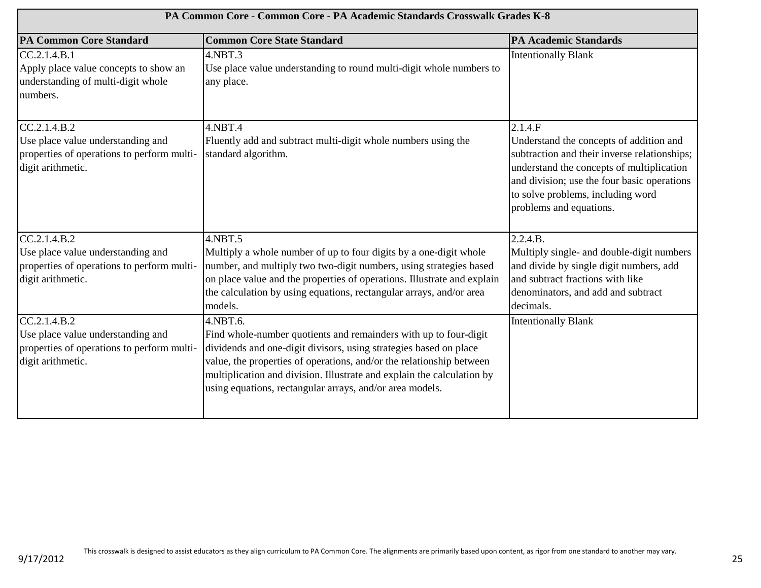| PA Common Core - Common Core - PA Academic Standards Crosswalk Grades K-8 | | |
|---|---|---|
| **PA Common Core Standard** | **Common Core State Standard** | **PA Academic Standards** |
| CC.2.1.4.B.1<br>Apply place value concepts to show an understanding of multi-digit whole numbers. | 4.NBT.3<br>Use place value understanding to round multi-digit whole numbers to any place. | Intentionally Blank |
| CC.2.1.4.B.2<br>Use place value understanding and properties of operations to perform multi-digit arithmetic. | 4.NBT.4<br>Fluently add and subtract multi-digit whole numbers using the standard algorithm. | 2.1.4.F<br>Understand the concepts of addition and subtraction and their inverse relationships; understand the concepts of multiplication and division; use the four basic operations to solve problems, including word problems and equations. |
| CC.2.1.4.B.2<br>Use place value understanding and properties of operations to perform multi-digit arithmetic. | 4.NBT.5<br>Multiply a whole number of up to four digits by a one-digit whole number, and multiply two two-digit numbers, using strategies based on place value and the properties of operations. Illustrate and explain the calculation by using equations, rectangular arrays, and/or area models. | 2.2.4.B.<br>Multiply single- and double-digit numbers and divide by single digit numbers, add and subtract fractions with like denominators, and add and subtract decimals. |
| CC.2.1.4.B.2<br>Use place value understanding and properties of operations to perform multi-digit arithmetic. | 4.NBT.6.<br>Find whole-number quotients and remainders with up to four-digit dividends and one-digit divisors, using strategies based on place value, the properties of operations, and/or the relationship between multiplication and division. Illustrate and explain the calculation by using equations, rectangular arrays, and/or area models. | Intentionally Blank |

This crosswalk is designed to assist educators as they align curriculum to PA Common Core. The alignments are primarily based upon content, as rigor from one standard to another may vary.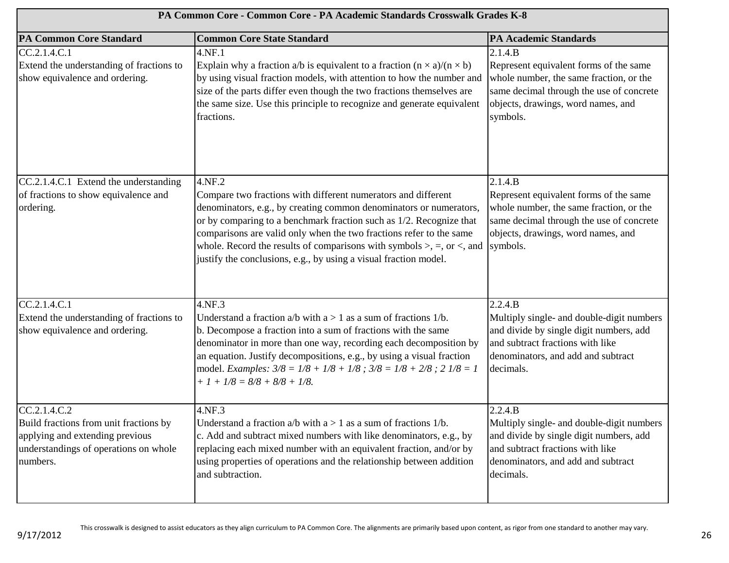| PA Common Core - Common Core - PA Academic Standards Crosswalk Grades K-8 | | |
|---|---|---|
| **PA Common Core Standard** | **Common Core State Standard** | **PA Academic Standards** |
| CC.2.1.4.C.1<br>Extend the understanding of fractions to show equivalence and ordering. | 4.NF.1<br>Explain why a fraction a/b is equivalent to a fraction $(n \times a)/(n \times b)$ by using visual fraction models, with attention to how the number and size of the parts differ even though the two fractions themselves are the same size. Use this principle to recognize and generate equivalent fractions. | 2.1.4.B<br>Represent equivalent forms of the same whole number, the same fraction, or the same decimal through the use of concrete objects, drawings, word names, and symbols. |
| CC.2.1.4.C.1 Extend the understanding of fractions to show equivalence and ordering. | 4.NF.2<br>Compare two fractions with different numerators and different denominators, e.g., by creating common denominators or numerators, or by comparing to a benchmark fraction such as 1/2. Recognize that comparisons are valid only when the two fractions refer to the same whole. Record the results of comparisons with symbols >, =, or <, and justify the conclusions, e.g., by using a visual fraction model. | 2.1.4.B<br>Represent equivalent forms of the same whole number, the same fraction, or the same decimal through the use of concrete objects, drawings, word names, and symbols. |
| CC.2.1.4.C.1<br>Extend the understanding of fractions to show equivalence and ordering. | 4.NF.3<br>Understand a fraction a/b with a > 1 as a sum of fractions 1/b.<br>b. Decompose a fraction into a sum of fractions with the same denominator in more than one way, recording each decomposition by an equation. Justify decompositions, e.g., by using a visual fraction model. *Examples: 3/8 = 1/8 + 1/8 + 1/8 ; 3/8 = 1/8 + 2/8 ; 2 1/8 = 1 + 1 + 1/8 = 8/8 + 8/8 + 1/8.* | 2.2.4.B<br>Multiply single- and double-digit numbers and divide by single digit numbers, add and subtract fractions with like denominators, and add and subtract decimals. |
| CC.2.1.4.C.2<br>Build fractions from unit fractions by applying and extending previous understandings of operations on whole numbers. | 4.NF.3<br>Understand a fraction a/b with a > 1 as a sum of fractions 1/b.<br>c. Add and subtract mixed numbers with like denominators, e.g., by replacing each mixed number with an equivalent fraction, and/or by using properties of operations and the relationship between addition and subtraction. | 2.2.4.B<br>Multiply single- and double-digit numbers and divide by single digit numbers, add and subtract fractions with like denominators, and add and subtract decimals. |

This crosswalk is designed to assist educators as they align curriculum to PA Common Core. The alignments are primarily based upon content, as rigor from one standard to another may vary.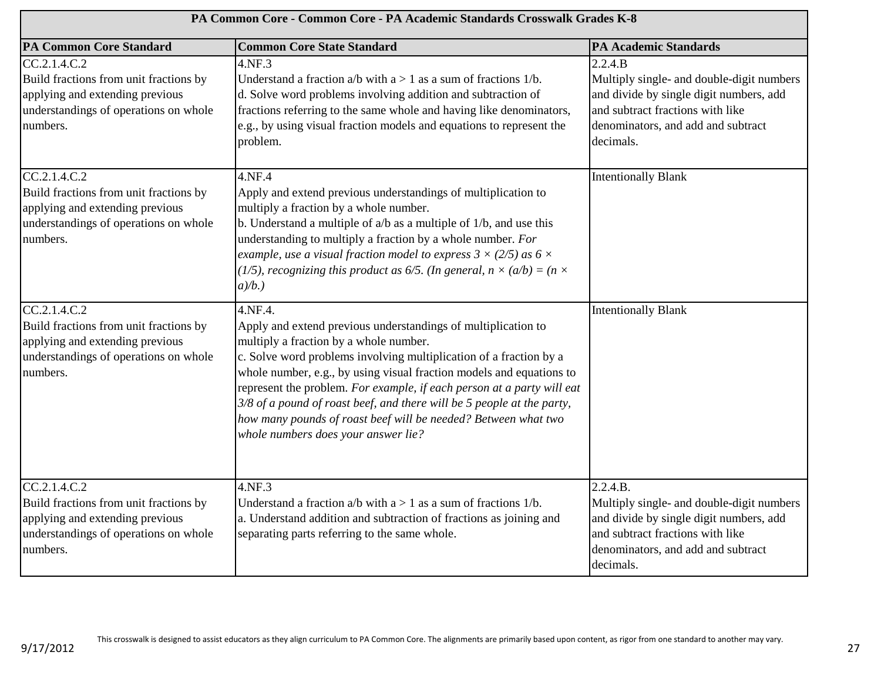| PA Common Core - Common Core - PA Academic Standards Crosswalk Grades K-8 | | |
|---|---|---|
| **PA Common Core Standard** | **Common Core State Standard** | **PA Academic Standards** |
| CC.2.1.4.C.2<br>Build fractions from unit fractions by applying and extending previous understandings of operations on whole numbers. | 4.NF.3<br>Understand a fraction a/b with a > 1 as a sum of fractions 1/b.<br>d. Solve word problems involving addition and subtraction of fractions referring to the same whole and having like denominators, e.g., by using visual fraction models and equations to represent the problem. | 2.2.4.B<br>Multiply single- and double-digit numbers and divide by single digit numbers, add and subtract fractions with like denominators, and add and subtract decimals. |
| CC.2.1.4.C.2<br>Build fractions from unit fractions by applying and extending previous understandings of operations on whole numbers. | 4.NF.4<br>Apply and extend previous understandings of multiplication to multiply a fraction by a whole number.<br>b. Understand a multiple of a/b as a multiple of 1/b, and use this understanding to multiply a fraction by a whole number. *For example, use a visual fraction model to express $3 \times (2/5)$ as $6 \times (1/5)$, recognizing this product as 6/5. (In general, $n \times (a/b) = (n \times a)/b$.)* | Intentionally Blank |
| CC.2.1.4.C.2<br>Build fractions from unit fractions by applying and extending previous understandings of operations on whole numbers. | 4.NF.4.<br>Apply and extend previous understandings of multiplication to multiply a fraction by a whole number.<br>c. Solve word problems involving multiplication of a fraction by a whole number, e.g., by using visual fraction models and equations to represent the problem. *For example, if each person at a party will eat 3/8 of a pound of roast beef, and there will be 5 people at the party, how many pounds of roast beef will be needed? Between what two whole numbers does your answer lie?* | Intentionally Blank |
| CC.2.1.4.C.2<br>Build fractions from unit fractions by applying and extending previous understandings of operations on whole numbers. | 4.NF.3<br>Understand a fraction a/b with a > 1 as a sum of fractions 1/b.<br>a. Understand addition and subtraction of fractions as joining and separating parts referring to the same whole. | 2.2.4.B.<br>Multiply single- and double-digit numbers and divide by single digit numbers, add and subtract fractions with like denominators, and add and subtract decimals. |

This crosswalk is designed to assist educators as they align curriculum to PA Common Core. The alignments are primarily based upon content, as rigor from one standard to another may vary.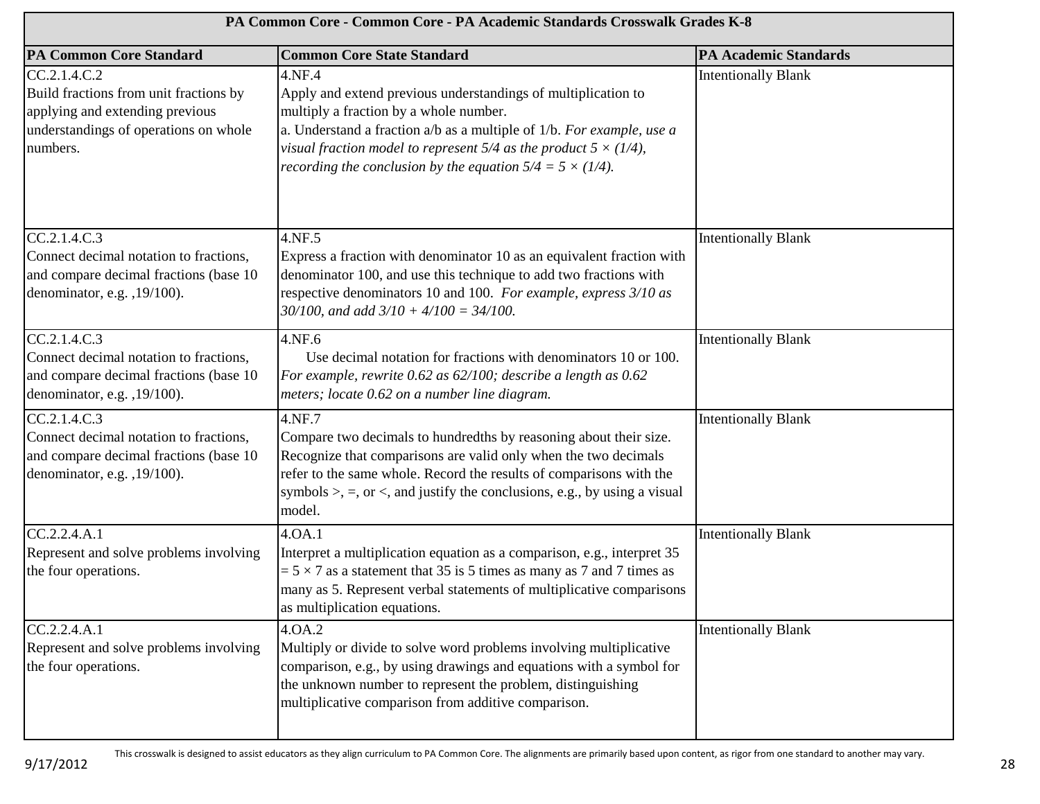| PA Common Core - Common Core - PA Academic Standards Crosswalk Grades K-8 | | |
|---|---|---|
| **PA Common Core Standard** | **Common Core State Standard** | **PA Academic Standards** |
| CC.2.1.4.C.2<br>Build fractions from unit fractions by applying and extending previous understandings of operations on whole numbers. | 4.NF.4<br>Apply and extend previous understandings of multiplication to multiply a fraction by a whole number.<br>a. Understand a fraction a/b as a multiple of 1/b. *For example, use a visual fraction model to represent 5/4 as the product $5 \times (1/4)$, recording the conclusion by the equation $5/4 = 5 \times (1/4)$.* | Intentionally Blank |
| CC.2.1.4.C.3<br>Connect decimal notation to fractions, and compare decimal fractions (base 10 denominator, e.g. ,19/100). | 4.NF.5<br>Express a fraction with denominator 10 as an equivalent fraction with denominator 100, and use this technique to add two fractions with respective denominators 10 and 100. *For example, express 3/10 as 30/100, and add 3/10 + 4/100 = 34/100.* | Intentionally Blank |
| CC.2.1.4.C.3<br>Connect decimal notation to fractions, and compare decimal fractions (base 10 denominator, e.g. ,19/100). | 4.NF.6<br>Use decimal notation for fractions with denominators 10 or 100. *For example, rewrite 0.62 as 62/100; describe a length as 0.62 meters; locate 0.62 on a number line diagram.* | Intentionally Blank |
| CC.2.1.4.C.3<br>Connect decimal notation to fractions, and compare decimal fractions (base 10 denominator, e.g. ,19/100). | 4.NF.7<br>Compare two decimals to hundredths by reasoning about their size. Recognize that comparisons are valid only when the two decimals refer to the same whole. Record the results of comparisons with the symbols >, =, or <, and justify the conclusions, e.g., by using a visual model. | Intentionally Blank |
| CC.2.2.4.A.1<br>Represent and solve problems involving the four operations. | 4.OA.1<br>Interpret a multiplication equation as a comparison, e.g., interpret $35 = 5 \times 7$ as a statement that 35 is 5 times as many as 7 and 7 times as many as 5. Represent verbal statements of multiplicative comparisons as multiplication equations. | Intentionally Blank |
| CC.2.2.4.A.1<br>Represent and solve problems involving the four operations. | 4.OA.2<br>Multiply or divide to solve word problems involving multiplicative comparison, e.g., by using drawings and equations with a symbol for the unknown number to represent the problem, distinguishing multiplicative comparison from additive comparison. | Intentionally Blank |

This crosswalk is designed to assist educators as they align curriculum to PA Common Core. The alignments are primarily based upon content, as rigor from one standard to another may vary.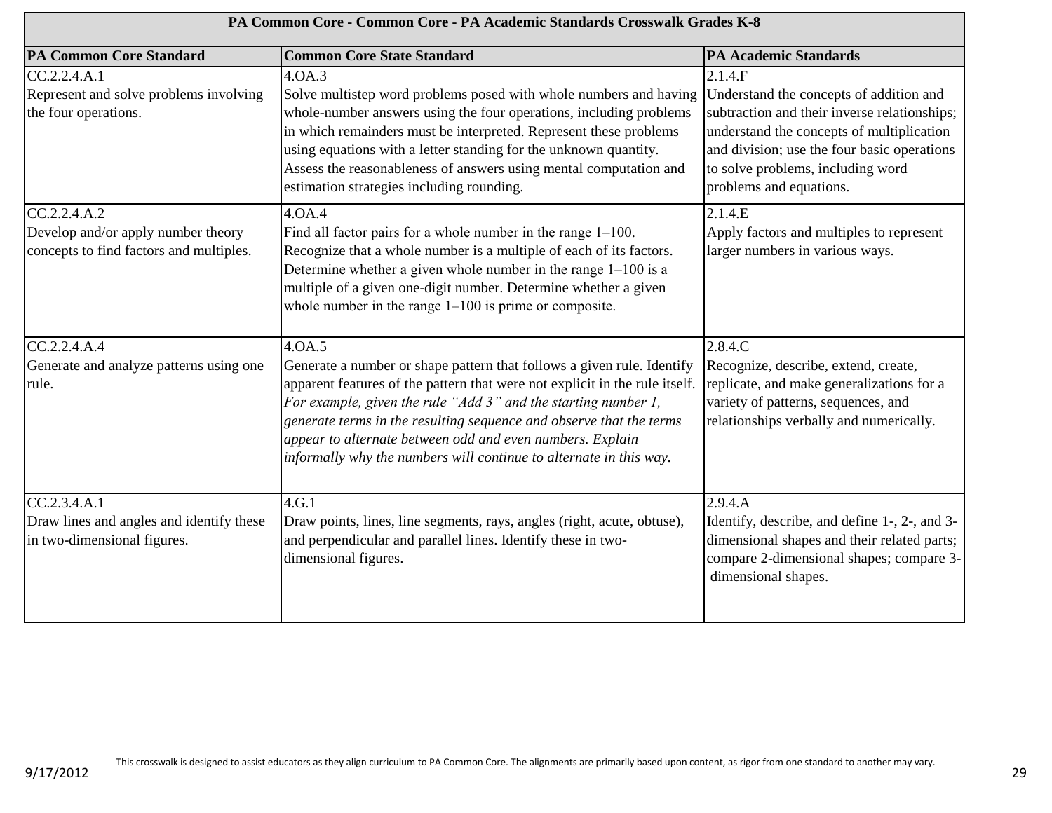| PA Common Core - Common Core - PA Academic Standards Crosswalk Grades K-8 | | |
|---|---|---|
| **PA Common Core Standard** | **Common Core State Standard** | **PA Academic Standards** |
| CC.2.2.4.A.1<br>Represent and solve problems involving the four operations. | 4.OA.3<br>Solve multistep word problems posed with whole numbers and having whole-number answers using the four operations, including problems in which remainders must be interpreted. Represent these problems using equations with a letter standing for the unknown quantity. Assess the reasonableness of answers using mental computation and estimation strategies including rounding. | 2.1.4.F<br>Understand the concepts of addition and subtraction and their inverse relationships; understand the concepts of multiplication and division; use the four basic operations to solve problems, including word problems and equations. |
| CC.2.2.4.A.2<br>Develop and/or apply number theory concepts to find factors and multiples. | 4.OA.4<br>Find all factor pairs for a whole number in the range 1–100. Recognize that a whole number is a multiple of each of its factors. Determine whether a given whole number in the range 1–100 is a multiple of a given one-digit number. Determine whether a given whole number in the range 1–100 is prime or composite. | 2.1.4.E<br>Apply factors and multiples to represent larger numbers in various ways. |
| CC.2.2.4.A.4<br>Generate and analyze patterns using one rule. | 4.OA.5<br>Generate a number or shape pattern that follows a given rule. Identify apparent features of the pattern that were not explicit in the rule itself. *For example, given the rule "Add 3" and the starting number 1, generate terms in the resulting sequence and observe that the terms appear to alternate between odd and even numbers. Explain informally why the numbers will continue to alternate in this way.* | 2.8.4.C<br>Recognize, describe, extend, create, replicate, and make generalizations for a variety of patterns, sequences, and relationships verbally and numerically. |
| CC.2.3.4.A.1<br>Draw lines and angles and identify these in two-dimensional figures. | 4.G.1<br>Draw points, lines, line segments, rays, angles (right, acute, obtuse), and perpendicular and parallel lines. Identify these in two-dimensional figures. | 2.9.4.A<br>Identify, describe, and define 1-, 2-, and 3-dimensional shapes and their related parts; compare 2-dimensional shapes; compare 3-dimensional shapes. |

This crosswalk is designed to assist educators as they align curriculum to PA Common Core. The alignments are primarily based upon content, as rigor from one standard to another may vary.

9/17/2012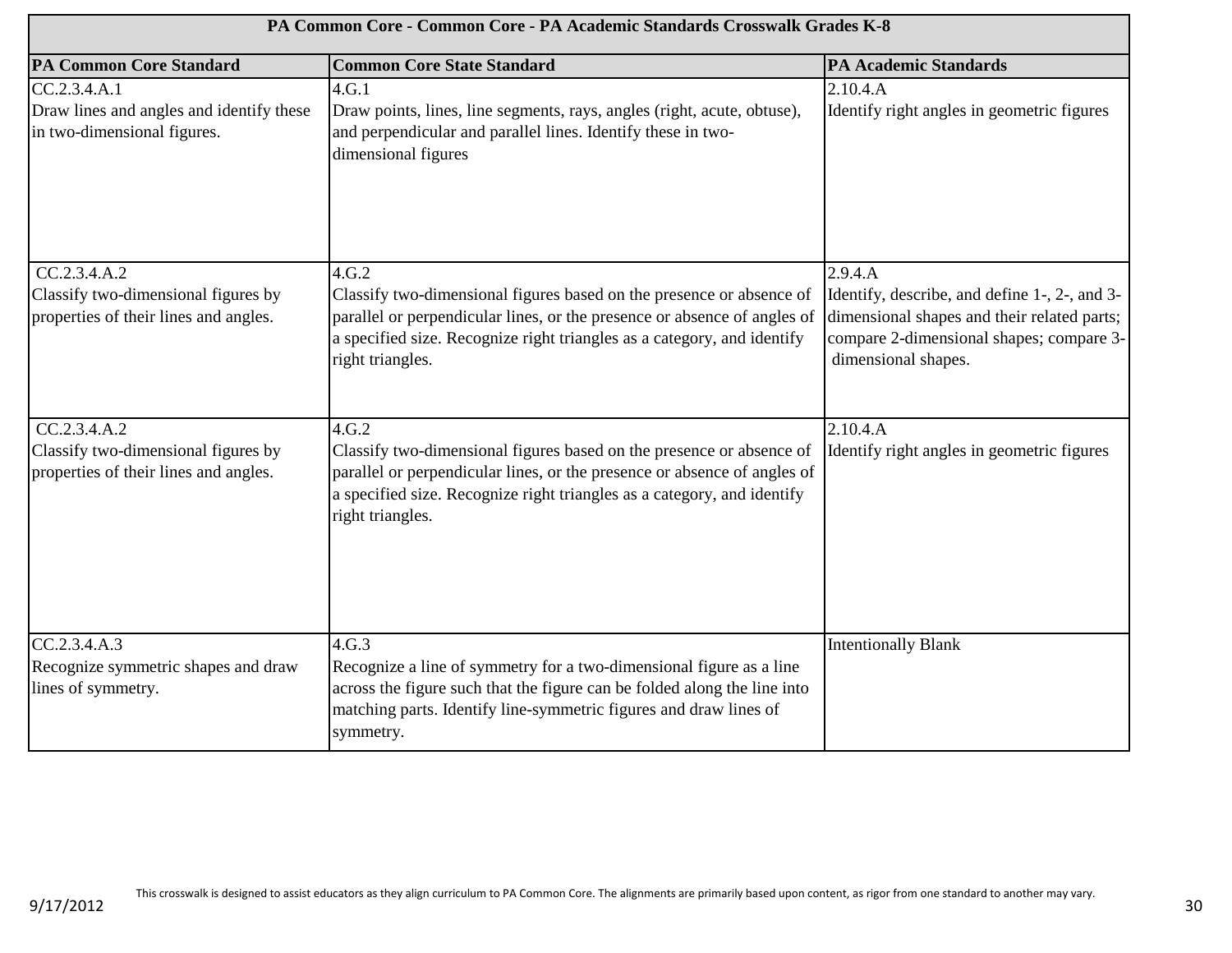| PA Common Core - Common Core - PA Academic Standards Crosswalk Grades K-8 | | |
|---|---|---|
| **PA Common Core Standard** | **Common Core State Standard** | **PA Academic Standards** |
| CC.2.3.4.A.1<br>Draw lines and angles and identify these in two-dimensional figures. | 4.G.1<br>Draw points, lines, line segments, rays, angles (right, acute, obtuse), and perpendicular and parallel lines. Identify these in two-dimensional figures | 2.10.4.A<br>Identify right angles in geometric figures |
| CC.2.3.4.A.2<br>Classify two-dimensional figures by properties of their lines and angles. | 4.G.2<br>Classify two-dimensional figures based on the presence or absence of parallel or perpendicular lines, or the presence or absence of angles of a specified size. Recognize right triangles as a category, and identify right triangles. | 2.9.4.A<br>Identify, describe, and define 1-, 2-, and 3-dimensional shapes and their related parts; compare 2-dimensional shapes; compare 3-dimensional shapes. |
| CC.2.3.4.A.2<br>Classify two-dimensional figures by properties of their lines and angles. | 4.G.2<br>Classify two-dimensional figures based on the presence or absence of parallel or perpendicular lines, or the presence or absence of angles of a specified size. Recognize right triangles as a category, and identify right triangles. | 2.10.4.A<br>Identify right angles in geometric figures |
| CC.2.3.4.A.3<br>Recognize symmetric shapes and draw lines of symmetry. | 4.G.3<br>Recognize a line of symmetry for a two-dimensional figure as a line across the figure such that the figure can be folded along the line into matching parts. Identify line-symmetric figures and draw lines of symmetry. | Intentionally Blank |

This crosswalk is designed to assist educators as they align curriculum to PA Common Core. The alignments are primarily based upon content, as rigor from one standard to another may vary.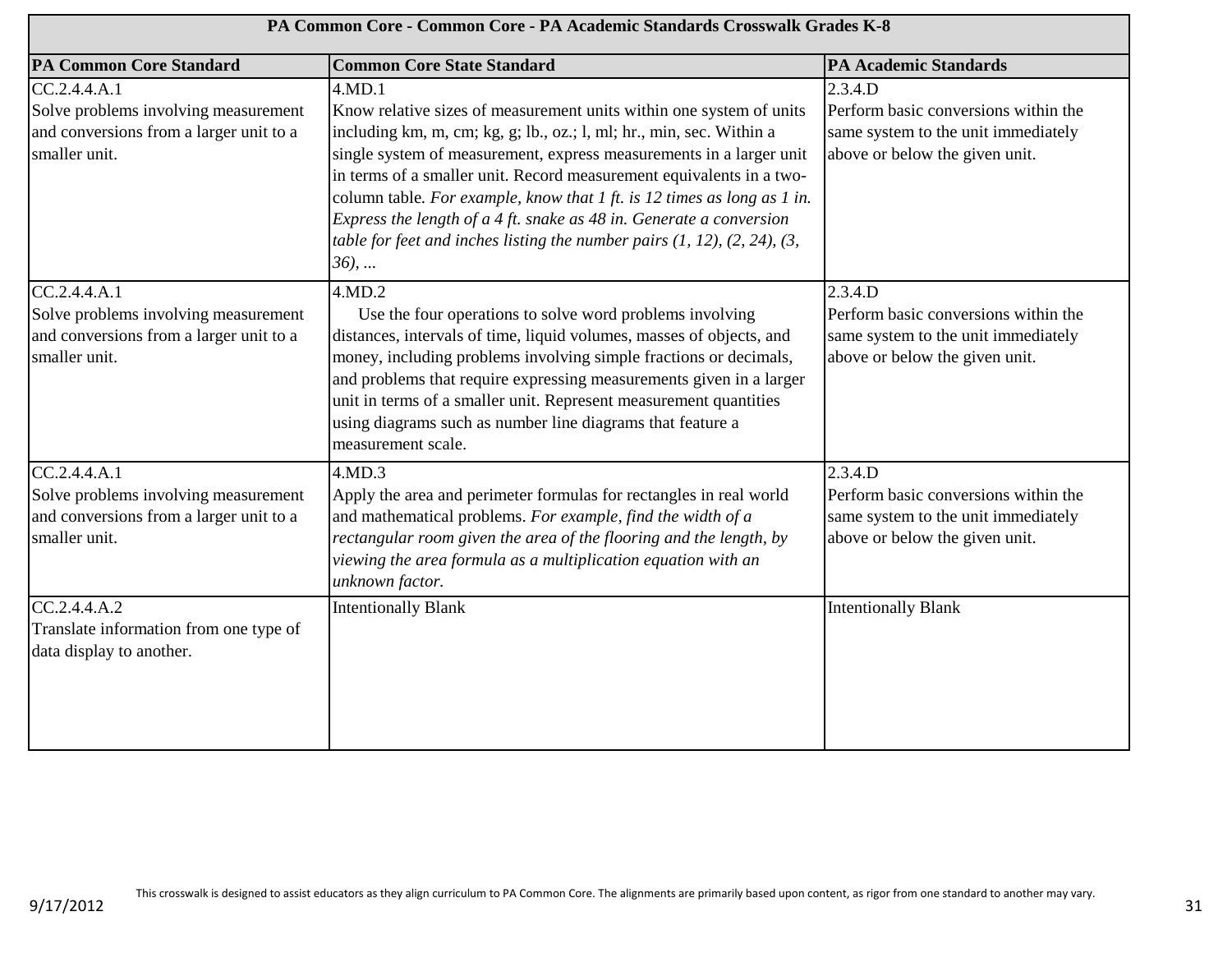| PA Common Core - Common Core - PA Academic Standards Crosswalk Grades K-8 | | |
|---|---|---|
| **PA Common Core Standard** | **Common Core State Standard** | **PA Academic Standards** |
| CC.2.4.4.A.1<br>Solve problems involving measurement and conversions from a larger unit to a smaller unit. | 4.MD.1<br>Know relative sizes of measurement units within one system of units including km, m, cm; kg, g; lb., oz.; l, ml; hr., min, sec. Within a single system of measurement, express measurements in a larger unit in terms of a smaller unit. Record measurement equivalents in a two-column table. *For example, know that 1 ft. is 12 times as long as 1 in. Express the length of a 4 ft. snake as 48 in. Generate a conversion table for feet and inches listing the number pairs (1, 12), (2, 24), (3, 36), ...* | 2.3.4.D<br>Perform basic conversions within the same system to the unit immediately above or below the given unit. |
| CC.2.4.4.A.1<br>Solve problems involving measurement and conversions from a larger unit to a smaller unit. | 4.MD.2<br>Use the four operations to solve word problems involving distances, intervals of time, liquid volumes, masses of objects, and money, including problems involving simple fractions or decimals, and problems that require expressing measurements given in a larger unit in terms of a smaller unit. Represent measurement quantities using diagrams such as number line diagrams that feature a measurement scale. | 2.3.4.D<br>Perform basic conversions within the same system to the unit immediately above or below the given unit. |
| CC.2.4.4.A.1<br>Solve problems involving measurement and conversions from a larger unit to a smaller unit. | 4.MD.3<br>Apply the area and perimeter formulas for rectangles in real world and mathematical problems. *For example, find the width of a rectangular room given the area of the flooring and the length, by viewing the area formula as a multiplication equation with an unknown factor.* | 2.3.4.D<br>Perform basic conversions within the same system to the unit immediately above or below the given unit. |
| CC.2.4.4.A.2<br>Translate information from one type of data display to another. | Intentionally Blank | Intentionally Blank |

This crosswalk is designed to assist educators as they align curriculum to PA Common Core. The alignments are primarily based upon content, as rigor from one standard to another may vary.

9/17/2012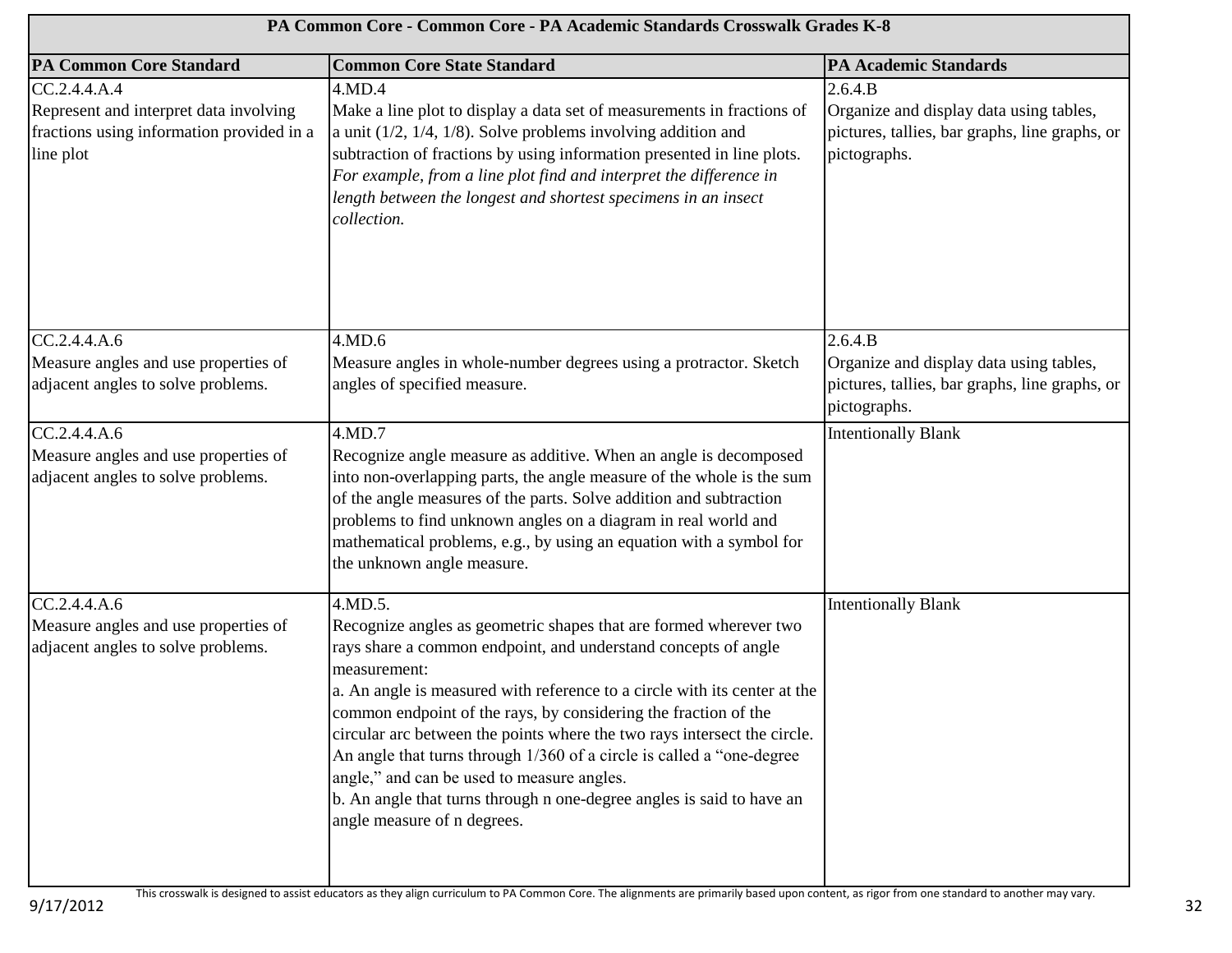| PA Common Core - Common Core - PA Academic Standards Crosswalk Grades K-8 | | |
|---|---|---|
| **PA Common Core Standard** | **Common Core State Standard** | **PA Academic Standards** |
| CC.2.4.4.A.4<br>Represent and interpret data involving fractions using information provided in a line plot | 4.MD.4<br>Make a line plot to display a data set of measurements in fractions of a unit (1/2, 1/4, 1/8). Solve problems involving addition and subtraction of fractions by using information presented in line plots. *For example, from a line plot find and interpret the difference in length between the longest and shortest specimens in an insect collection.* | 2.6.4.B<br>Organize and display data using tables, pictures, tallies, bar graphs, line graphs, or pictographs. |
| CC.2.4.4.A.6<br>Measure angles and use properties of adjacent angles to solve problems. | 4.MD.6<br>Measure angles in whole-number degrees using a protractor. Sketch angles of specified measure. | 2.6.4.B<br>Organize and display data using tables, pictures, tallies, bar graphs, line graphs, or pictographs. |
| CC.2.4.4.A.6<br>Measure angles and use properties of adjacent angles to solve problems. | 4.MD.7<br>Recognize angle measure as additive. When an angle is decomposed into non-overlapping parts, the angle measure of the whole is the sum of the angle measures of the parts. Solve addition and subtraction problems to find unknown angles on a diagram in real world and mathematical problems, e.g., by using an equation with a symbol for the unknown angle measure. | Intentionally Blank |
| CC.2.4.4.A.6<br>Measure angles and use properties of adjacent angles to solve problems. | 4.MD.5.<br>Recognize angles as geometric shapes that are formed wherever two rays share a common endpoint, and understand concepts of angle measurement:<br>a. An angle is measured with reference to a circle with its center at the common endpoint of the rays, by considering the fraction of the circular arc between the points where the two rays intersect the circle. An angle that turns through 1/360 of a circle is called a "one-degree angle," and can be used to measure angles.<br>b. An angle that turns through n one-degree angles is said to have an angle measure of n degrees. | Intentionally Blank |

This crosswalk is designed to assist educators as they align curriculum to PA Common Core. The alignments are primarily based upon content, as rigor from one standard to another may vary.

9/17/2012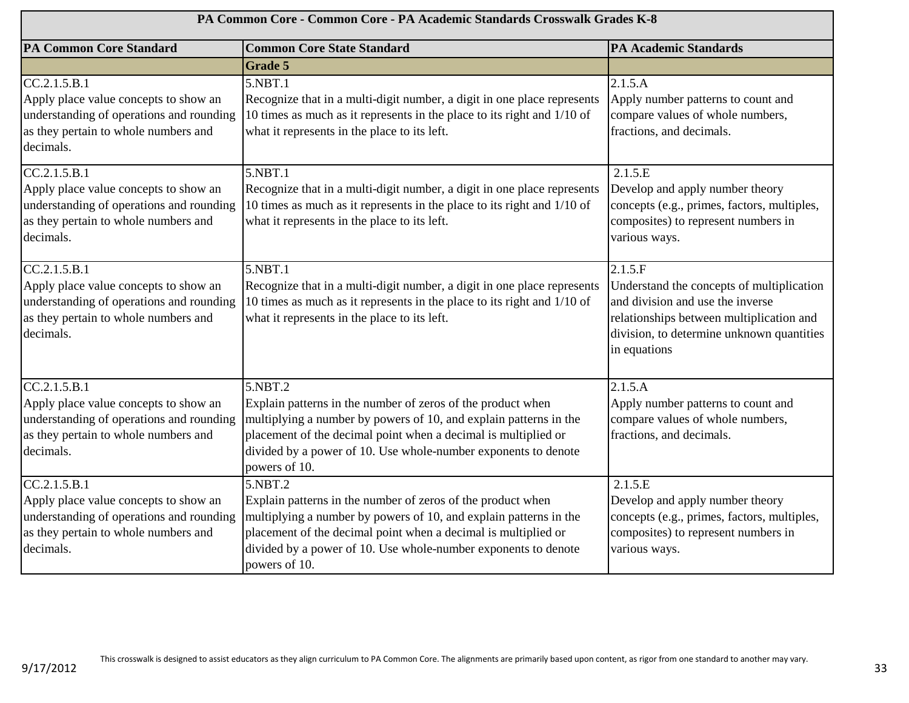| PA Common Core - Common Core - PA Academic Standards Crosswalk Grades K-8 | | |
|---|---|---|
| **PA Common Core Standard** | **Common Core State Standard** | **PA Academic Standards** |
| | **Grade 5** | |
| CC.2.1.5.B.1 Apply place value concepts to show an understanding of operations and rounding as they pertain to whole numbers and decimals. | 5.NBT.1 Recognize that in a multi-digit number, a digit in one place represents 10 times as much as it represents in the place to its right and 1/10 of what it represents in the place to its left. | 2.1.5.A Apply number patterns to count and compare values of whole numbers, fractions, and decimals. |
| CC.2.1.5.B.1 Apply place value concepts to show an understanding of operations and rounding as they pertain to whole numbers and decimals. | 5.NBT.1 Recognize that in a multi-digit number, a digit in one place represents 10 times as much as it represents in the place to its right and 1/10 of what it represents in the place to its left. | 2.1.5.E Develop and apply number theory concepts (e.g., primes, factors, multiples, composites) to represent numbers in various ways. |
| CC.2.1.5.B.1 Apply place value concepts to show an understanding of operations and rounding as they pertain to whole numbers and decimals. | 5.NBT.1 Recognize that in a multi-digit number, a digit in one place represents 10 times as much as it represents in the place to its right and 1/10 of what it represents in the place to its left. | 2.1.5.F Understand the concepts of multiplication and division and use the inverse relationships between multiplication and division, to determine unknown quantities in equations |
| CC.2.1.5.B.1 Apply place value concepts to show an understanding of operations and rounding as they pertain to whole numbers and decimals. | 5.NBT.2 Explain patterns in the number of zeros of the product when multiplying a number by powers of 10, and explain patterns in the placement of the decimal point when a decimal is multiplied or divided by a power of 10. Use whole-number exponents to denote powers of 10. | 2.1.5.A Apply number patterns to count and compare values of whole numbers, fractions, and decimals. |
| CC.2.1.5.B.1 Apply place value concepts to show an understanding of operations and rounding as they pertain to whole numbers and decimals. | 5.NBT.2 Explain patterns in the number of zeros of the product when multiplying a number by powers of 10, and explain patterns in the placement of the decimal point when a decimal is multiplied or divided by a power of 10. Use whole-number exponents to denote powers of 10. | 2.1.5.E Develop and apply number theory concepts (e.g., primes, factors, multiples, composites) to represent numbers in various ways. |

This crosswalk is designed to assist educators as they align curriculum to PA Common Core. The alignments are primarily based upon content, as rigor from one standard to another may vary.

9/17/2012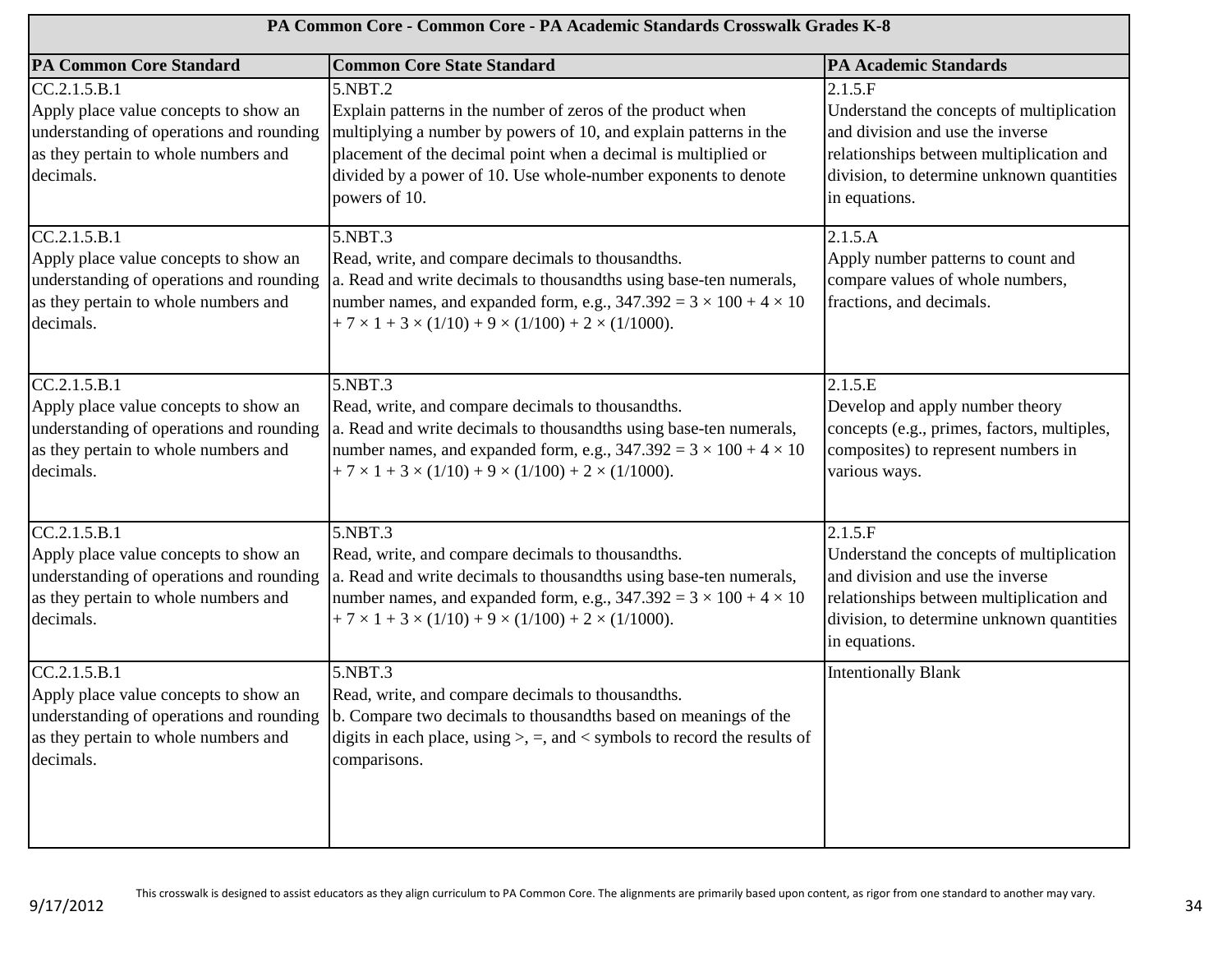| PA Common Core - Common Core - PA Academic Standards Crosswalk Grades K-8 | | |
|---|---|---|
| **PA Common Core Standard** | **Common Core State Standard** | **PA Academic Standards** |
| CC.2.1.5.B.1<br>Apply place value concepts to show an understanding of operations and rounding as they pertain to whole numbers and decimals. | 5.NBT.2<br>Explain patterns in the number of zeros of the product when multiplying a number by powers of 10, and explain patterns in the placement of the decimal point when a decimal is multiplied or divided by a power of 10. Use whole-number exponents to denote powers of 10. | 2.1.5.F<br>Understand the concepts of multiplication and division and use the inverse relationships between multiplication and division, to determine unknown quantities in equations. |
| CC.2.1.5.B.1<br>Apply place value concepts to show an understanding of operations and rounding as they pertain to whole numbers and decimals. | 5.NBT.3<br>Read, write, and compare decimals to thousandths.<br>a. Read and write decimals to thousandths using base-ten numerals, number names, and expanded form, e.g., $347.392 = 3 \times 100 + 4 \times 10 + 7 \times 1 + 3 \times (1/10) + 9 \times (1/100) + 2 \times (1/1000)$. | 2.1.5.A<br>Apply number patterns to count and compare values of whole numbers, fractions, and decimals. |
| CC.2.1.5.B.1<br>Apply place value concepts to show an understanding of operations and rounding as they pertain to whole numbers and decimals. | 5.NBT.3<br>Read, write, and compare decimals to thousandths.<br>a. Read and write decimals to thousandths using base-ten numerals, number names, and expanded form, e.g., $347.392 = 3 \times 100 + 4 \times 10 + 7 \times 1 + 3 \times (1/10) + 9 \times (1/100) + 2 \times (1/1000)$. | 2.1.5.E<br>Develop and apply number theory concepts (e.g., primes, factors, multiples, composites) to represent numbers in various ways. |
| CC.2.1.5.B.1<br>Apply place value concepts to show an understanding of operations and rounding as they pertain to whole numbers and decimals. | 5.NBT.3<br>Read, write, and compare decimals to thousandths.<br>a. Read and write decimals to thousandths using base-ten numerals, number names, and expanded form, e.g., $347.392 = 3 \times 100 + 4 \times 10 + 7 \times 1 + 3 \times (1/10) + 9 \times (1/100) + 2 \times (1/1000)$. | 2.1.5.F<br>Understand the concepts of multiplication and division and use the inverse relationships between multiplication and division, to determine unknown quantities in equations. |
| CC.2.1.5.B.1<br>Apply place value concepts to show an understanding of operations and rounding as they pertain to whole numbers and decimals. | 5.NBT.3<br>Read, write, and compare decimals to thousandths.<br>b. Compare two decimals to thousandths based on meanings of the digits in each place, using >, =, and < symbols to record the results of comparisons. | Intentionally Blank |

This crosswalk is designed to assist educators as they align curriculum to PA Common Core. The alignments are primarily based upon content, as rigor from one standard to another may vary.

9/17/2012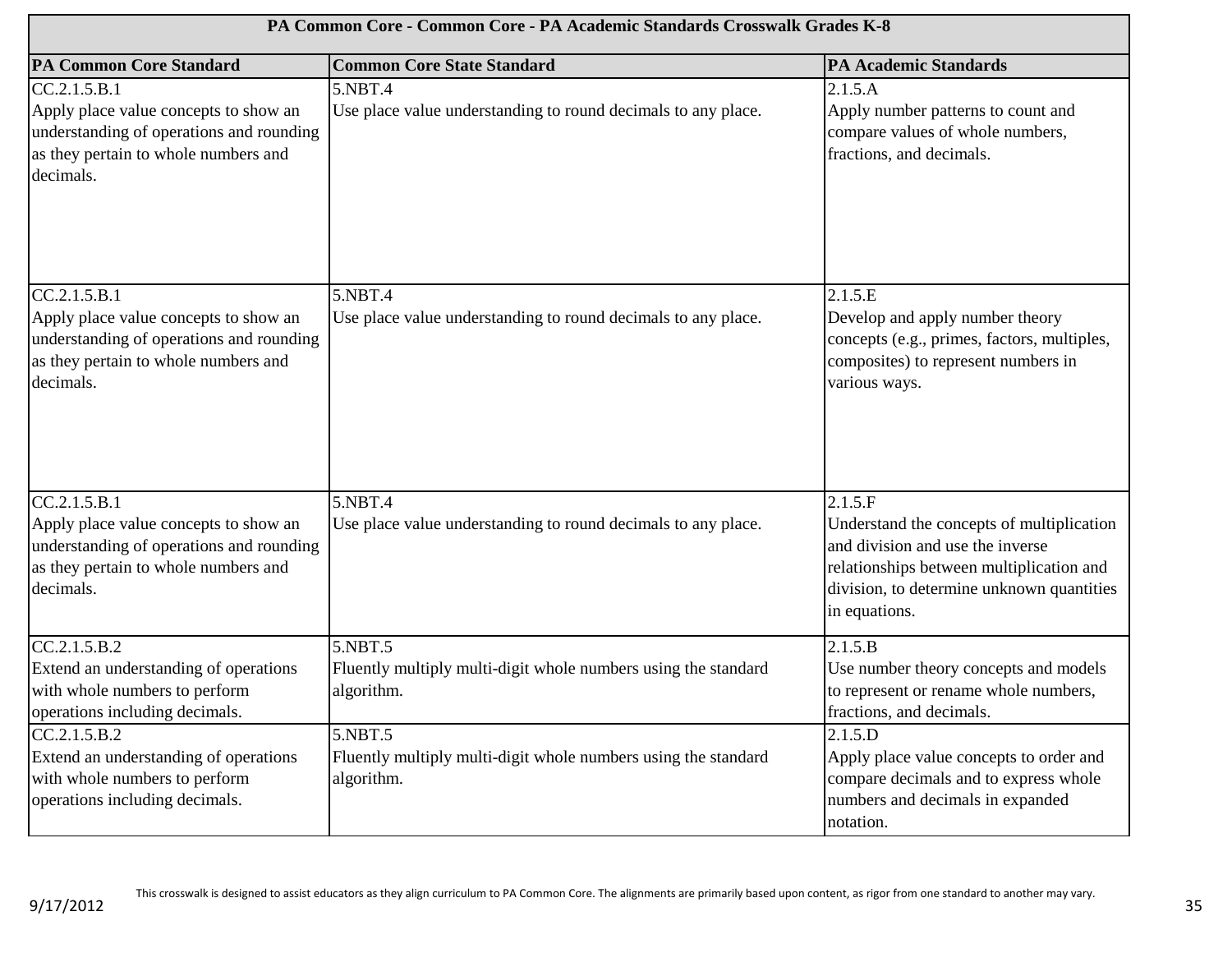| PA Common Core - Common Core - PA Academic Standards Crosswalk Grades K-8 | | |
|---|---|---|
| **PA Common Core Standard** | **Common Core State Standard** | **PA Academic Standards** |
| CC.2.1.5.B.1<br>Apply place value concepts to show an understanding of operations and rounding as they pertain to whole numbers and decimals. | 5.NBT.4<br>Use place value understanding to round decimals to any place. | 2.1.5.A<br>Apply number patterns to count and compare values of whole numbers, fractions, and decimals. |
| CC.2.1.5.B.1<br>Apply place value concepts to show an understanding of operations and rounding as they pertain to whole numbers and decimals. | 5.NBT.4<br>Use place value understanding to round decimals to any place. | 2.1.5.E<br>Develop and apply number theory concepts (e.g., primes, factors, multiples, composites) to represent numbers in various ways. |
| CC.2.1.5.B.1<br>Apply place value concepts to show an understanding of operations and rounding as they pertain to whole numbers and decimals. | 5.NBT.4<br>Use place value understanding to round decimals to any place. | 2.1.5.F<br>Understand the concepts of multiplication and division and use the inverse relationships between multiplication and division, to determine unknown quantities in equations. |
| CC.2.1.5.B.2<br>Extend an understanding of operations with whole numbers to perform operations including decimals. | 5.NBT.5<br>Fluently multiply multi-digit whole numbers using the standard algorithm. | 2.1.5.B<br>Use number theory concepts and models to represent or rename whole numbers, fractions, and decimals. |
| CC.2.1.5.B.2<br>Extend an understanding of operations with whole numbers to perform operations including decimals. | 5.NBT.5<br>Fluently multiply multi-digit whole numbers using the standard algorithm. | 2.1.5.D<br>Apply place value concepts to order and compare decimals and to express whole numbers and decimals in expanded notation. |

This crosswalk is designed to assist educators as they align curriculum to PA Common Core. The alignments are primarily based upon content, as rigor from one standard to another may vary.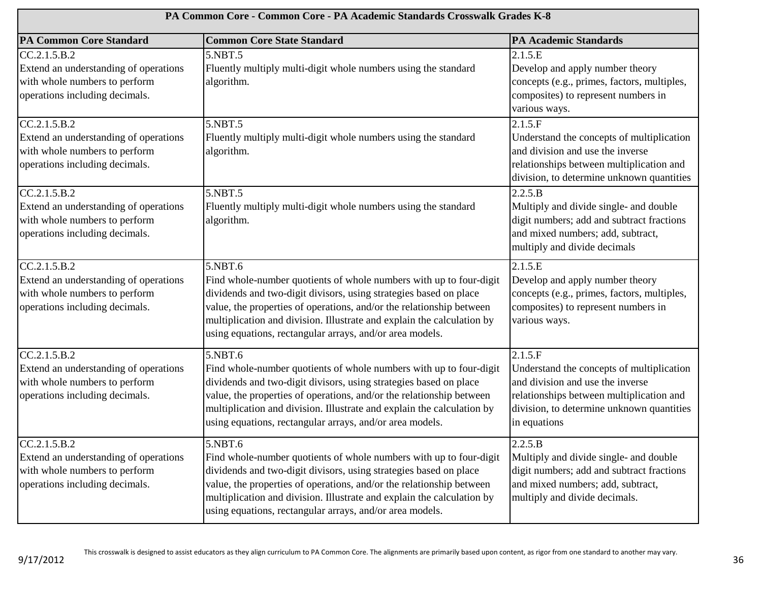| PA Common Core - Common Core - PA Academic Standards Crosswalk Grades K-8 | | |
|---|---|---|
| **PA Common Core Standard** | **Common Core State Standard** | **PA Academic Standards** |
| CC.2.1.5.B.2<br>Extend an understanding of operations with whole numbers to perform operations including decimals. | 5.NBT.5<br>Fluently multiply multi-digit whole numbers using the standard algorithm. | 2.1.5.E<br>Develop and apply number theory concepts (e.g., primes, factors, multiples, composites) to represent numbers in various ways. |
| CC.2.1.5.B.2<br>Extend an understanding of operations with whole numbers to perform operations including decimals. | 5.NBT.5<br>Fluently multiply multi-digit whole numbers using the standard algorithm. | 2.1.5.F<br>Understand the concepts of multiplication and division and use the inverse relationships between multiplication and division, to determine unknown quantities |
| CC.2.1.5.B.2<br>Extend an understanding of operations with whole numbers to perform operations including decimals. | 5.NBT.5<br>Fluently multiply multi-digit whole numbers using the standard algorithm. | 2.2.5.B<br>Multiply and divide single- and double digit numbers; add and subtract fractions and mixed numbers; add, subtract, multiply and divide decimals |
| CC.2.1.5.B.2<br>Extend an understanding of operations with whole numbers to perform operations including decimals. | 5.NBT.6<br>Find whole-number quotients of whole numbers with up to four-digit dividends and two-digit divisors, using strategies based on place value, the properties of operations, and/or the relationship between multiplication and division. Illustrate and explain the calculation by using equations, rectangular arrays, and/or area models. | 2.1.5.E<br>Develop and apply number theory concepts (e.g., primes, factors, multiples, composites) to represent numbers in various ways. |
| CC.2.1.5.B.2<br>Extend an understanding of operations with whole numbers to perform operations including decimals. | 5.NBT.6<br>Find whole-number quotients of whole numbers with up to four-digit dividends and two-digit divisors, using strategies based on place value, the properties of operations, and/or the relationship between multiplication and division. Illustrate and explain the calculation by using equations, rectangular arrays, and/or area models. | 2.1.5.F<br>Understand the concepts of multiplication and division and use the inverse relationships between multiplication and division, to determine unknown quantities in equations |
| CC.2.1.5.B.2<br>Extend an understanding of operations with whole numbers to perform operations including decimals. | 5.NBT.6<br>Find whole-number quotients of whole numbers with up to four-digit dividends and two-digit divisors, using strategies based on place value, the properties of operations, and/or the relationship between multiplication and division. Illustrate and explain the calculation by using equations, rectangular arrays, and/or area models. | 2.2.5.B<br>Multiply and divide single- and double digit numbers; add and subtract fractions and mixed numbers; add, subtract, multiply and divide decimals. |

This crosswalk is designed to assist educators as they align curriculum to PA Common Core. The alignments are primarily based upon content, as rigor from one standard to another may vary.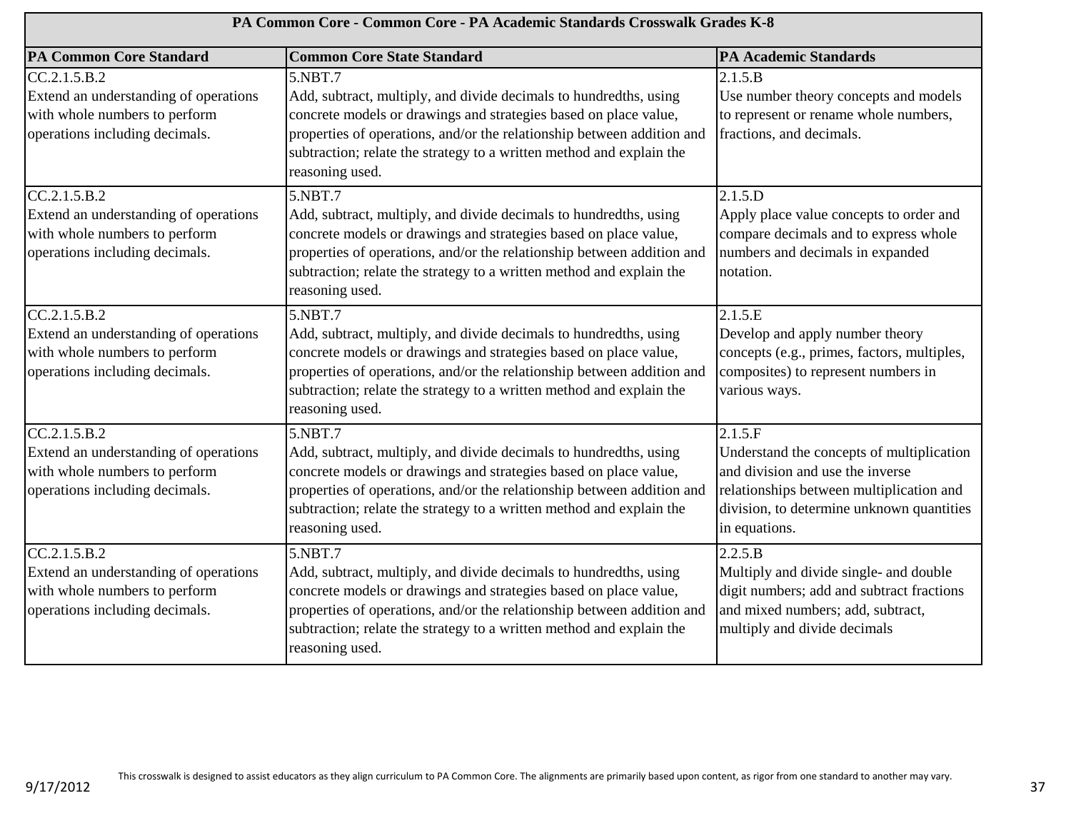| PA Common Core - Common Core - PA Academic Standards Crosswalk Grades K-8 | | |
|---|---|---|
| **PA Common Core Standard** | **Common Core State Standard** | **PA Academic Standards** |
| CC.2.1.5.B.2<br>Extend an understanding of operations with whole numbers to perform operations including decimals. | 5.NBT.7<br>Add, subtract, multiply, and divide decimals to hundredths, using concrete models or drawings and strategies based on place value, properties of operations, and/or the relationship between addition and subtraction; relate the strategy to a written method and explain the reasoning used. | 2.1.5.B<br>Use number theory concepts and models to represent or rename whole numbers, fractions, and decimals. |
| CC.2.1.5.B.2<br>Extend an understanding of operations with whole numbers to perform operations including decimals. | 5.NBT.7<br>Add, subtract, multiply, and divide decimals to hundredths, using concrete models or drawings and strategies based on place value, properties of operations, and/or the relationship between addition and subtraction; relate the strategy to a written method and explain the reasoning used. | 2.1.5.D<br>Apply place value concepts to order and compare decimals and to express whole numbers and decimals in expanded notation. |
| CC.2.1.5.B.2<br>Extend an understanding of operations with whole numbers to perform operations including decimals. | 5.NBT.7<br>Add, subtract, multiply, and divide decimals to hundredths, using concrete models or drawings and strategies based on place value, properties of operations, and/or the relationship between addition and subtraction; relate the strategy to a written method and explain the reasoning used. | 2.1.5.E<br>Develop and apply number theory concepts (e.g., primes, factors, multiples, composites) to represent numbers in various ways. |
| CC.2.1.5.B.2<br>Extend an understanding of operations with whole numbers to perform operations including decimals. | 5.NBT.7<br>Add, subtract, multiply, and divide decimals to hundredths, using concrete models or drawings and strategies based on place value, properties of operations, and/or the relationship between addition and subtraction; relate the strategy to a written method and explain the reasoning used. | 2.1.5.F<br>Understand the concepts of multiplication and division and use the inverse relationships between multiplication and division, to determine unknown quantities in equations. |
| CC.2.1.5.B.2<br>Extend an understanding of operations with whole numbers to perform operations including decimals. | 5.NBT.7<br>Add, subtract, multiply, and divide decimals to hundredths, using concrete models or drawings and strategies based on place value, properties of operations, and/or the relationship between addition and subtraction; relate the strategy to a written method and explain the reasoning used. | 2.2.5.B<br>Multiply and divide single- and double digit numbers; add and subtract fractions and mixed numbers; add, subtract, multiply and divide decimals |

9/17/2012

This crosswalk is designed to assist educators as they align curriculum to PA Common Core. The alignments are primarily based upon content, as rigor from one standard to another may vary.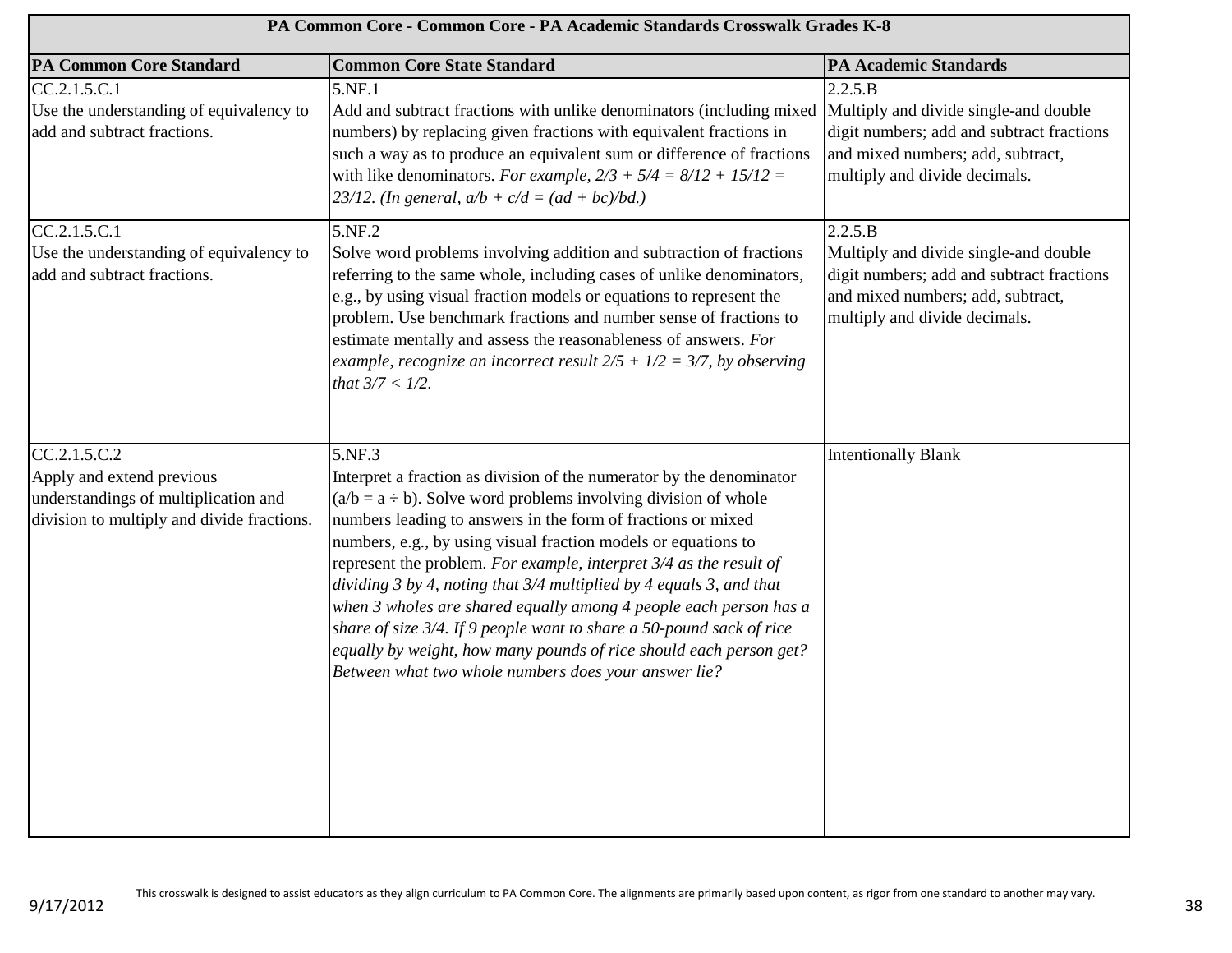| PA Common Core - Common Core - PA Academic Standards Crosswalk Grades K-8 | | |
|---|---|---|
| **PA Common Core Standard** | **Common Core State Standard** | **PA Academic Standards** |
| CC.2.1.5.C.1<br>Use the understanding of equivalency to add and subtract fractions. | 5.NF.1<br>Add and subtract fractions with unlike denominators (including mixed numbers) by replacing given fractions with equivalent fractions in such a way as to produce an equivalent sum or difference of fractions with like denominators. *For example, $2/3 + 5/4 = 8/12 + 15/12 = 23/12$. (In general, $a/b + c/d = (ad + bc)/bd$.)* | 2.2.5.B<br>Multiply and divide single-and double digit numbers; add and subtract fractions and mixed numbers; add, subtract, multiply and divide decimals. |
| CC.2.1.5.C.1<br>Use the understanding of equivalency to add and subtract fractions. | 5.NF.2<br>Solve word problems involving addition and subtraction of fractions referring to the same whole, including cases of unlike denominators, e.g., by using visual fraction models or equations to represent the problem. Use benchmark fractions and number sense of fractions to estimate mentally and assess the reasonableness of answers. *For example, recognize an incorrect result $2/5 + 1/2 = 3/7$, by observing that $3/7 < 1/2$.* | 2.2.5.B<br>Multiply and divide single-and double digit numbers; add and subtract fractions and mixed numbers; add, subtract, multiply and divide decimals. |
| CC.2.1.5.C.2<br>Apply and extend previous understandings of multiplication and division to multiply and divide fractions. | 5.NF.3<br>Interpret a fraction as division of the numerator by the denominator ($a/b = a \div b$). Solve word problems involving division of whole numbers leading to answers in the form of fractions or mixed numbers, e.g., by using visual fraction models or equations to represent the problem. *For example, interpret 3/4 as the result of dividing 3 by 4, noting that 3/4 multiplied by 4 equals 3, and that when 3 wholes are shared equally among 4 people each person has a share of size 3/4. If 9 people want to share a 50-pound sack of rice equally by weight, how many pounds of rice should each person get? Between what two whole numbers does your answer lie?* | Intentionally Blank |

9/17/2012

This crosswalk is designed to assist educators as they align curriculum to PA Common Core. The alignments are primarily based upon content, as rigor from one standard to another may vary.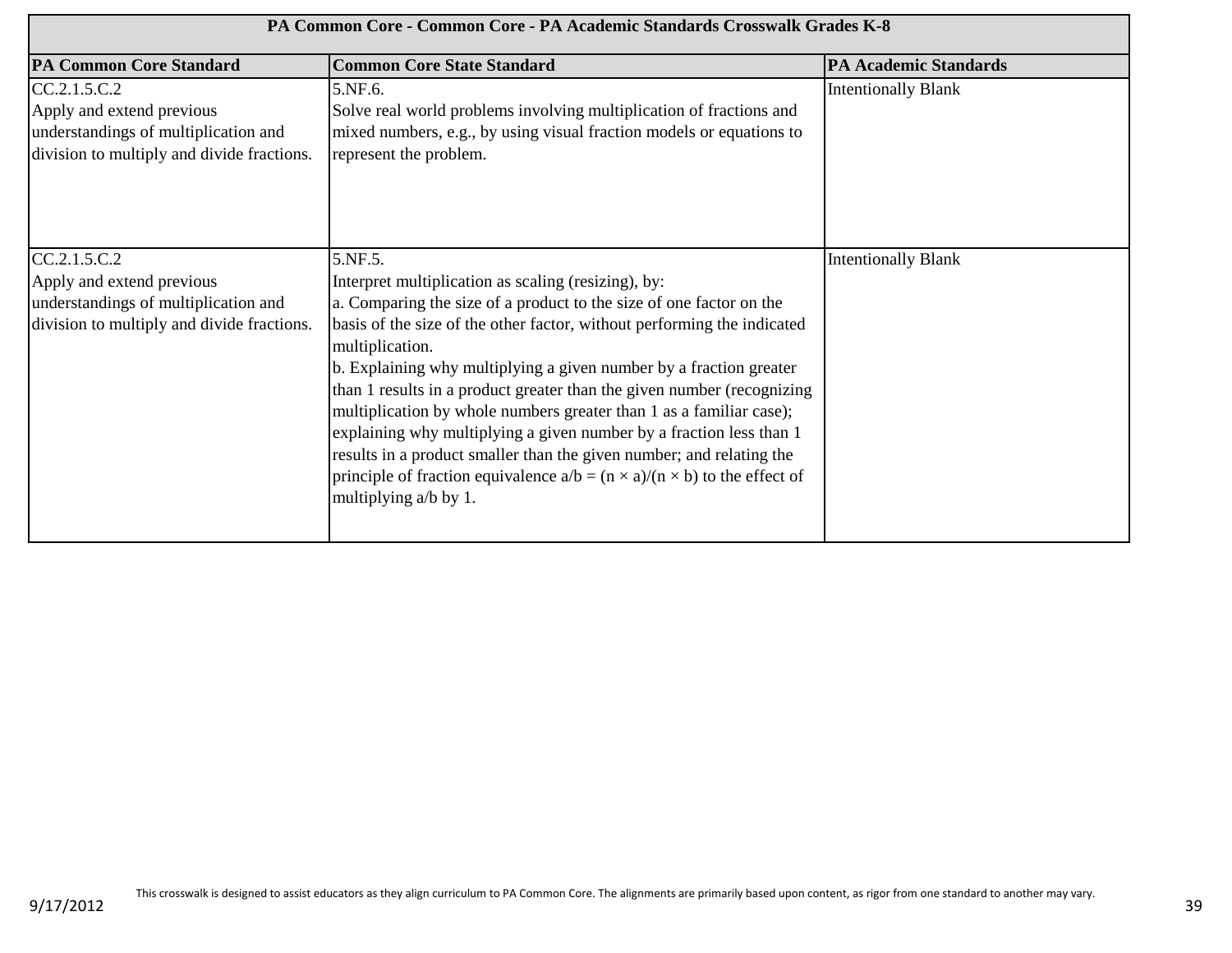| PA Common Core - Common Core - PA Academic Standards Crosswalk Grades K-8 | | |
|---|---|---|
| **PA Common Core Standard** | **Common Core State Standard** | **PA Academic Standards** |
| CC.2.1.5.C.2<br>Apply and extend previous understandings of multiplication and division to multiply and divide fractions. | 5.NF.6.<br>Solve real world problems involving multiplication of fractions and mixed numbers, e.g., by using visual fraction models or equations to represent the problem. | Intentionally Blank |
| CC.2.1.5.C.2<br>Apply and extend previous understandings of multiplication and division to multiply and divide fractions. | 5.NF.5.<br>Interpret multiplication as scaling (resizing), by:<br>a. Comparing the size of a product to the size of one factor on the basis of the size of the other factor, without performing the indicated multiplication.<br>b. Explaining why multiplying a given number by a fraction greater than 1 results in a product greater than the given number (recognizing multiplication by whole numbers greater than 1 as a familiar case); explaining why multiplying a given number by a fraction less than 1 results in a product smaller than the given number; and relating the principle of fraction equivalence $a/b = (n \times a)/(n \times b)$ to the effect of multiplying $a/b$ by 1. | Intentionally Blank |

This crosswalk is designed to assist educators as they align curriculum to PA Common Core. The alignments are primarily based upon content, as rigor from one standard to another may vary.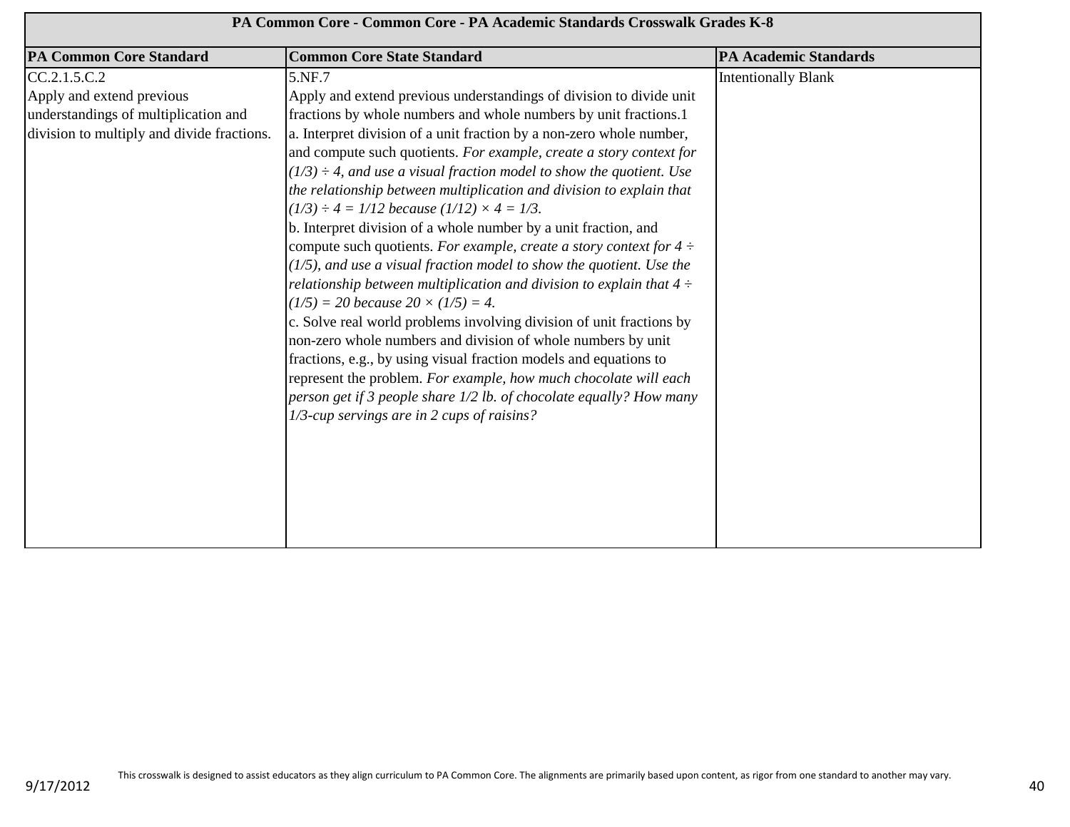| PA Common Core - Common Core - PA Academic Standards Crosswalk Grades K-8 | | |
|---|---|---|
| **PA Common Core Standard** | **Common Core State Standard** | **PA Academic Standards** |
| CC.2.1.5.C.2<br>Apply and extend previous understandings of multiplication and division to multiply and divide fractions. | 5.NF.7<br>Apply and extend previous understandings of division to divide unit fractions by whole numbers and whole numbers by unit fractions.1<br>a. Interpret division of a unit fraction by a non-zero whole number, and compute such quotients. *For example, create a story context for* $(1/3) \div 4$*, and use a visual fraction model to show the quotient. Use the relationship between multiplication and division to explain that* $(1/3) \div 4 = 1/12$ *because* $(1/12) \times 4 = 1/3$*.*<br>b. Interpret division of a whole number by a unit fraction, and compute such quotients. *For example, create a story context for* $4 \div (1/5)$*, and use a visual fraction model to show the quotient. Use the relationship between multiplication and division to explain that* $4 \div (1/5) = 20$ *because* $20 \times (1/5) = 4$*.*<br>c. Solve real world problems involving division of unit fractions by non-zero whole numbers and division of whole numbers by unit fractions, e.g., by using visual fraction models and equations to represent the problem. *For example, how much chocolate will each person get if 3 people share 1/2 lb. of chocolate equally? How many 1/3-cup servings are in 2 cups of raisins?* | Intentionally Blank |

This crosswalk is designed to assist educators as they align curriculum to PA Common Core. The alignments are primarily based upon content, as rigor from one standard to another may vary.

9/17/2012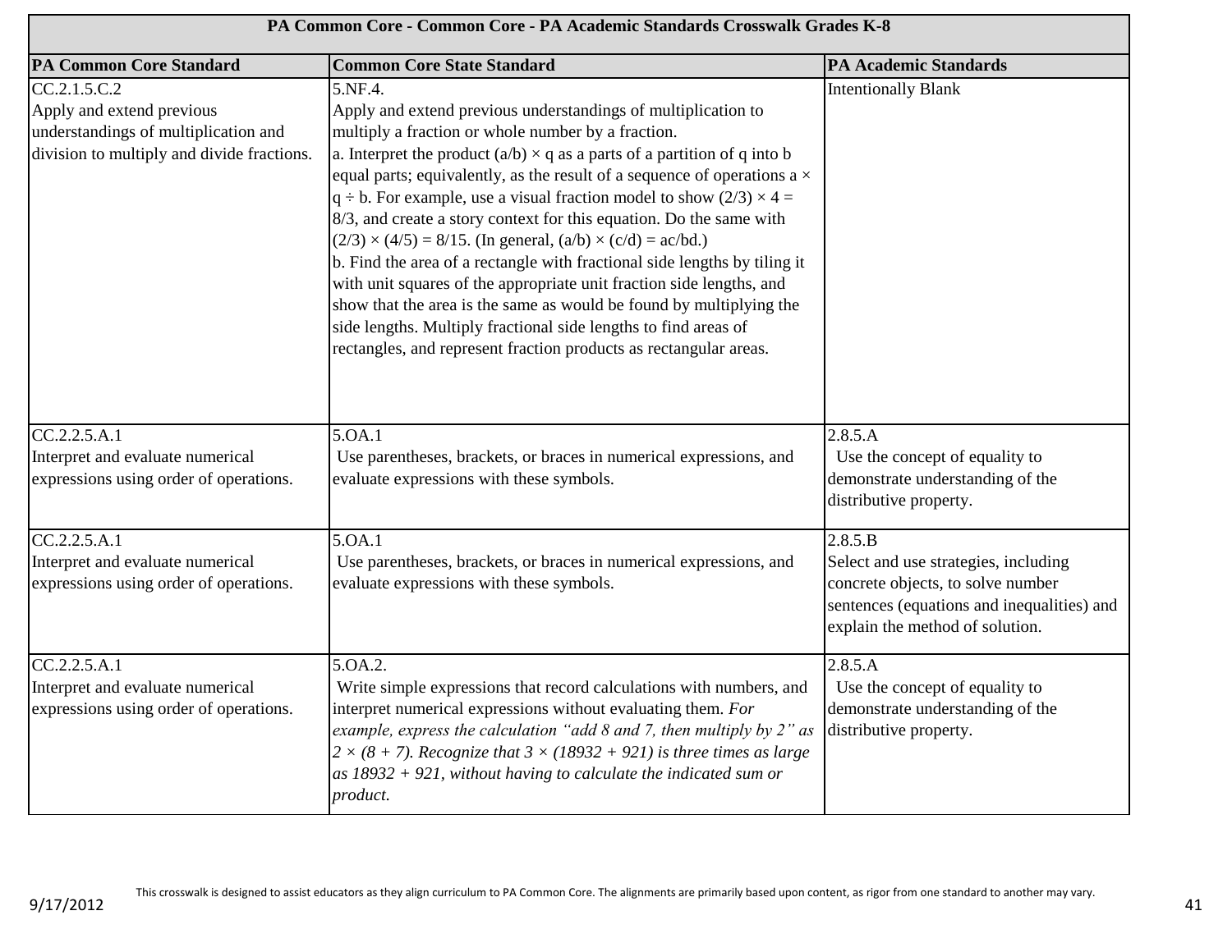| PA Common Core - Common Core - PA Academic Standards Crosswalk Grades K-8 | | |
|---|---|---|
| **PA Common Core Standard** | **Common Core State Standard** | **PA Academic Standards** |
| CC.2.1.5.C.2<br>Apply and extend previous understandings of multiplication and division to multiply and divide fractions. | 5.NF.4.<br>Apply and extend previous understandings of multiplication to multiply a fraction or whole number by a fraction.<br>a. Interpret the product $(a/b) \times q$ as a parts of a partition of q into b equal parts; equivalently, as the result of a sequence of operations $a \times q \div b$. For example, use a visual fraction model to show $(2/3) \times 4 = 8/3$, and create a story context for this equation. Do the same with $(2/3) \times (4/5) = 8/15$. (In general, $(a/b) \times (c/d) = ac/bd$.)<br>b. Find the area of a rectangle with fractional side lengths by tiling it with unit squares of the appropriate unit fraction side lengths, and show that the area is the same as would be found by multiplying the side lengths. Multiply fractional side lengths to find areas of rectangles, and represent fraction products as rectangular areas. | Intentionally Blank |
| CC.2.2.5.A.1<br>Interpret and evaluate numerical expressions using order of operations. | 5.OA.1<br>Use parentheses, brackets, or braces in numerical expressions, and evaluate expressions with these symbols. | 2.8.5.A<br>Use the concept of equality to demonstrate understanding of the distributive property. |
| CC.2.2.5.A.1<br>Interpret and evaluate numerical expressions using order of operations. | 5.OA.1<br>Use parentheses, brackets, or braces in numerical expressions, and evaluate expressions with these symbols. | 2.8.5.B<br>Select and use strategies, including concrete objects, to solve number sentences (equations and inequalities) and explain the method of solution. |
| CC.2.2.5.A.1<br>Interpret and evaluate numerical expressions using order of operations. | 5.OA.2.<br>Write simple expressions that record calculations with numbers, and interpret numerical expressions without evaluating them. *For example, express the calculation "add 8 and 7, then multiply by 2" as $2 \times (8 + 7)$. Recognize that $3 \times (18932 + 921)$ is three times as large as $18932 + 921$, without having to calculate the indicated sum or product.* | 2.8.5.A<br>Use the concept of equality to demonstrate understanding of the distributive property. |

This crosswalk is designed to assist educators as they align curriculum to PA Common Core. The alignments are primarily based upon content, as rigor from one standard to another may vary.

9/17/2012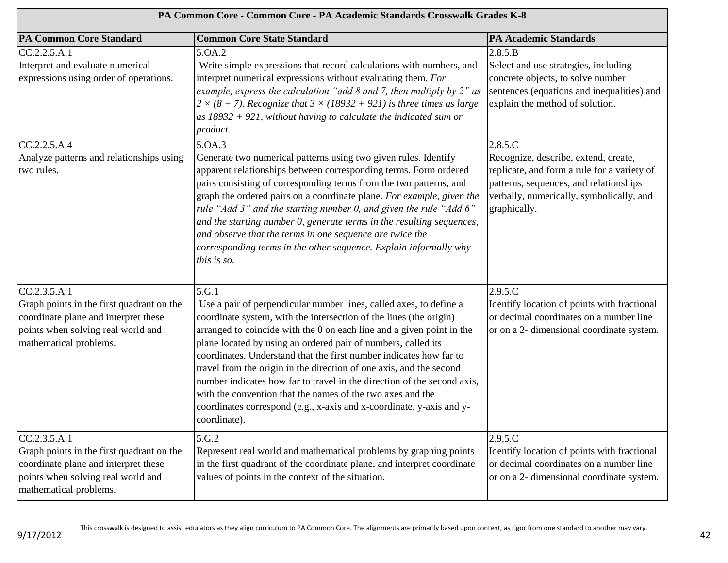| PA Common Core - Common Core - PA Academic Standards Crosswalk Grades K-8 | | |
|---|---|---|
| **PA Common Core Standard** | **Common Core State Standard** | **PA Academic Standards** |
| CC.2.2.5.A.1<br>Interpret and evaluate numerical expressions using order of operations. | 5.OA.2<br>Write simple expressions that record calculations with numbers, and interpret numerical expressions without evaluating them. *For example, express the calculation "add 8 and 7, then multiply by 2" as $2 \times (8 + 7)$. Recognize that $3 \times (18932 + 921)$ is three times as large as $18932 + 921$, without having to calculate the indicated sum or product.* | 2.8.5.B<br>Select and use strategies, including concrete objects, to solve number sentences (equations and inequalities) and explain the method of solution. |
| CC.2.2.5.A.4<br>Analyze patterns and relationships using two rules. | 5.OA.3<br>Generate two numerical patterns using two given rules. Identify apparent relationships between corresponding terms. Form ordered pairs consisting of corresponding terms from the two patterns, and graph the ordered pairs on a coordinate plane. *For example, given the rule "Add 3" and the starting number 0, and given the rule "Add 6" and the starting number 0, generate terms in the resulting sequences, and observe that the terms in one sequence are twice the corresponding terms in the other sequence. Explain informally why this is so.* | 2.8.5.C<br>Recognize, describe, extend, create, replicate, and form a rule for a variety of patterns, sequences, and relationships verbally, numerically, symbolically, and graphically. |
| CC.2.3.5.A.1<br>Graph points in the first quadrant on the coordinate plane and interpret these points when solving real world and mathematical problems. | 5.G.1<br>Use a pair of perpendicular number lines, called axes, to define a coordinate system, with the intersection of the lines (the origin) arranged to coincide with the 0 on each line and a given point in the plane located by using an ordered pair of numbers, called its coordinates. Understand that the first number indicates how far to travel from the origin in the direction of one axis, and the second number indicates how far to travel in the direction of the second axis, with the convention that the names of the two axes and the coordinates correspond (e.g., x-axis and x-coordinate, y-axis and y-coordinate). | 2.9.5.C<br>Identify location of points with fractional or decimal coordinates on a number line or on a 2- dimensional coordinate system. |
| CC.2.3.5.A.1<br>Graph points in the first quadrant on the coordinate plane and interpret these points when solving real world and mathematical problems. | 5.G.2<br>Represent real world and mathematical problems by graphing points in the first quadrant of the coordinate plane, and interpret coordinate values of points in the context of the situation. | 2.9.5.C<br>Identify location of points with fractional or decimal coordinates on a number line or on a 2- dimensional coordinate system. |

This crosswalk is designed to assist educators as they align curriculum to PA Common Core. The alignments are primarily based upon content, as rigor from one standard to another may vary.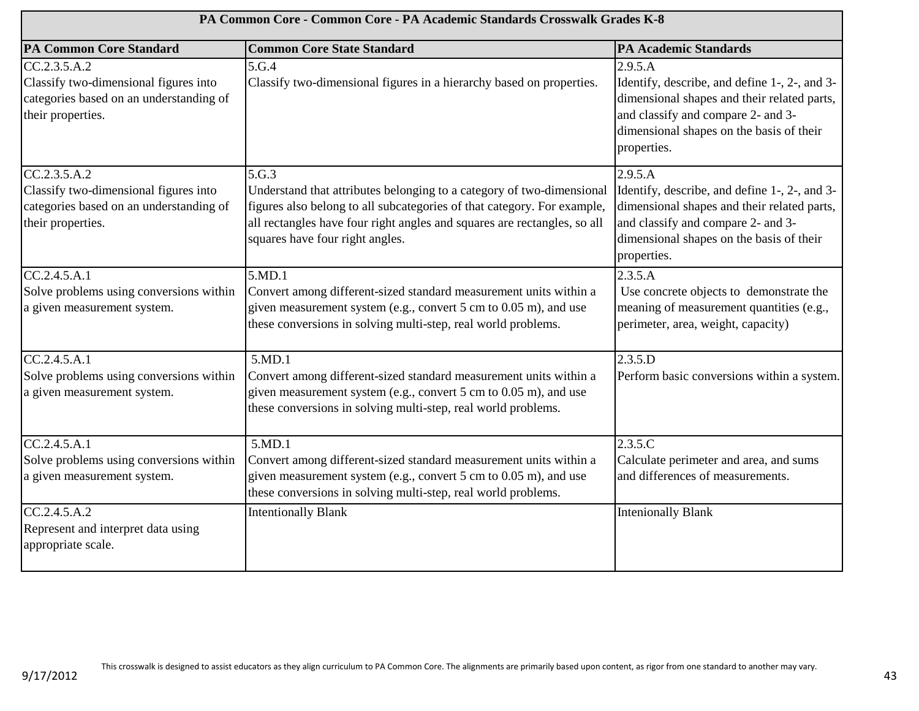| PA Common Core - Common Core - PA Academic Standards Crosswalk Grades K-8 | | |
|---|---|---|
| **PA Common Core Standard** | **Common Core State Standard** | **PA Academic Standards** |
| CC.2.3.5.A.2<br>Classify two-dimensional figures into categories based on an understanding of their properties. | 5.G.4<br>Classify two-dimensional figures in a hierarchy based on properties. | 2.9.5.A<br>Identify, describe, and define 1-, 2-, and 3-dimensional shapes and their related parts, and classify and compare 2- and 3-dimensional shapes on the basis of their properties. |
| CC.2.3.5.A.2<br>Classify two-dimensional figures into categories based on an understanding of their properties. | 5.G.3<br>Understand that attributes belonging to a category of two-dimensional figures also belong to all subcategories of that category. For example, all rectangles have four right angles and squares are rectangles, so all squares have four right angles. | 2.9.5.A<br>Identify, describe, and define 1-, 2-, and 3-dimensional shapes and their related parts, and classify and compare 2- and 3-dimensional shapes on the basis of their properties. |
| CC.2.4.5.A.1<br>Solve problems using conversions within a given measurement system. | 5.MD.1<br>Convert among different-sized standard measurement units within a given measurement system (e.g., convert 5 cm to 0.05 m), and use these conversions in solving multi-step, real world problems. | 2.3.5.A<br>Use concrete objects to demonstrate the meaning of measurement quantities (e.g., perimeter, area, weight, capacity) |
| CC.2.4.5.A.1<br>Solve problems using conversions within a given measurement system. | 5.MD.1<br>Convert among different-sized standard measurement units within a given measurement system (e.g., convert 5 cm to 0.05 m), and use these conversions in solving multi-step, real world problems. | 2.3.5.D<br>Perform basic conversions within a system. |
| CC.2.4.5.A.1<br>Solve problems using conversions within a given measurement system. | 5.MD.1<br>Convert among different-sized standard measurement units within a given measurement system (e.g., convert 5 cm to 0.05 m), and use these conversions in solving multi-step, real world problems. | 2.3.5.C<br>Calculate perimeter and area, and sums and differences of measurements. |
| CC.2.4.5.A.2<br>Represent and interpret data using appropriate scale. | Intentionally Blank | Intenionally Blank |

This crosswalk is designed to assist educators as they align curriculum to PA Common Core. The alignments are primarily based upon content, as rigor from one standard to another may vary.

9/17/2012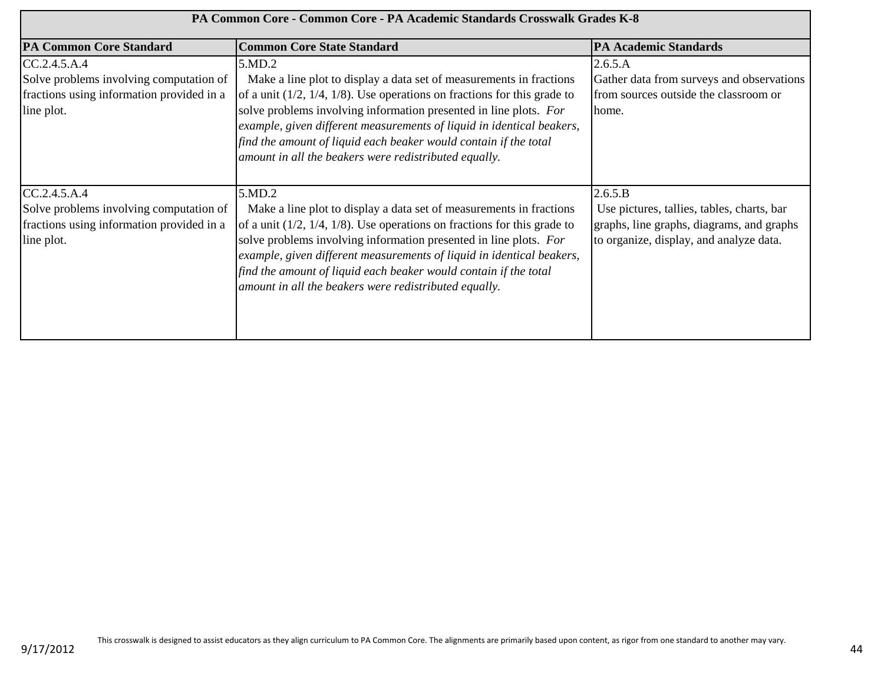| PA Common Core - Common Core - PA Academic Standards Crosswalk Grades K-8 | | |
|---|---|---|
| **PA Common Core Standard** | **Common Core State Standard** | **PA Academic Standards** |
| CC.2.4.5.A.4<br>Solve problems involving computation of fractions using information provided in a line plot. | 5.MD.2<br>Make a line plot to display a data set of measurements in fractions of a unit (1/2, 1/4, 1/8). Use operations on fractions for this grade to solve problems involving information presented in line plots. *For example, given different measurements of liquid in identical beakers, find the amount of liquid each beaker would contain if the total amount in all the beakers were redistributed equally.* | 2.6.5.A<br>Gather data from surveys and observations from sources outside the classroom or home. |
| CC.2.4.5.A.4<br>Solve problems involving computation of fractions using information provided in a line plot. | 5.MD.2<br>Make a line plot to display a data set of measurements in fractions of a unit (1/2, 1/4, 1/8). Use operations on fractions for this grade to solve problems involving information presented in line plots. *For example, given different measurements of liquid in identical beakers, find the amount of liquid each beaker would contain if the total amount in all the beakers were redistributed equally.* | 2.6.5.B<br>Use pictures, tallies, tables, charts, bar graphs, line graphs, diagrams, and graphs to organize, display, and analyze data. |

This crosswalk is designed to assist educators as they align curriculum to PA Common Core. The alignments are primarily based upon content, as rigor from one standard to another may vary.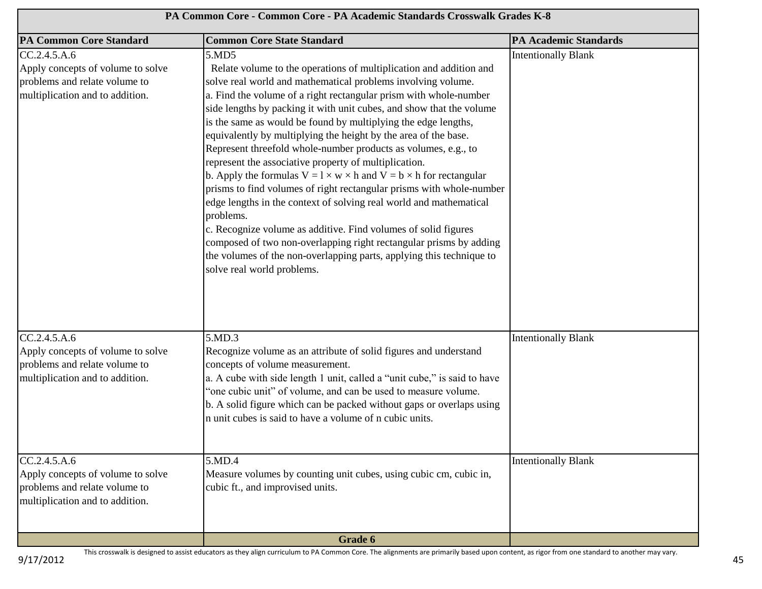| PA Common Core - Common Core - PA Academic Standards Crosswalk Grades K-8 | | |
|---|---|---|
| **PA Common Core Standard** | **Common Core State Standard** | **PA Academic Standards** |
| CC.2.4.5.A.6<br>Apply concepts of volume to solve problems and relate volume to multiplication and to addition. | 5.MD5<br>Relate volume to the operations of multiplication and addition and solve real world and mathematical problems involving volume.<br>a. Find the volume of a right rectangular prism with whole-number side lengths by packing it with unit cubes, and show that the volume is the same as would be found by multiplying the edge lengths, equivalently by multiplying the height by the area of the base. Represent threefold whole-number products as volumes, e.g., to represent the associative property of multiplication.<br>b. Apply the formulas $V = l \times w \times h$ and $V = b \times h$ for rectangular prisms to find volumes of right rectangular prisms with whole-number edge lengths in the context of solving real world and mathematical problems.<br>c. Recognize volume as additive. Find volumes of solid figures composed of two non-overlapping right rectangular prisms by adding the volumes of the non-overlapping parts, applying this technique to solve real world problems. | Intentionally Blank |
| CC.2.4.5.A.6<br>Apply concepts of volume to solve problems and relate volume to multiplication and to addition. | 5.MD.3<br>Recognize volume as an attribute of solid figures and understand concepts of volume measurement.<br>a. A cube with side length 1 unit, called a "unit cube," is said to have "one cubic unit" of volume, and can be used to measure volume.<br>b. A solid figure which can be packed without gaps or overlaps using n unit cubes is said to have a volume of n cubic units. | Intentionally Blank |
| CC.2.4.5.A.6<br>Apply concepts of volume to solve problems and relate volume to multiplication and to addition. | 5.MD.4<br>Measure volumes by counting unit cubes, using cubic cm, cubic in, cubic ft., and improvised units. | Intentionally Blank |
| | **Grade 6** | |

This crosswalk is designed to assist educators as they align curriculum to PA Common Core. The alignments are primarily based upon content, as rigor from one standard to another may vary.

9/17/2012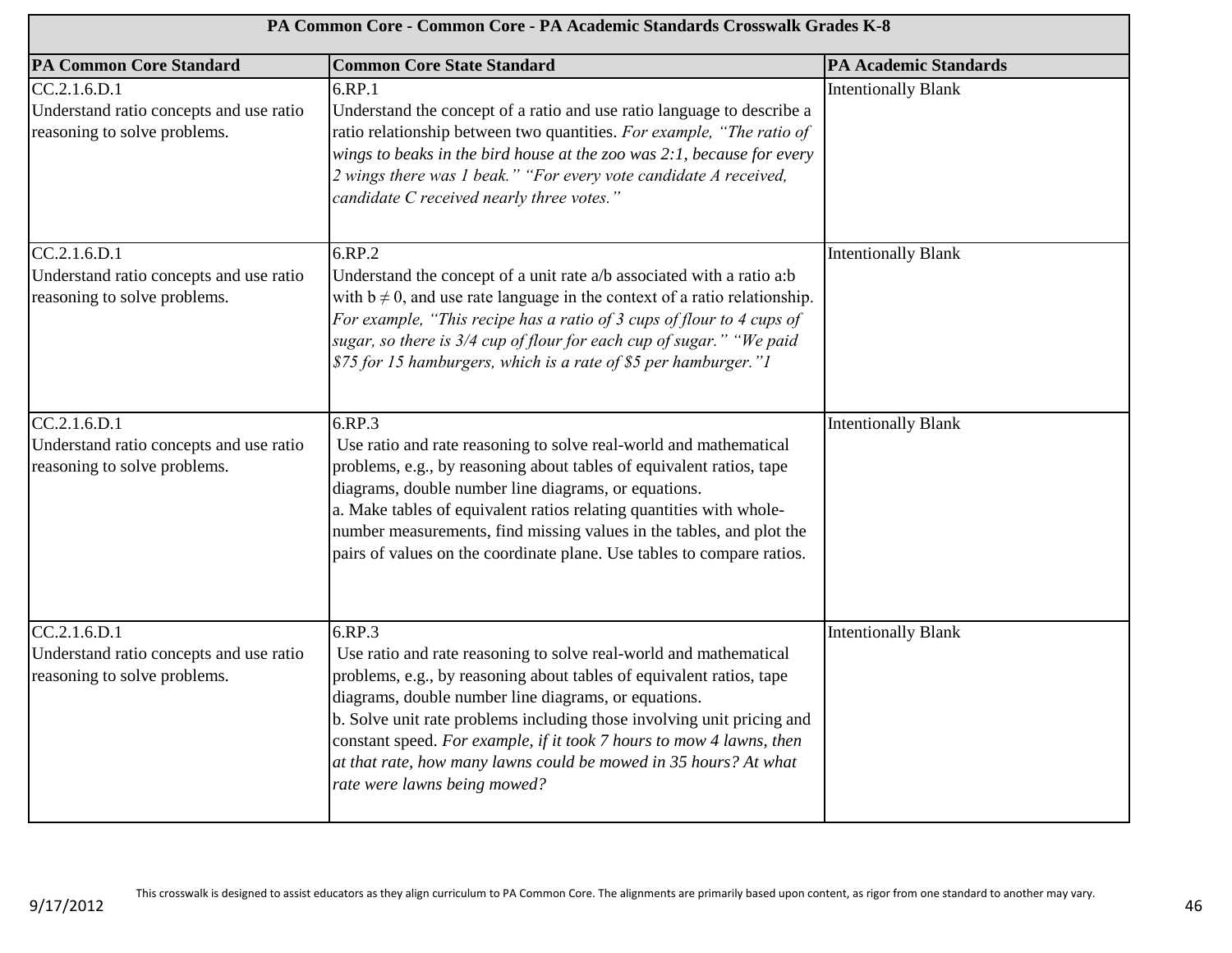| PA Common Core - Common Core - PA Academic Standards Crosswalk Grades K-8 | | |
|---|---|---|
| **PA Common Core Standard** | **Common Core State Standard** | **PA Academic Standards** |
| CC.2.1.6.D.1<br>Understand ratio concepts and use ratio reasoning to solve problems. | 6.RP.1<br>Understand the concept of a ratio and use ratio language to describe a ratio relationship between two quantities. *For example, "The ratio of wings to beaks in the bird house at the zoo was 2:1, because for every 2 wings there was 1 beak." "For every vote candidate A received, candidate C received nearly three votes."* | Intentionally Blank |
| CC.2.1.6.D.1<br>Understand ratio concepts and use ratio reasoning to solve problems. | 6.RP.2<br>Understand the concept of a unit rate a/b associated with a ratio a:b with $b \neq 0$, and use rate language in the context of a ratio relationship. *For example, "This recipe has a ratio of 3 cups of flour to 4 cups of sugar, so there is 3/4 cup of flour for each cup of sugar." "We paid \$75 for 15 hamburgers, which is a rate of \$5 per hamburger."1* | Intentionally Blank |
| CC.2.1.6.D.1<br>Understand ratio concepts and use ratio reasoning to solve problems. | 6.RP.3<br>Use ratio and rate reasoning to solve real-world and mathematical problems, e.g., by reasoning about tables of equivalent ratios, tape diagrams, double number line diagrams, or equations.<br>a. Make tables of equivalent ratios relating quantities with whole-number measurements, find missing values in the tables, and plot the pairs of values on the coordinate plane. Use tables to compare ratios. | Intentionally Blank |
| CC.2.1.6.D.1<br>Understand ratio concepts and use ratio reasoning to solve problems. | 6.RP.3<br>Use ratio and rate reasoning to solve real-world and mathematical problems, e.g., by reasoning about tables of equivalent ratios, tape diagrams, double number line diagrams, or equations.<br>b. Solve unit rate problems including those involving unit pricing and constant speed. *For example, if it took 7 hours to mow 4 lawns, then at that rate, how many lawns could be mowed in 35 hours? At what rate were lawns being mowed?* | Intentionally Blank |

This crosswalk is designed to assist educators as they align curriculum to PA Common Core. The alignments are primarily based upon content, as rigor from one standard to another may vary.

9/17/2012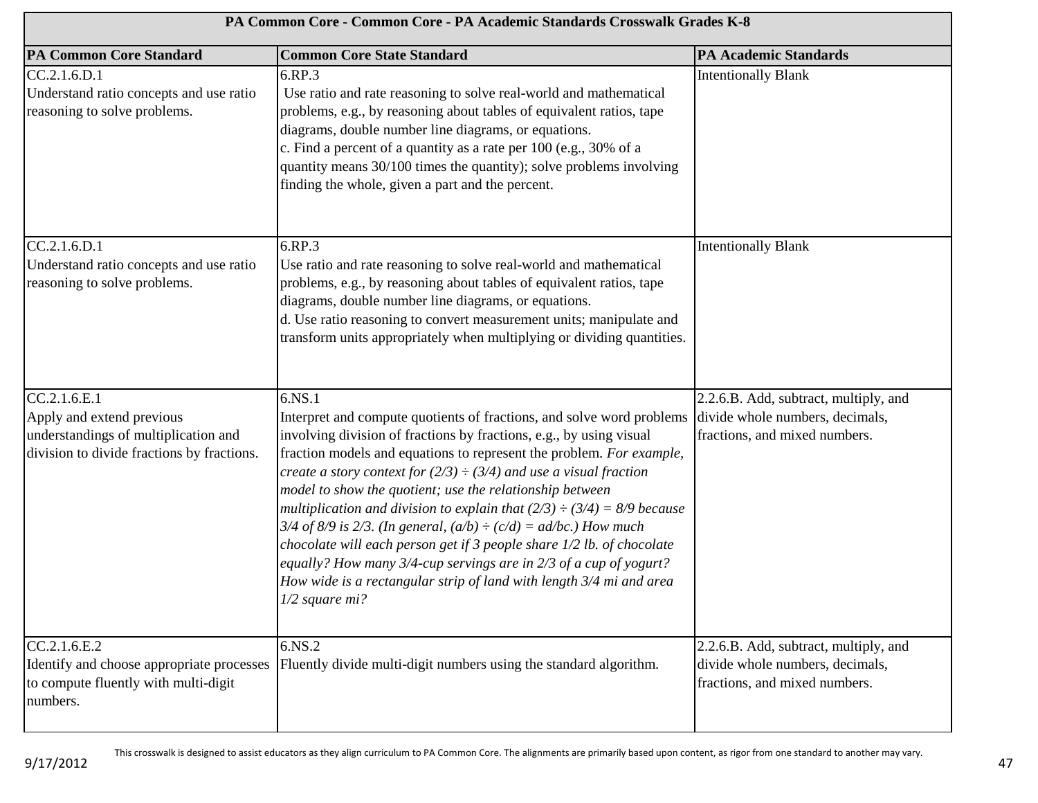| PA Common Core - Common Core - PA Academic Standards Crosswalk Grades K-8 | | |
|---|---|---|
| **PA Common Core Standard** | **Common Core State Standard** | **PA Academic Standards** |
| CC.2.1.6.D.1<br>Understand ratio concepts and use ratio reasoning to solve problems. | 6.RP.3<br>Use ratio and rate reasoning to solve real-world and mathematical problems, e.g., by reasoning about tables of equivalent ratios, tape diagrams, double number line diagrams, or equations.<br>c. Find a percent of a quantity as a rate per 100 (e.g., 30% of a quantity means 30/100 times the quantity); solve problems involving finding the whole, given a part and the percent. | Intentionally Blank |
| CC.2.1.6.D.1<br>Understand ratio concepts and use ratio reasoning to solve problems. | 6.RP.3<br>Use ratio and rate reasoning to solve real-world and mathematical problems, e.g., by reasoning about tables of equivalent ratios, tape diagrams, double number line diagrams, or equations.<br>d. Use ratio reasoning to convert measurement units; manipulate and transform units appropriately when multiplying or dividing quantities. | Intentionally Blank |
| CC.2.1.6.E.1<br>Apply and extend previous understandings of multiplication and division to divide fractions by fractions. | 6.NS.1<br>Interpret and compute quotients of fractions, and solve word problems involving division of fractions by fractions, e.g., by using visual fraction models and equations to represent the problem. *For example, create a story context for $(2/3) \div (3/4)$ and use a visual fraction model to show the quotient; use the relationship between multiplication and division to explain that $(2/3) \div (3/4) = 8/9$ because 3/4 of 8/9 is 2/3. (In general, $(a/b) \div (c/d) = ad/bc$.) How much chocolate will each person get if 3 people share 1/2 lb. of chocolate equally? How many 3/4-cup servings are in 2/3 of a cup of yogurt? How wide is a rectangular strip of land with length 3/4 mi and area 1/2 square mi?* | 2.2.6.B. Add, subtract, multiply, and divide whole numbers, decimals, fractions, and mixed numbers. |
| CC.2.1.6.E.2<br>Identify and choose appropriate processes to compute fluently with multi-digit numbers. | 6.NS.2<br>Fluently divide multi-digit numbers using the standard algorithm. | 2.2.6.B. Add, subtract, multiply, and divide whole numbers, decimals, fractions, and mixed numbers. |

This crosswalk is designed to assist educators as they align curriculum to PA Common Core. The alignments are primarily based upon content, as rigor from one standard to another may vary.

9/17/2012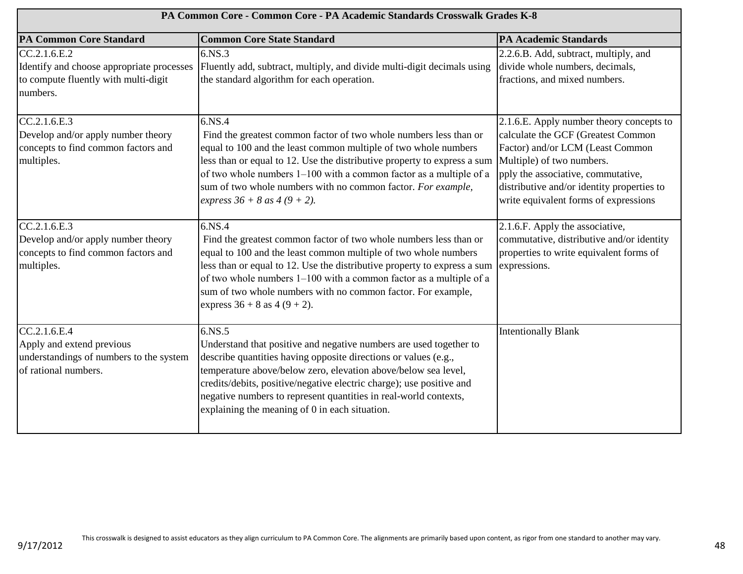| PA Common Core - Common Core - PA Academic Standards Crosswalk Grades K-8 | | |
|---|---|---|
| **PA Common Core Standard** | **Common Core State Standard** | **PA Academic Standards** |
| CC.2.1.6.E.2<br>Identify and choose appropriate processes to compute fluently with multi-digit numbers. | 6.NS.3<br>Fluently add, subtract, multiply, and divide multi-digit decimals using the standard algorithm for each operation. | 2.2.6.B. Add, subtract, multiply, and divide whole numbers, decimals, fractions, and mixed numbers. |
| CC.2.1.6.E.3<br>Develop and/or apply number theory concepts to find common factors and multiples. | 6.NS.4<br>Find the greatest common factor of two whole numbers less than or equal to 100 and the least common multiple of two whole numbers less than or equal to 12. Use the distributive property to express a sum of two whole numbers 1–100 with a common factor as a multiple of a sum of two whole numbers with no common factor. *For example, express 36 + 8 as 4 (9 + 2).* | 2.1.6.E. Apply number theory concepts to calculate the GCF (Greatest Common Factor) and/or LCM (Least Common Multiple) of two numbers.<br>pply the associative, commutative, distributive and/or identity properties to write equivalent forms of expressions |
| CC.2.1.6.E.3<br>Develop and/or apply number theory concepts to find common factors and multiples. | 6.NS.4<br>Find the greatest common factor of two whole numbers less than or equal to 100 and the least common multiple of two whole numbers less than or equal to 12. Use the distributive property to express a sum of two whole numbers 1–100 with a common factor as a multiple of a sum of two whole numbers with no common factor. For example, express 36 + 8 as 4 (9 + 2). | 2.1.6.F. Apply the associative, commutative, distributive and/or identity properties to write equivalent forms of expressions. |
| CC.2.1.6.E.4<br>Apply and extend previous understandings of numbers to the system of rational numbers. | 6.NS.5<br>Understand that positive and negative numbers are used together to describe quantities having opposite directions or values (e.g., temperature above/below zero, elevation above/below sea level, credits/debits, positive/negative electric charge); use positive and negative numbers to represent quantities in real-world contexts, explaining the meaning of 0 in each situation. | Intentionally Blank |

This crosswalk is designed to assist educators as they align curriculum to PA Common Core. The alignments are primarily based upon content, as rigor from one standard to another may vary.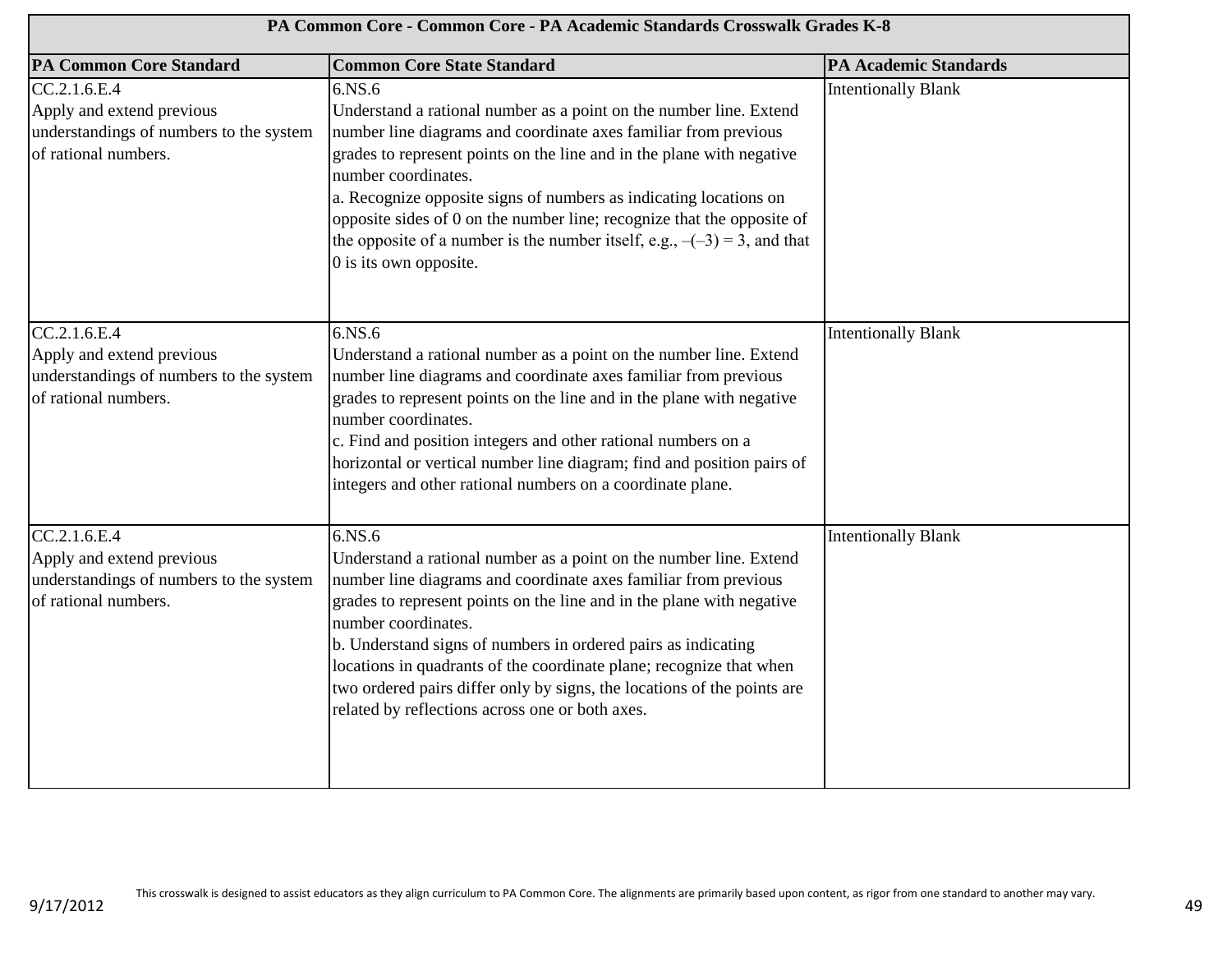| PA Common Core - Common Core - PA Academic Standards Crosswalk Grades K-8 | | |
|---|---|---|
| **PA Common Core Standard** | **Common Core State Standard** | **PA Academic Standards** |
| CC.2.1.6.E.4<br>Apply and extend previous understandings of numbers to the system of rational numbers. | 6.NS.6<br>Understand a rational number as a point on the number line. Extend number line diagrams and coordinate axes familiar from previous grades to represent points on the line and in the plane with negative number coordinates.<br>a. Recognize opposite signs of numbers as indicating locations on opposite sides of 0 on the number line; recognize that the opposite of the opposite of a number is the number itself, e.g., $-(-3) = 3$, and that 0 is its own opposite. | Intentionally Blank |
| CC.2.1.6.E.4<br>Apply and extend previous understandings of numbers to the system of rational numbers. | 6.NS.6<br>Understand a rational number as a point on the number line. Extend number line diagrams and coordinate axes familiar from previous grades to represent points on the line and in the plane with negative number coordinates.<br>c. Find and position integers and other rational numbers on a horizontal or vertical number line diagram; find and position pairs of integers and other rational numbers on a coordinate plane. | Intentionally Blank |
| CC.2.1.6.E.4<br>Apply and extend previous understandings of numbers to the system of rational numbers. | 6.NS.6<br>Understand a rational number as a point on the number line. Extend number line diagrams and coordinate axes familiar from previous grades to represent points on the line and in the plane with negative number coordinates.<br>b. Understand signs of numbers in ordered pairs as indicating locations in quadrants of the coordinate plane; recognize that when two ordered pairs differ only by signs, the locations of the points are related by reflections across one or both axes. | Intentionally Blank |

This crosswalk is designed to assist educators as they align curriculum to PA Common Core. The alignments are primarily based upon content, as rigor from one standard to another may vary.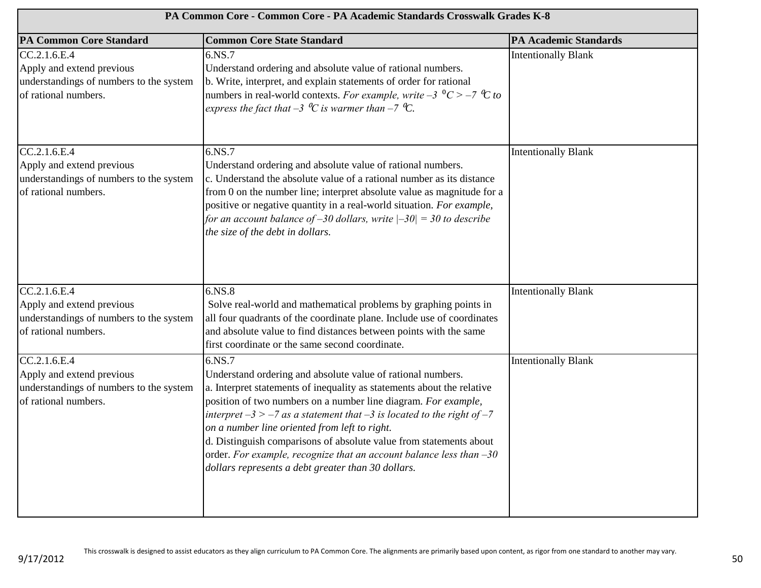| PA Common Core - Common Core - PA Academic Standards Crosswalk Grades K-8 | | |
|---|---|---|
| **PA Common Core Standard** | **Common Core State Standard** | **PA Academic Standards** |
| CC.2.1.6.E.4<br>Apply and extend previous understandings of numbers to the system of rational numbers. | 6.NS.7<br>Understand ordering and absolute value of rational numbers.<br>b. Write, interpret, and explain statements of order for rational numbers in real-world contexts. *For example, write $-3\ ^0C > -7\ ^0C$ to express the fact that $-3\ ^0C$ is warmer than $-7\ ^0C$.* | Intentionally Blank |
| CC.2.1.6.E.4<br>Apply and extend previous understandings of numbers to the system of rational numbers. | 6.NS.7<br>Understand ordering and absolute value of rational numbers.<br>c. Understand the absolute value of a rational number as its distance from 0 on the number line; interpret absolute value as magnitude for a positive or negative quantity in a real-world situation. *For example, for an account balance of –30 dollars, write $\lvert -30 \rvert = 30$ to describe the size of the debt in dollars.* | Intentionally Blank |
| CC.2.1.6.E.4<br>Apply and extend previous understandings of numbers to the system of rational numbers. | 6.NS.8<br>Solve real-world and mathematical problems by graphing points in all four quadrants of the coordinate plane. Include use of coordinates and absolute value to find distances between points with the same first coordinate or the same second coordinate. | Intentionally Blank |
| CC.2.1.6.E.4<br>Apply and extend previous understandings of numbers to the system of rational numbers. | 6.NS.7<br>Understand ordering and absolute value of rational numbers.<br>a. Interpret statements of inequality as statements about the relative position of two numbers on a number line diagram. *For example, interpret $-3 > -7$ as a statement that –3 is located to the right of –7 on a number line oriented from left to right.*<br>d. Distinguish comparisons of absolute value from statements about order. *For example, recognize that an account balance less than –30 dollars represents a debt greater than 30 dollars.* | Intentionally Blank |

This crosswalk is designed to assist educators as they align curriculum to PA Common Core. The alignments are primarily based upon content, as rigor from one standard to another may vary.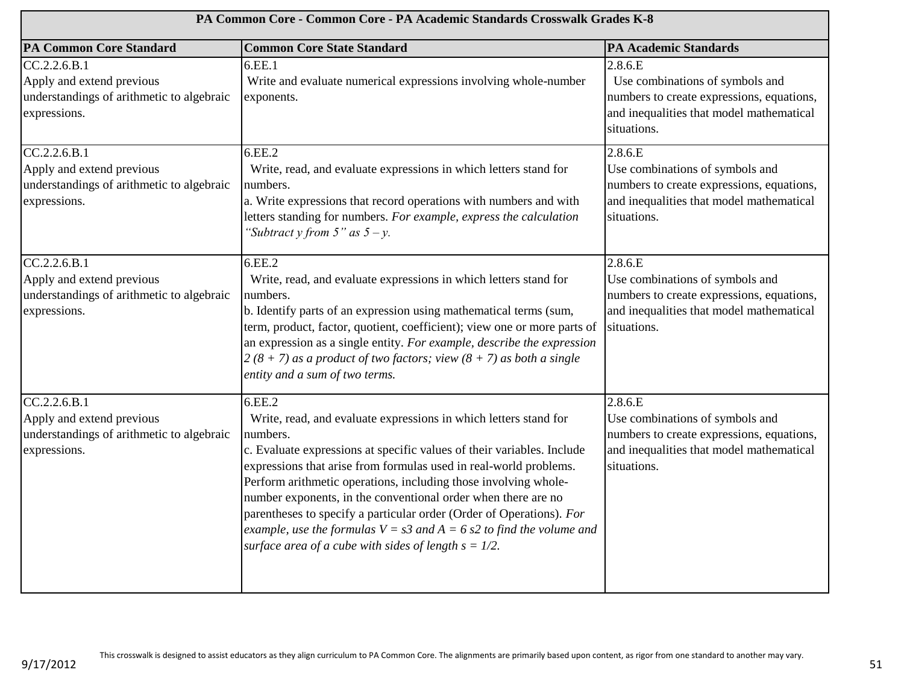| PA Common Core - Common Core - PA Academic Standards Crosswalk Grades K-8 | | |
|---|---|---|
| **PA Common Core Standard** | **Common Core State Standard** | **PA Academic Standards** |
| CC.2.2.6.B.1<br>Apply and extend previous understandings of arithmetic to algebraic expressions. | 6.EE.1<br>Write and evaluate numerical expressions involving whole-number exponents. | 2.8.6.E<br>Use combinations of symbols and numbers to create expressions, equations, and inequalities that model mathematical situations. |
| CC.2.2.6.B.1<br>Apply and extend previous understandings of arithmetic to algebraic expressions. | 6.EE.2<br>Write, read, and evaluate expressions in which letters stand for numbers.<br>a. Write expressions that record operations with numbers and with letters standing for numbers. *For example, express the calculation "Subtract y from 5" as $5 – y$.* | 2.8.6.E<br>Use combinations of symbols and numbers to create expressions, equations, and inequalities that model mathematical situations. |
| CC.2.2.6.B.1<br>Apply and extend previous understandings of arithmetic to algebraic expressions. | 6.EE.2<br>Write, read, and evaluate expressions in which letters stand for numbers.<br>b. Identify parts of an expression using mathematical terms (sum, term, product, factor, quotient, coefficient); view one or more parts of an expression as a single entity. *For example, describe the expression $2 (8 + 7)$ as a product of two factors; view $(8 + 7)$ as both a single entity and a sum of two terms.* | 2.8.6.E<br>Use combinations of symbols and numbers to create expressions, equations, and inequalities that model mathematical situations. |
| CC.2.2.6.B.1<br>Apply and extend previous understandings of arithmetic to algebraic expressions. | 6.EE.2<br>Write, read, and evaluate expressions in which letters stand for numbers.<br>c. Evaluate expressions at specific values of their variables. Include expressions that arise from formulas used in real-world problems. Perform arithmetic operations, including those involving whole-number exponents, in the conventional order when there are no parentheses to specify a particular order (Order of Operations). *For example, use the formulas $V = s3$ and $A = 6\ s2$ to find the volume and surface area of a cube with sides of length $s = 1/2$.* | 2.8.6.E<br>Use combinations of symbols and numbers to create expressions, equations, and inequalities that model mathematical situations. |

This crosswalk is designed to assist educators as they align curriculum to PA Common Core. The alignments are primarily based upon content, as rigor from one standard to another may vary.

9/17/2012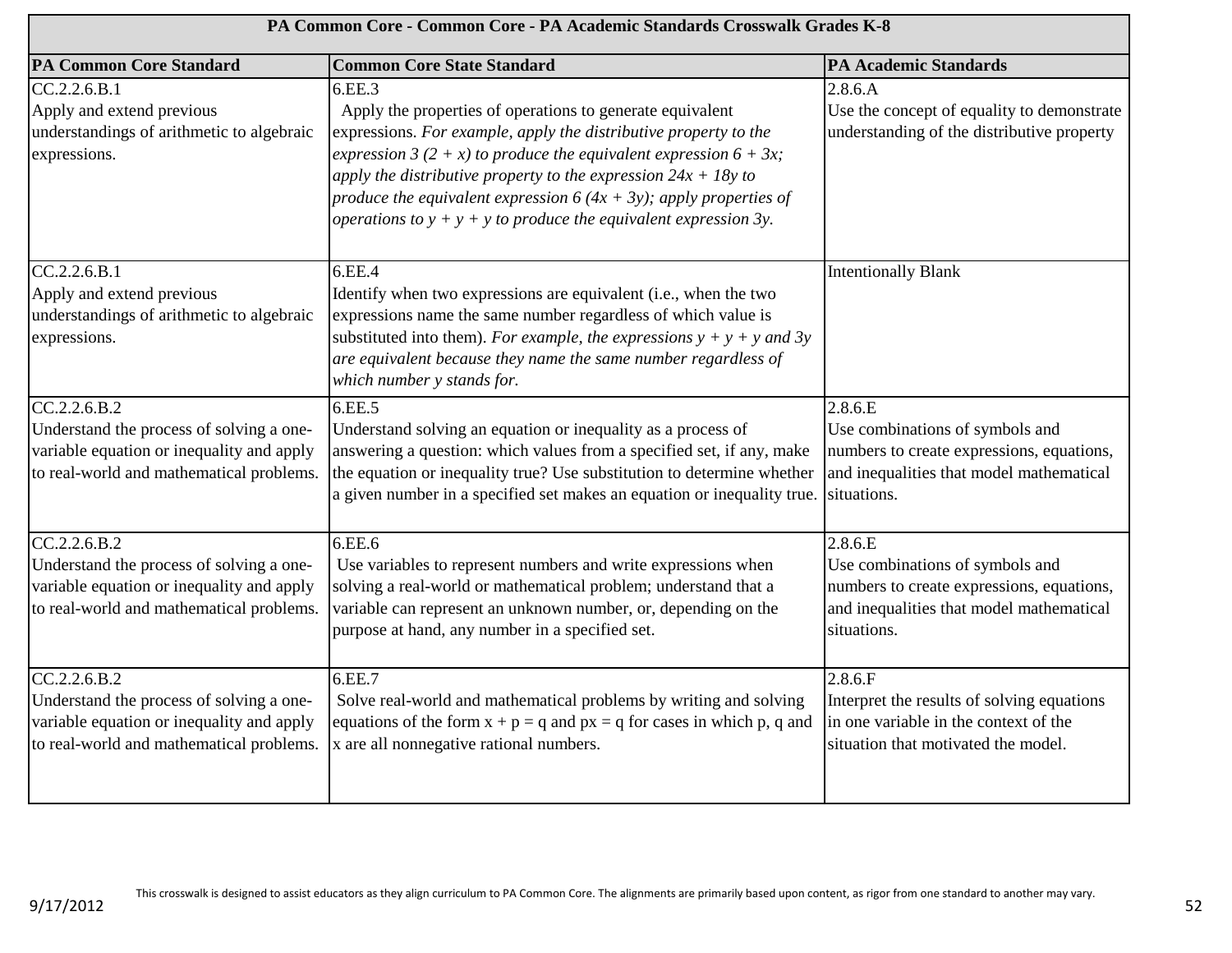| PA Common Core - Common Core - PA Academic Standards Crosswalk Grades K-8 | | |
|---|---|---|
| **PA Common Core Standard** | **Common Core State Standard** | **PA Academic Standards** |
| CC.2.2.6.B.1<br>Apply and extend previous understandings of arithmetic to algebraic expressions. | 6.EE.3<br>Apply the properties of operations to generate equivalent expressions. *For example, apply the distributive property to the expression $3(2 + x)$ to produce the equivalent expression $6 + 3x$; apply the distributive property to the expression $24x + 18y$ to produce the equivalent expression $6(4x + 3y)$; apply properties of operations to $y + y + y$ to produce the equivalent expression $3y$.* | 2.8.6.A<br>Use the concept of equality to demonstrate understanding of the distributive property |
| CC.2.2.6.B.1<br>Apply and extend previous understandings of arithmetic to algebraic expressions. | 6.EE.4<br>Identify when two expressions are equivalent (i.e., when the two expressions name the same number regardless of which value is substituted into them). *For example, the expressions $y + y + y$ and $3y$ are equivalent because they name the same number regardless of which number y stands for.* | Intentionally Blank |
| CC.2.2.6.B.2<br>Understand the process of solving a one-variable equation or inequality and apply to real-world and mathematical problems. | 6.EE.5<br>Understand solving an equation or inequality as a process of answering a question: which values from a specified set, if any, make the equation or inequality true? Use substitution to determine whether a given number in a specified set makes an equation or inequality true. | 2.8.6.E<br>Use combinations of symbols and numbers to create expressions, equations, and inequalities that model mathematical situations. |
| CC.2.2.6.B.2<br>Understand the process of solving a one-variable equation or inequality and apply to real-world and mathematical problems. | 6.EE.6<br>Use variables to represent numbers and write expressions when solving a real-world or mathematical problem; understand that a variable can represent an unknown number, or, depending on the purpose at hand, any number in a specified set. | 2.8.6.E<br>Use combinations of symbols and numbers to create expressions, equations, and inequalities that model mathematical situations. |
| CC.2.2.6.B.2<br>Understand the process of solving a one-variable equation or inequality and apply to real-world and mathematical problems. | 6.EE.7<br>Solve real-world and mathematical problems by writing and solving equations of the form $x + p = q$ and $px = q$ for cases in which p, q and x are all nonnegative rational numbers. | 2.8.6.F<br>Interpret the results of solving equations in one variable in the context of the situation that motivated the model. |

This crosswalk is designed to assist educators as they align curriculum to PA Common Core. The alignments are primarily based upon content, as rigor from one standard to another may vary.

9/17/2012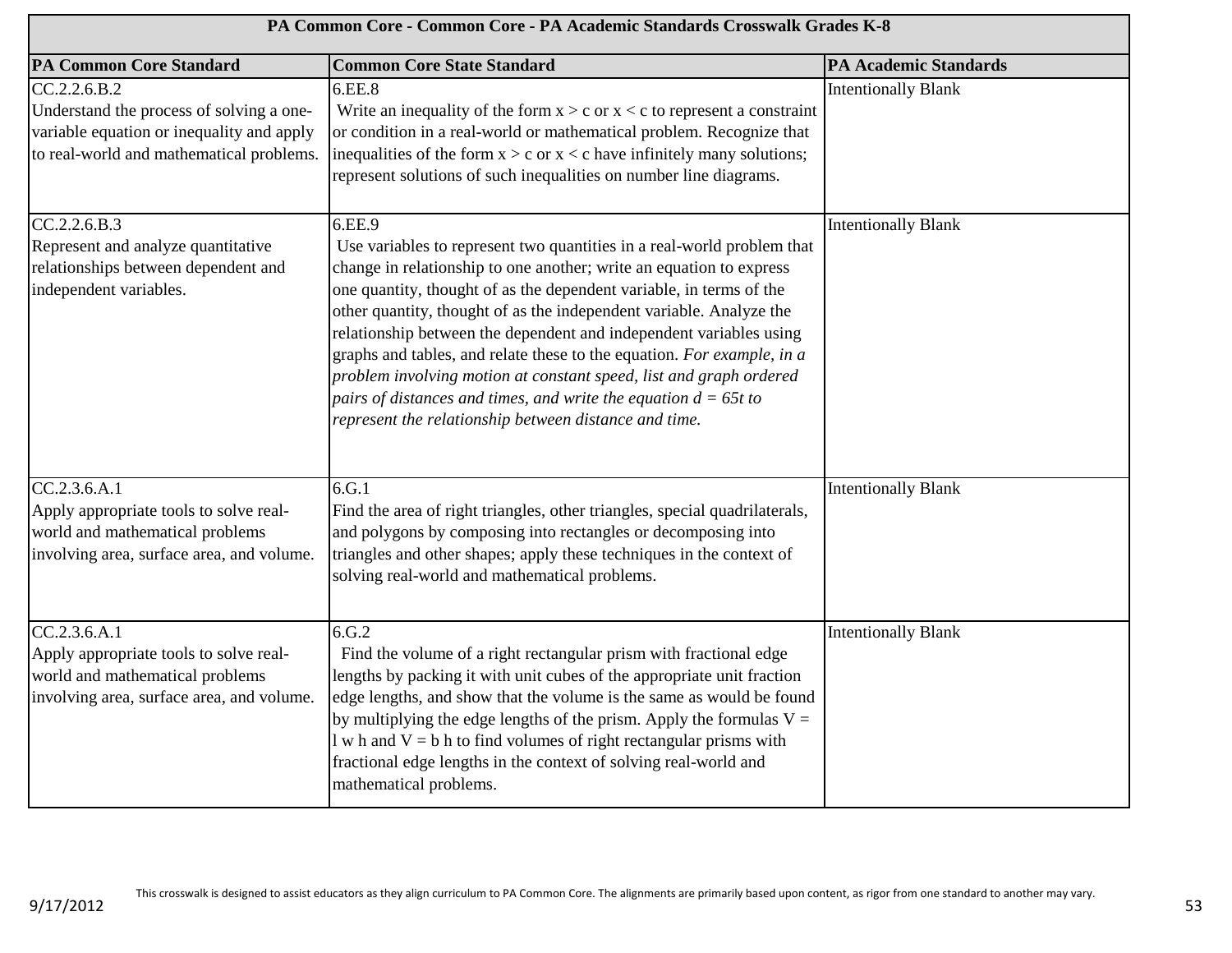| PA Common Core - Common Core - PA Academic Standards Crosswalk Grades K-8 | | |
|---|---|---|
| **PA Common Core Standard** | **Common Core State Standard** | **PA Academic Standards** |
| CC.2.2.6.B.2<br>Understand the process of solving a one-variable equation or inequality and apply to real-world and mathematical problems. | 6.EE.8<br>Write an inequality of the form $x > c$ or $x < c$ to represent a constraint or condition in a real-world or mathematical problem. Recognize that inequalities of the form $x > c$ or $x < c$ have infinitely many solutions; represent solutions of such inequalities on number line diagrams. | Intentionally Blank |
| CC.2.2.6.B.3<br>Represent and analyze quantitative relationships between dependent and independent variables. | 6.EE.9<br>Use variables to represent two quantities in a real-world problem that change in relationship to one another; write an equation to express one quantity, thought of as the dependent variable, in terms of the other quantity, thought of as the independent variable. Analyze the relationship between the dependent and independent variables using graphs and tables, and relate these to the equation. *For example, in a problem involving motion at constant speed, list and graph ordered pairs of distances and times, and write the equation $d = 65t$ to represent the relationship between distance and time.* | Intentionally Blank |
| CC.2.3.6.A.1<br>Apply appropriate tools to solve real-world and mathematical problems involving area, surface area, and volume. | 6.G.1<br>Find the area of right triangles, other triangles, special quadrilaterals, and polygons by composing into rectangles or decomposing into triangles and other shapes; apply these techniques in the context of solving real-world and mathematical problems. | Intentionally Blank |
| CC.2.3.6.A.1<br>Apply appropriate tools to solve real-world and mathematical problems involving area, surface area, and volume. | 6.G.2<br>Find the volume of a right rectangular prism with fractional edge lengths by packing it with unit cubes of the appropriate unit fraction edge lengths, and show that the volume is the same as would be found by multiplying the edge lengths of the prism. Apply the formulas $V = l\ w\ h$ and $V = b\ h$ to find volumes of right rectangular prisms with fractional edge lengths in the context of solving real-world and mathematical problems. | Intentionally Blank |

This crosswalk is designed to assist educators as they align curriculum to PA Common Core. The alignments are primarily based upon content, as rigor from one standard to another may vary.

9/17/2012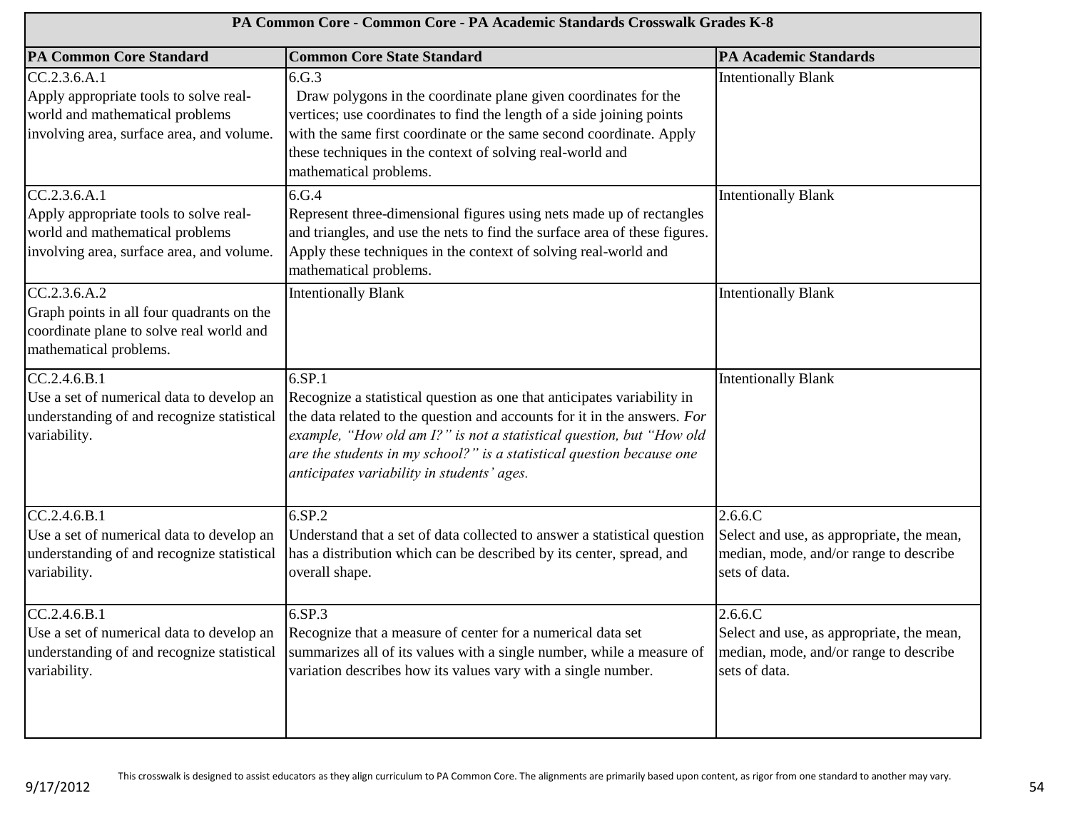| PA Common Core - Common Core - PA Academic Standards Crosswalk Grades K-8 | | |
|---|---|---|
| **PA Common Core Standard** | **Common Core State Standard** | **PA Academic Standards** |
| CC.2.3.6.A.1<br>Apply appropriate tools to solve real-world and mathematical problems involving area, surface area, and volume. | 6.G.3<br>Draw polygons in the coordinate plane given coordinates for the vertices; use coordinates to find the length of a side joining points with the same first coordinate or the same second coordinate. Apply these techniques in the context of solving real-world and mathematical problems. | Intentionally Blank |
| CC.2.3.6.A.1<br>Apply appropriate tools to solve real-world and mathematical problems involving area, surface area, and volume. | 6.G.4<br>Represent three-dimensional figures using nets made up of rectangles and triangles, and use the nets to find the surface area of these figures. Apply these techniques in the context of solving real-world and mathematical problems. | Intentionally Blank |
| CC.2.3.6.A.2<br>Graph points in all four quadrants on the coordinate plane to solve real world and mathematical problems. | Intentionally Blank | Intentionally Blank |
| CC.2.4.6.B.1<br>Use a set of numerical data to develop an understanding of and recognize statistical variability. | 6.SP.1<br>Recognize a statistical question as one that anticipates variability in the data related to the question and accounts for it in the answers. *For example, "How old am I?" is not a statistical question, but "How old are the students in my school?" is a statistical question because one anticipates variability in students' ages.* | Intentionally Blank |
| CC.2.4.6.B.1<br>Use a set of numerical data to develop an understanding of and recognize statistical variability. | 6.SP.2<br>Understand that a set of data collected to answer a statistical question has a distribution which can be described by its center, spread, and overall shape. | 2.6.6.C<br>Select and use, as appropriate, the mean, median, mode, and/or range to describe sets of data. |
| CC.2.4.6.B.1<br>Use a set of numerical data to develop an understanding of and recognize statistical variability. | 6.SP.3<br>Recognize that a measure of center for a numerical data set summarizes all of its values with a single number, while a measure of variation describes how its values vary with a single number. | 2.6.6.C<br>Select and use, as appropriate, the mean, median, mode, and/or range to describe sets of data. |

This crosswalk is designed to assist educators as they align curriculum to PA Common Core. The alignments are primarily based upon content, as rigor from one standard to another may vary.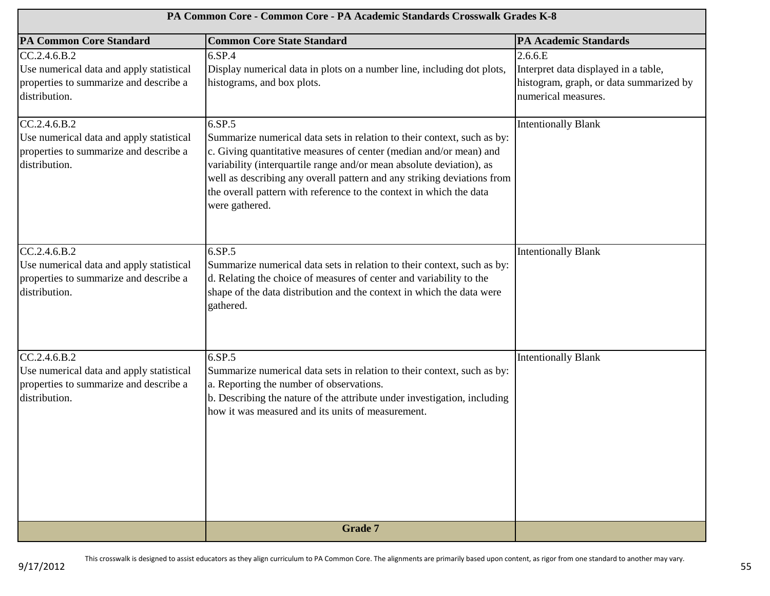| PA Common Core - Common Core - PA Academic Standards Crosswalk Grades K-8 | | |
|---|---|---|
| **PA Common Core Standard** | **Common Core State Standard** | **PA Academic Standards** |
| CC.2.4.6.B.2<br>Use numerical data and apply statistical properties to summarize and describe a distribution. | 6.SP.4<br>Display numerical data in plots on a number line, including dot plots, histograms, and box plots. | 2.6.6.E<br>Interpret data displayed in a table, histogram, graph, or data summarized by numerical measures. |
| CC.2.4.6.B.2<br>Use numerical data and apply statistical properties to summarize and describe a distribution. | 6.SP.5<br>Summarize numerical data sets in relation to their context, such as by:<br>c. Giving quantitative measures of center (median and/or mean) and variability (interquartile range and/or mean absolute deviation), as well as describing any overall pattern and any striking deviations from the overall pattern with reference to the context in which the data were gathered. | Intentionally Blank |
| CC.2.4.6.B.2<br>Use numerical data and apply statistical properties to summarize and describe a distribution. | 6.SP.5<br>Summarize numerical data sets in relation to their context, such as by:<br>d. Relating the choice of measures of center and variability to the shape of the data distribution and the context in which the data were gathered. | Intentionally Blank |
| CC.2.4.6.B.2<br>Use numerical data and apply statistical properties to summarize and describe a distribution. | 6.SP.5<br>Summarize numerical data sets in relation to their context, such as by:<br>a. Reporting the number of observations.<br>b. Describing the nature of the attribute under investigation, including how it was measured and its units of measurement. | Intentionally Blank |
| | **Grade 7** | |

This crosswalk is designed to assist educators as they align curriculum to PA Common Core. The alignments are primarily based upon content, as rigor from one standard to another may vary.

9/17/2012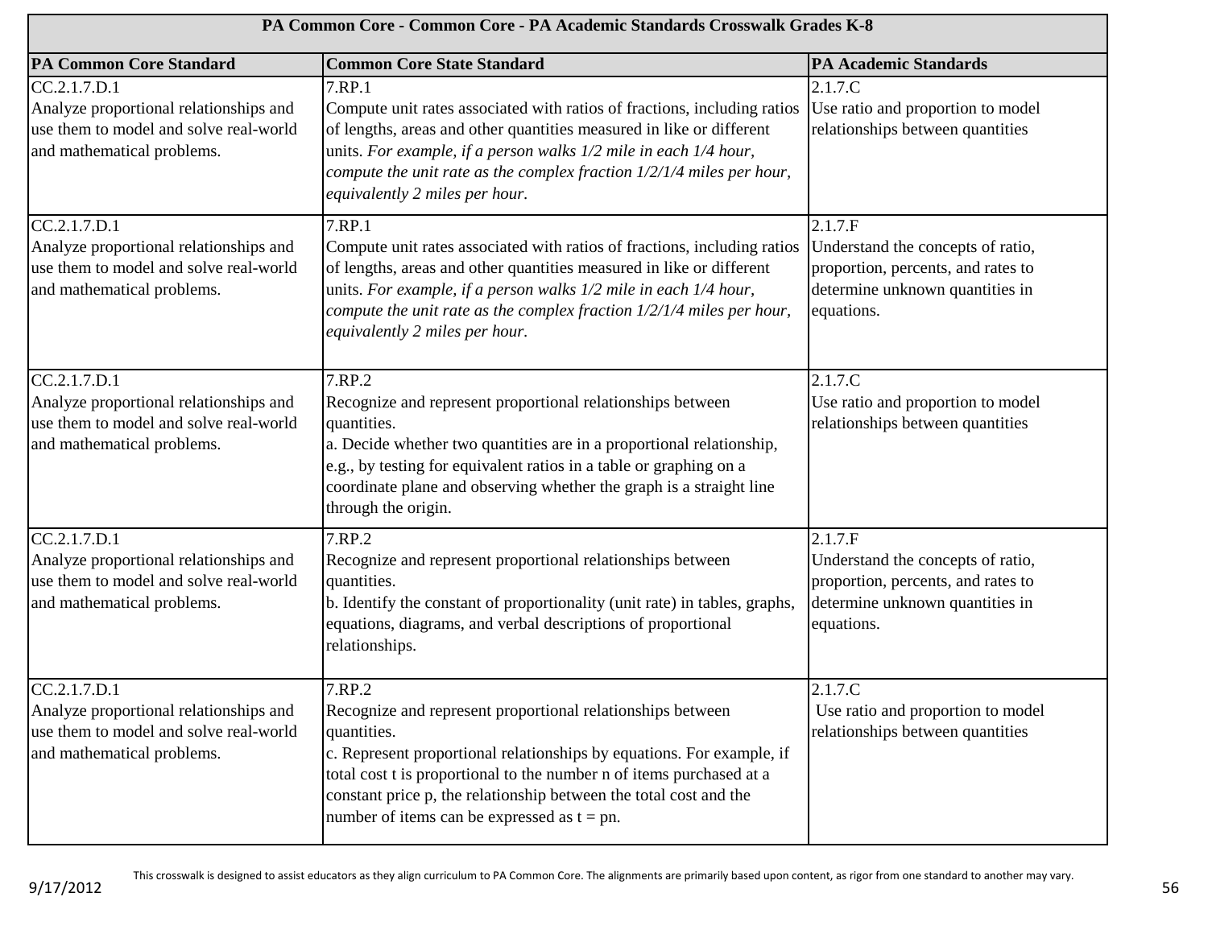| PA Common Core - Common Core - PA Academic Standards Crosswalk Grades K-8 | | |
|---|---|---|
| **PA Common Core Standard** | **Common Core State Standard** | **PA Academic Standards** |
| CC.2.1.7.D.1<br>Analyze proportional relationships and use them to model and solve real-world and mathematical problems. | 7.RP.1<br>Compute unit rates associated with ratios of fractions, including ratios of lengths, areas and other quantities measured in like or different units. *For example, if a person walks 1/2 mile in each 1/4 hour, compute the unit rate as the complex fraction 1/2/1/4 miles per hour, equivalently 2 miles per hour.* | 2.1.7.C<br>Use ratio and proportion to model relationships between quantities |
| CC.2.1.7.D.1<br>Analyze proportional relationships and use them to model and solve real-world and mathematical problems. | 7.RP.1<br>Compute unit rates associated with ratios of fractions, including ratios of lengths, areas and other quantities measured in like or different units. *For example, if a person walks 1/2 mile in each 1/4 hour, compute the unit rate as the complex fraction 1/2/1/4 miles per hour, equivalently 2 miles per hour.* | 2.1.7.F<br>Understand the concepts of ratio, proportion, percents, and rates to determine unknown quantities in equations. |
| CC.2.1.7.D.1<br>Analyze proportional relationships and use them to model and solve real-world and mathematical problems. | 7.RP.2<br>Recognize and represent proportional relationships between quantities.<br>a. Decide whether two quantities are in a proportional relationship, e.g., by testing for equivalent ratios in a table or graphing on a coordinate plane and observing whether the graph is a straight line through the origin. | 2.1.7.C<br>Use ratio and proportion to model relationships between quantities |
| CC.2.1.7.D.1<br>Analyze proportional relationships and use them to model and solve real-world and mathematical problems. | 7.RP.2<br>Recognize and represent proportional relationships between quantities.<br>b. Identify the constant of proportionality (unit rate) in tables, graphs, equations, diagrams, and verbal descriptions of proportional relationships. | 2.1.7.F<br>Understand the concepts of ratio, proportion, percents, and rates to determine unknown quantities in equations. |
| CC.2.1.7.D.1<br>Analyze proportional relationships and use them to model and solve real-world and mathematical problems. | 7.RP.2<br>Recognize and represent proportional relationships between quantities.<br>c. Represent proportional relationships by equations. For example, if total cost t is proportional to the number n of items purchased at a constant price p, the relationship between the total cost and the number of items can be expressed as $t = pn$. | 2.1.7.C<br>Use ratio and proportion to model relationships between quantities |

This crosswalk is designed to assist educators as they align curriculum to PA Common Core. The alignments are primarily based upon content, as rigor from one standard to another may vary.

9/17/2012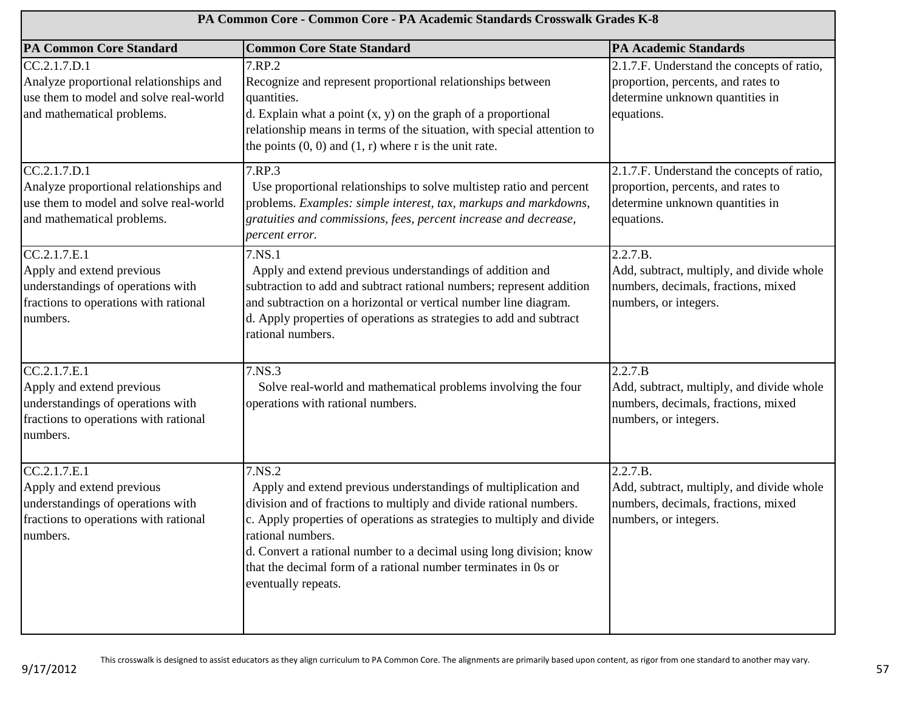| PA Common Core - Common Core - PA Academic Standards Crosswalk Grades K-8 | | |
|---|---|---|
| **PA Common Core Standard** | **Common Core State Standard** | **PA Academic Standards** |
| CC.2.1.7.D.1<br>Analyze proportional relationships and use them to model and solve real-world and mathematical problems. | 7.RP.2<br>Recognize and represent proportional relationships between quantities.<br>d. Explain what a point (x, y) on the graph of a proportional relationship means in terms of the situation, with special attention to the points (0, 0) and (1, r) where r is the unit rate. | 2.1.7.F. Understand the concepts of ratio, proportion, percents, and rates to determine unknown quantities in equations. |
| CC.2.1.7.D.1<br>Analyze proportional relationships and use them to model and solve real-world and mathematical problems. | 7.RP.3<br>Use proportional relationships to solve multistep ratio and percent problems. *Examples: simple interest, tax, markups and markdowns, gratuities and commissions, fees, percent increase and decrease, percent error.* | 2.1.7.F. Understand the concepts of ratio, proportion, percents, and rates to determine unknown quantities in equations. |
| CC.2.1.7.E.1<br>Apply and extend previous understandings of operations with fractions to operations with rational numbers. | 7.NS.1<br>Apply and extend previous understandings of addition and subtraction to add and subtract rational numbers; represent addition and subtraction on a horizontal or vertical number line diagram.<br>d. Apply properties of operations as strategies to add and subtract rational numbers. | 2.2.7.B.<br>Add, subtract, multiply, and divide whole numbers, decimals, fractions, mixed numbers, or integers. |
| CC.2.1.7.E.1<br>Apply and extend previous understandings of operations with fractions to operations with rational numbers. | 7.NS.3<br>Solve real-world and mathematical problems involving the four operations with rational numbers. | 2.2.7.B<br>Add, subtract, multiply, and divide whole numbers, decimals, fractions, mixed numbers, or integers. |
| CC.2.1.7.E.1<br>Apply and extend previous understandings of operations with fractions to operations with rational numbers. | 7.NS.2<br>Apply and extend previous understandings of multiplication and division and of fractions to multiply and divide rational numbers.<br>c. Apply properties of operations as strategies to multiply and divide rational numbers.<br>d. Convert a rational number to a decimal using long division; know that the decimal form of a rational number terminates in 0s or eventually repeats. | 2.2.7.B.<br>Add, subtract, multiply, and divide whole numbers, decimals, fractions, mixed numbers, or integers. |

This crosswalk is designed to assist educators as they align curriculum to PA Common Core. The alignments are primarily based upon content, as rigor from one standard to another may vary.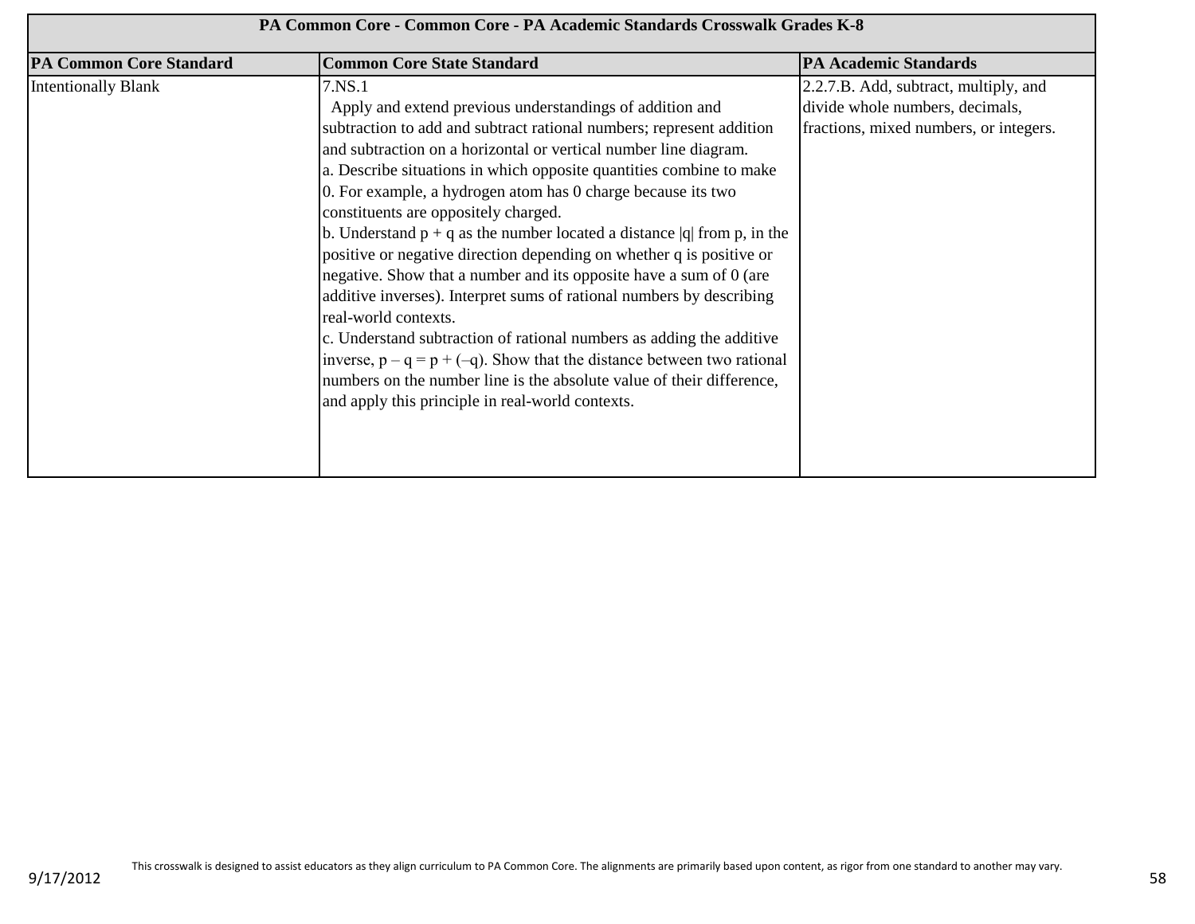| PA Common Core - Common Core - PA Academic Standards Crosswalk Grades K-8 | | |
|---|---|---|
| **PA Common Core Standard** | **Common Core State Standard** | **PA Academic Standards** |
| Intentionally Blank | 7.NS.1<br>Apply and extend previous understandings of addition and subtraction to add and subtract rational numbers; represent addition and subtraction on a horizontal or vertical number line diagram.<br>a. Describe situations in which opposite quantities combine to make 0. For example, a hydrogen atom has 0 charge because its two constituents are oppositely charged.<br>b. Understand $p + q$ as the number located a distance $\lvert q \rvert$ from $p$, in the positive or negative direction depending on whether $q$ is positive or negative. Show that a number and its opposite have a sum of 0 (are additive inverses). Interpret sums of rational numbers by describing real-world contexts.<br>c. Understand subtraction of rational numbers as adding the additive inverse, $p - q = p + (-q)$. Show that the distance between two rational numbers on the number line is the absolute value of their difference, and apply this principle in real-world contexts. | 2.2.7.B. Add, subtract, multiply, and divide whole numbers, decimals, fractions, mixed numbers, or integers. |

This crosswalk is designed to assist educators as they align curriculum to PA Common Core. The alignments are primarily based upon content, as rigor from one standard to another may vary.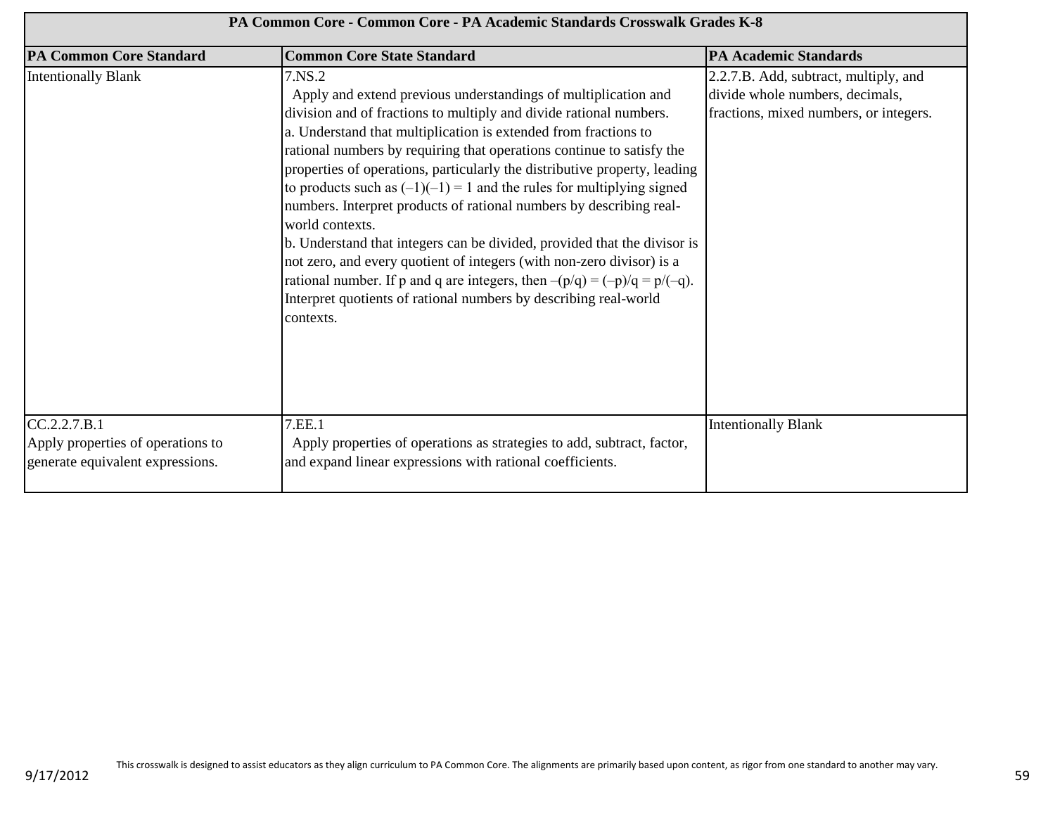| PA Common Core - Common Core - PA Academic Standards Crosswalk Grades K-8 | | |
|---|---|---|
| **PA Common Core Standard** | **Common Core State Standard** | **PA Academic Standards** |
| Intentionally Blank | 7.NS.2<br>Apply and extend previous understandings of multiplication and division and of fractions to multiply and divide rational numbers.<br>a. Understand that multiplication is extended from fractions to rational numbers by requiring that operations continue to satisfy the properties of operations, particularly the distributive property, leading to products such as $(–1)(–1) = 1$ and the rules for multiplying signed numbers. Interpret products of rational numbers by describing real-world contexts.<br>b. Understand that integers can be divided, provided that the divisor is not zero, and every quotient of integers (with non-zero divisor) is a rational number. If p and q are integers, then $–(p/q) = (–p)/q = p/(–q)$. Interpret quotients of rational numbers by describing real-world contexts. | 2.2.7.B. Add, subtract, multiply, and divide whole numbers, decimals, fractions, mixed numbers, or integers. |
| CC.2.2.7.B.1<br>Apply properties of operations to generate equivalent expressions. | 7.EE.1<br>Apply properties of operations as strategies to add, subtract, factor, and expand linear expressions with rational coefficients. | Intentionally Blank |

This crosswalk is designed to assist educators as they align curriculum to PA Common Core. The alignments are primarily based upon content, as rigor from one standard to another may vary.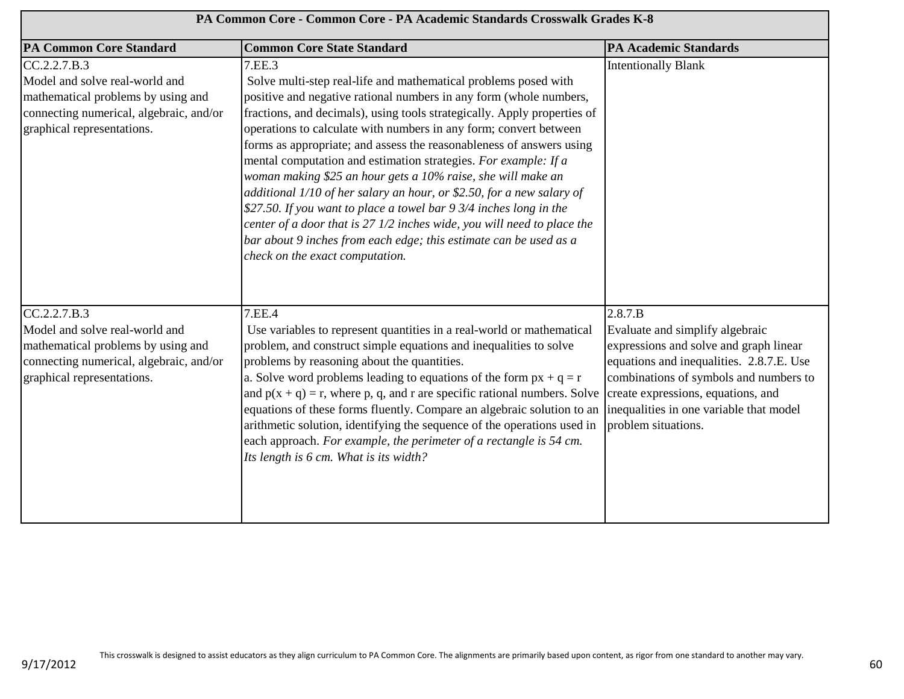| PA Common Core - Common Core - PA Academic Standards Crosswalk Grades K-8 | | |
|---|---|---|
| **PA Common Core Standard** | **Common Core State Standard** | **PA Academic Standards** |
| CC.2.2.7.B.3<br>Model and solve real-world and mathematical problems by using and connecting numerical, algebraic, and/or graphical representations. | 7.EE.3<br>Solve multi-step real-life and mathematical problems posed with positive and negative rational numbers in any form (whole numbers, fractions, and decimals), using tools strategically. Apply properties of operations to calculate with numbers in any form; convert between forms as appropriate; and assess the reasonableness of answers using mental computation and estimation strategies. *For example: If a woman making $25 an hour gets a 10% raise, she will make an additional 1/10 of her salary an hour, or $2.50, for a new salary of $27.50. If you want to place a towel bar 9 3/4 inches long in the center of a door that is 27 1/2 inches wide, you will need to place the bar about 9 inches from each edge; this estimate can be used as a check on the exact computation.* | Intentionally Blank |
| CC.2.2.7.B.3<br>Model and solve real-world and mathematical problems by using and connecting numerical, algebraic, and/or graphical representations. | 7.EE.4<br>Use variables to represent quantities in a real-world or mathematical problem, and construct simple equations and inequalities to solve problems by reasoning about the quantities.<br>a. Solve word problems leading to equations of the form $px + q = r$ and $p(x + q) = r$, where $p$, $q$, and $r$ are specific rational numbers. Solve equations of these forms fluently. Compare an algebraic solution to an arithmetic solution, identifying the sequence of the operations used in each approach. *For example, the perimeter of a rectangle is 54 cm. Its length is 6 cm. What is its width?* | 2.8.7.B<br>Evaluate and simplify algebraic expressions and solve and graph linear equations and inequalities. 2.8.7.E. Use combinations of symbols and numbers to create expressions, equations, and inequalities in one variable that model problem situations. |

This crosswalk is designed to assist educators as they align curriculum to PA Common Core. The alignments are primarily based upon content, as rigor from one standard to another may vary.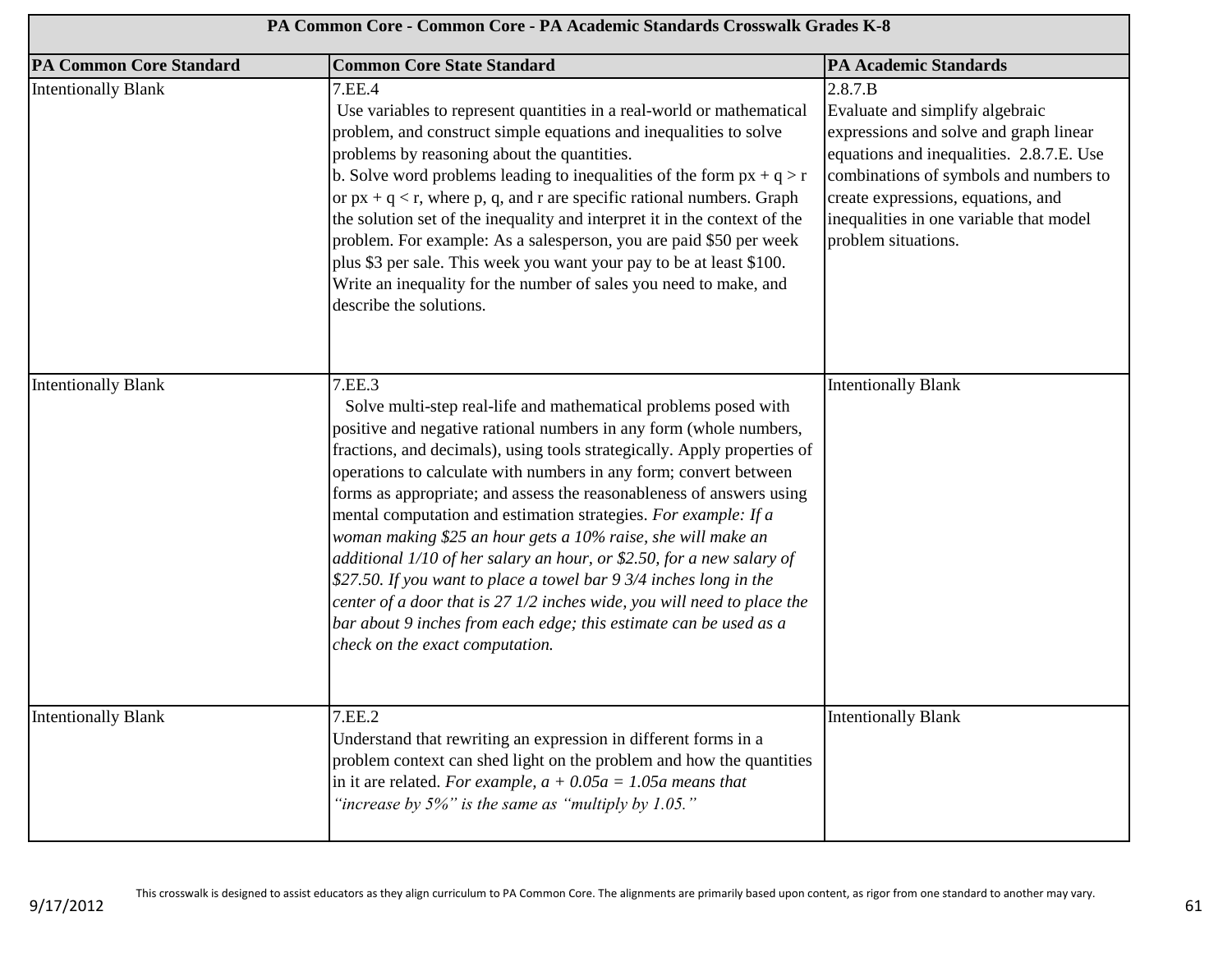| PA Common Core - Common Core - PA Academic Standards Crosswalk Grades K-8 | | |
|---|---|---|
| **PA Common Core Standard** | **Common Core State Standard** | **PA Academic Standards** |
| Intentionally Blank | 7.EE.4<br>Use variables to represent quantities in a real-world or mathematical problem, and construct simple equations and inequalities to solve problems by reasoning about the quantities.<br>b. Solve word problems leading to inequalities of the form $px + q > r$ or $px + q < r$, where p, q, and r are specific rational numbers. Graph the solution set of the inequality and interpret it in the context of the problem. For example: As a salesperson, you are paid $50 per week plus $3 per sale. This week you want your pay to be at least $100. Write an inequality for the number of sales you need to make, and describe the solutions. | 2.8.7.B<br>Evaluate and simplify algebraic expressions and solve and graph linear equations and inequalities. 2.8.7.E. Use combinations of symbols and numbers to create expressions, equations, and inequalities in one variable that model problem situations. |
| Intentionally Blank | 7.EE.3<br>Solve multi-step real-life and mathematical problems posed with positive and negative rational numbers in any form (whole numbers, fractions, and decimals), using tools strategically. Apply properties of operations to calculate with numbers in any form; convert between forms as appropriate; and assess the reasonableness of answers using mental computation and estimation strategies. *For example: If a woman making $25 an hour gets a 10% raise, she will make an additional 1/10 of her salary an hour, or $2.50, for a new salary of $27.50. If you want to place a towel bar 9 3/4 inches long in the center of a door that is 27 1/2 inches wide, you will need to place the bar about 9 inches from each edge; this estimate can be used as a check on the exact computation.* | Intentionally Blank |
| Intentionally Blank | 7.EE.2<br>Understand that rewriting an expression in different forms in a problem context can shed light on the problem and how the quantities in it are related. *For example, $a + 0.05a = 1.05a$ means that "increase by 5%" is the same as "multiply by 1.05."* | Intentionally Blank |

This crosswalk is designed to assist educators as they align curriculum to PA Common Core. The alignments are primarily based upon content, as rigor from one standard to another may vary.

9/17/2012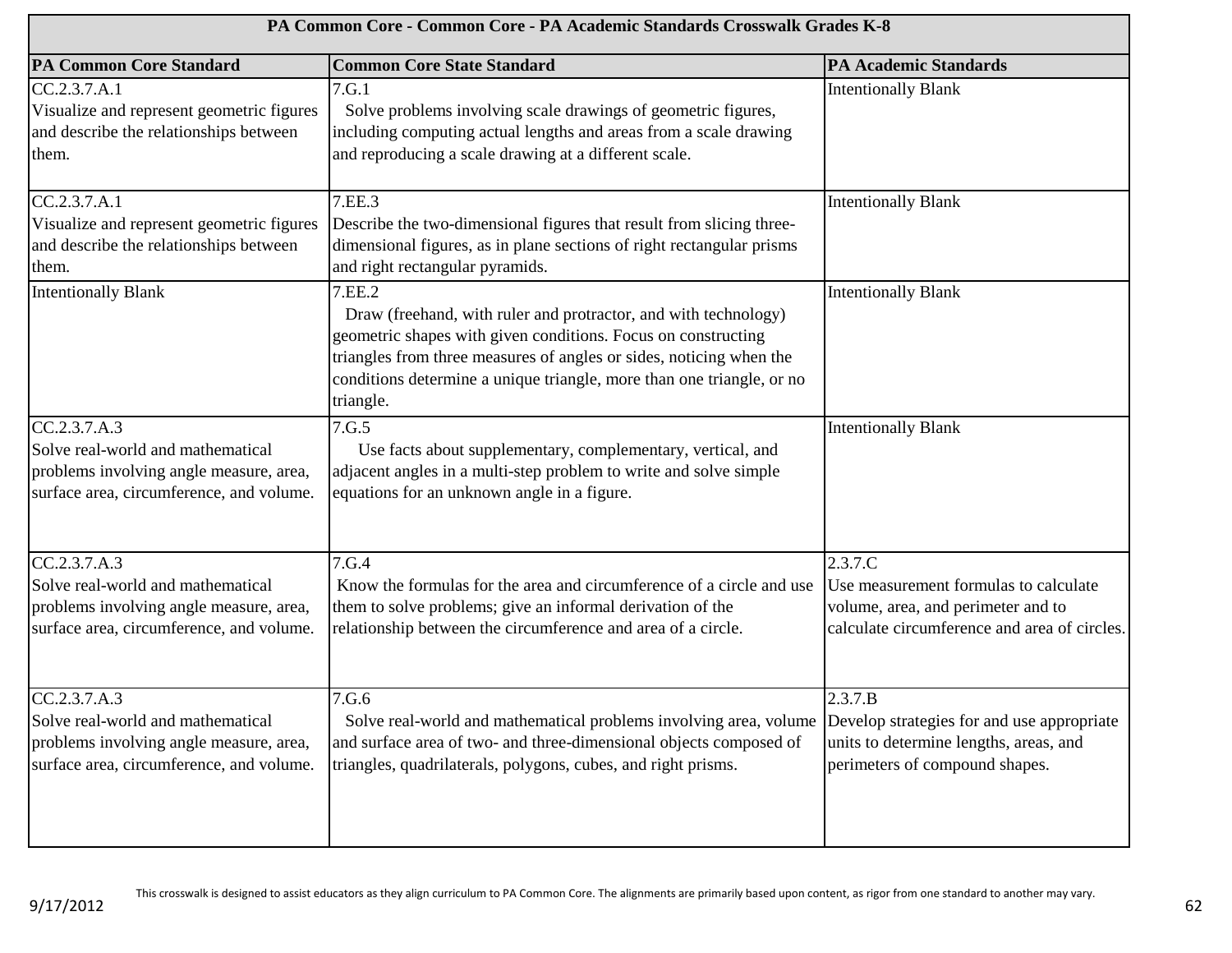| PA Common Core - Common Core - PA Academic Standards Crosswalk Grades K-8 | | |
|---|---|---|
| **PA Common Core Standard** | **Common Core State Standard** | **PA Academic Standards** |
| CC.2.3.7.A.1<br>Visualize and represent geometric figures and describe the relationships between them. | 7.G.1<br>Solve problems involving scale drawings of geometric figures, including computing actual lengths and areas from a scale drawing and reproducing a scale drawing at a different scale. | Intentionally Blank |
| CC.2.3.7.A.1<br>Visualize and represent geometric figures and describe the relationships between them. | 7.EE.3<br>Describe the two-dimensional figures that result from slicing three-dimensional figures, as in plane sections of right rectangular prisms and right rectangular pyramids. | Intentionally Blank |
| Intentionally Blank | 7.EE.2<br>Draw (freehand, with ruler and protractor, and with technology) geometric shapes with given conditions. Focus on constructing triangles from three measures of angles or sides, noticing when the conditions determine a unique triangle, more than one triangle, or no triangle. | Intentionally Blank |
| CC.2.3.7.A.3<br>Solve real-world and mathematical problems involving angle measure, area, surface area, circumference, and volume. | 7.G.5<br>Use facts about supplementary, complementary, vertical, and adjacent angles in a multi-step problem to write and solve simple equations for an unknown angle in a figure. | Intentionally Blank |
| CC.2.3.7.A.3<br>Solve real-world and mathematical problems involving angle measure, area, surface area, circumference, and volume. | 7.G.4<br>Know the formulas for the area and circumference of a circle and use them to solve problems; give an informal derivation of the relationship between the circumference and area of a circle. | 2.3.7.C<br>Use measurement formulas to calculate volume, area, and perimeter and to calculate circumference and area of circles. |
| CC.2.3.7.A.3<br>Solve real-world and mathematical problems involving angle measure, area, surface area, circumference, and volume. | 7.G.6<br>Solve real-world and mathematical problems involving area, volume and surface area of two- and three-dimensional objects composed of triangles, quadrilaterals, polygons, cubes, and right prisms. | 2.3.7.B<br>Develop strategies for and use appropriate units to determine lengths, areas, and perimeters of compound shapes. |

This crosswalk is designed to assist educators as they align curriculum to PA Common Core. The alignments are primarily based upon content, as rigor from one standard to another may vary.

9/17/2012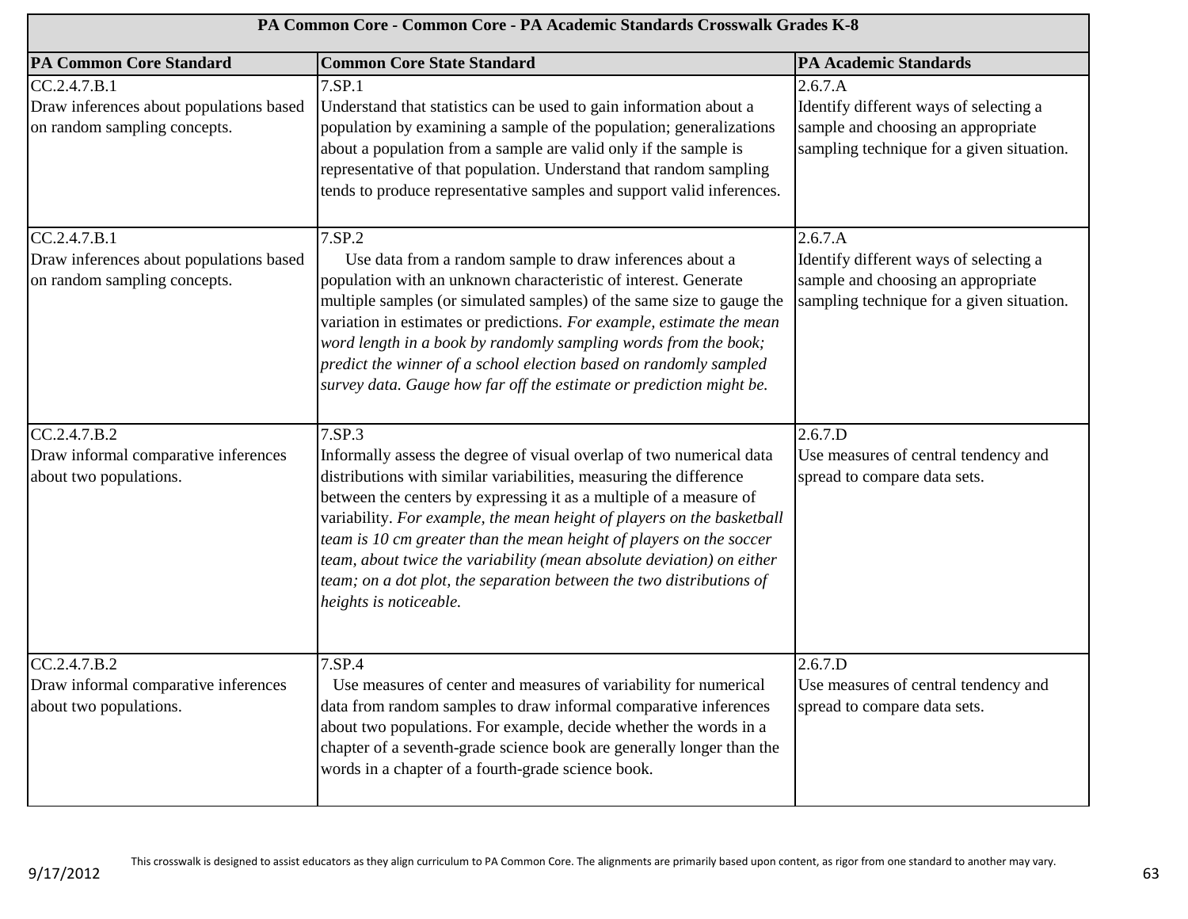| PA Common Core - Common Core - PA Academic Standards Crosswalk Grades K-8 | | |
|---|---|---|
| **PA Common Core Standard** | **Common Core State Standard** | **PA Academic Standards** |
| CC.2.4.7.B.1<br>Draw inferences about populations based on random sampling concepts. | 7.SP.1<br>Understand that statistics can be used to gain information about a population by examining a sample of the population; generalizations about a population from a sample are valid only if the sample is representative of that population. Understand that random sampling tends to produce representative samples and support valid inferences. | 2.6.7.A<br>Identify different ways of selecting a sample and choosing an appropriate sampling technique for a given situation. |
| CC.2.4.7.B.1<br>Draw inferences about populations based on random sampling concepts. | 7.SP.2<br>Use data from a random sample to draw inferences about a population with an unknown characteristic of interest. Generate multiple samples (or simulated samples) of the same size to gauge the variation in estimates or predictions. *For example, estimate the mean word length in a book by randomly sampling words from the book; predict the winner of a school election based on randomly sampled survey data. Gauge how far off the estimate or prediction might be.* | 2.6.7.A<br>Identify different ways of selecting a sample and choosing an appropriate sampling technique for a given situation. |
| CC.2.4.7.B.2<br>Draw informal comparative inferences about two populations. | 7.SP.3<br>Informally assess the degree of visual overlap of two numerical data distributions with similar variabilities, measuring the difference between the centers by expressing it as a multiple of a measure of variability. *For example, the mean height of players on the basketball team is 10 cm greater than the mean height of players on the soccer team, about twice the variability (mean absolute deviation) on either team; on a dot plot, the separation between the two distributions of heights is noticeable.* | 2.6.7.D<br>Use measures of central tendency and spread to compare data sets. |
| CC.2.4.7.B.2<br>Draw informal comparative inferences about two populations. | 7.SP.4<br>Use measures of center and measures of variability for numerical data from random samples to draw informal comparative inferences about two populations. For example, decide whether the words in a chapter of a seventh-grade science book are generally longer than the words in a chapter of a fourth-grade science book. | 2.6.7.D<br>Use measures of central tendency and spread to compare data sets. |

This crosswalk is designed to assist educators as they align curriculum to PA Common Core. The alignments are primarily based upon content, as rigor from one standard to another may vary.

9/17/2012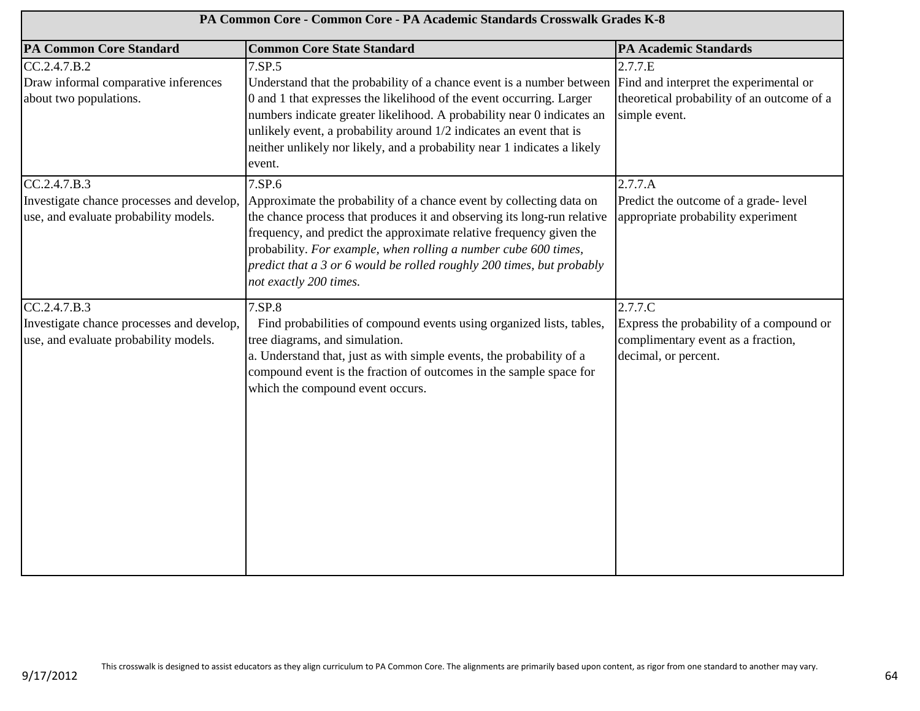| PA Common Core - Common Core - PA Academic Standards Crosswalk Grades K-8 | | |
|---|---|---|
| **PA Common Core Standard** | **Common Core State Standard** | **PA Academic Standards** |
| CC.2.4.7.B.2<br>Draw informal comparative inferences about two populations. | 7.SP.5<br>Understand that the probability of a chance event is a number between 0 and 1 that expresses the likelihood of the event occurring. Larger numbers indicate greater likelihood. A probability near 0 indicates an unlikely event, a probability around 1/2 indicates an event that is neither unlikely nor likely, and a probability near 1 indicates a likely event. | 2.7.7.E<br>Find and interpret the experimental or theoretical probability of an outcome of a simple event. |
| CC.2.4.7.B.3<br>Investigate chance processes and develop, use, and evaluate probability models. | 7.SP.6<br>Approximate the probability of a chance event by collecting data on the chance process that produces it and observing its long-run relative frequency, and predict the approximate relative frequency given the probability. *For example, when rolling a number cube 600 times, predict that a 3 or 6 would be rolled roughly 200 times, but probably not exactly 200 times.* | 2.7.7.A<br>Predict the outcome of a grade- level appropriate probability experiment |
| CC.2.4.7.B.3<br>Investigate chance processes and develop, use, and evaluate probability models. | 7.SP.8<br>Find probabilities of compound events using organized lists, tables, tree diagrams, and simulation.<br>a. Understand that, just as with simple events, the probability of a compound event is the fraction of outcomes in the sample space for which the compound event occurs. | 2.7.7.C<br>Express the probability of a compound or complimentary event as a fraction, decimal, or percent. |

This crosswalk is designed to assist educators as they align curriculum to PA Common Core. The alignments are primarily based upon content, as rigor from one standard to another may vary.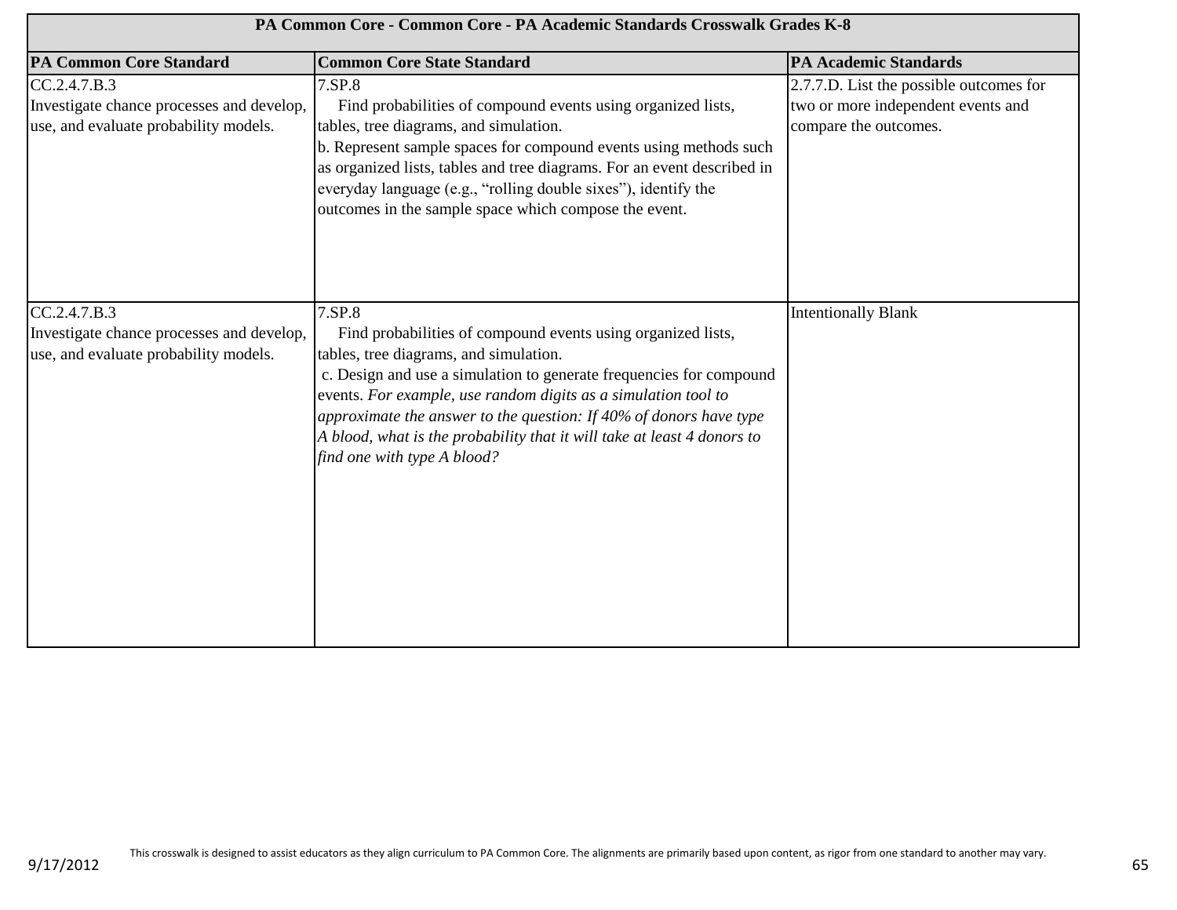| PA Common Core - Common Core - PA Academic Standards Crosswalk Grades K-8 | | |
|---|---|---|
| **PA Common Core Standard** | **Common Core State Standard** | **PA Academic Standards** |
| CC.2.4.7.B.3<br>Investigate chance processes and develop, use, and evaluate probability models. | 7.SP.8<br>Find probabilities of compound events using organized lists, tables, tree diagrams, and simulation.<br>b. Represent sample spaces for compound events using methods such as organized lists, tables and tree diagrams. For an event described in everyday language (e.g., "rolling double sixes"), identify the outcomes in the sample space which compose the event. | 2.7.7.D. List the possible outcomes for two or more independent events and compare the outcomes. |
| CC.2.4.7.B.3<br>Investigate chance processes and develop, use, and evaluate probability models. | 7.SP.8<br>Find probabilities of compound events using organized lists, tables, tree diagrams, and simulation.<br>c. Design and use a simulation to generate frequencies for compound events. *For example, use random digits as a simulation tool to approximate the answer to the question: If 40% of donors have type A blood, what is the probability that it will take at least 4 donors to find one with type A blood?* | Intentionally Blank |

This crosswalk is designed to assist educators as they align curriculum to PA Common Core. The alignments are primarily based upon content, as rigor from one standard to another may vary.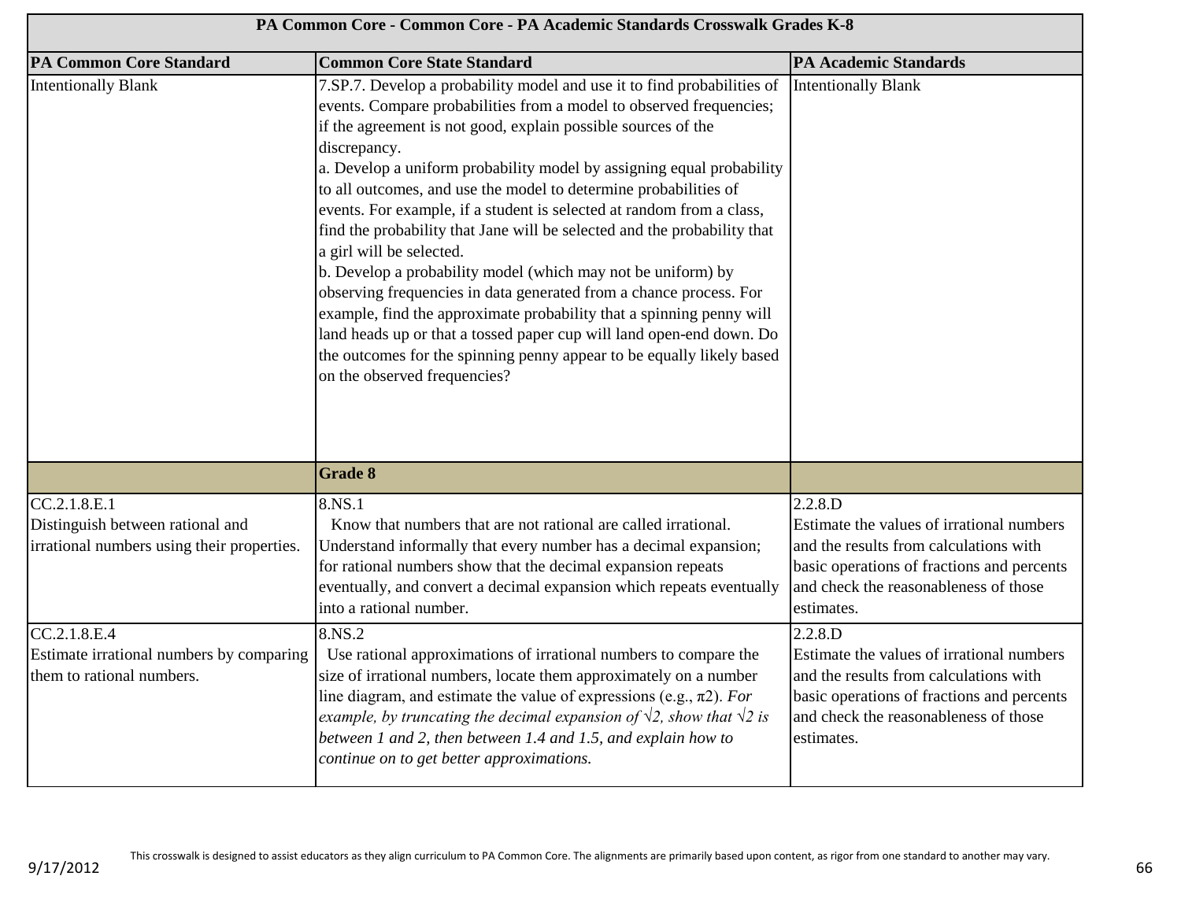| PA Common Core - Common Core - PA Academic Standards Crosswalk Grades K-8 | | |
|---|---|---|
| **PA Common Core Standard** | **Common Core State Standard** | **PA Academic Standards** |
| Intentionally Blank | 7.SP.7. Develop a probability model and use it to find probabilities of events. Compare probabilities from a model to observed frequencies; if the agreement is not good, explain possible sources of the discrepancy.<br>a. Develop a uniform probability model by assigning equal probability to all outcomes, and use the model to determine probabilities of events. For example, if a student is selected at random from a class, find the probability that Jane will be selected and the probability that a girl will be selected.<br>b. Develop a probability model (which may not be uniform) by observing frequencies in data generated from a chance process. For example, find the approximate probability that a spinning penny will land heads up or that a tossed paper cup will land open-end down. Do the outcomes for the spinning penny appear to be equally likely based on the observed frequencies? | Intentionally Blank |
| | **Grade 8** | |
| CC.2.1.8.E.1<br>Distinguish between rational and irrational numbers using their properties. | 8.NS.1<br>Know that numbers that are not rational are called irrational. Understand informally that every number has a decimal expansion; for rational numbers show that the decimal expansion repeats eventually, and convert a decimal expansion which repeats eventually into a rational number. | 2.2.8.D<br>Estimate the values of irrational numbers and the results from calculations with basic operations of fractions and percents and check the reasonableness of those estimates. |
| CC.2.1.8.E.4<br>Estimate irrational numbers by comparing them to rational numbers. | 8.NS.2<br>Use rational approximations of irrational numbers to compare the size of irrational numbers, locate them approximately on a number line diagram, and estimate the value of expressions (e.g., π2). *For example, by truncating the decimal expansion of √2, show that √2 is between 1 and 2, then between 1.4 and 1.5, and explain how to continue on to get better approximations.* | 2.2.8.D<br>Estimate the values of irrational numbers and the results from calculations with basic operations of fractions and percents and check the reasonableness of those estimates. |

This crosswalk is designed to assist educators as they align curriculum to PA Common Core. The alignments are primarily based upon content, as rigor from one standard to another may vary.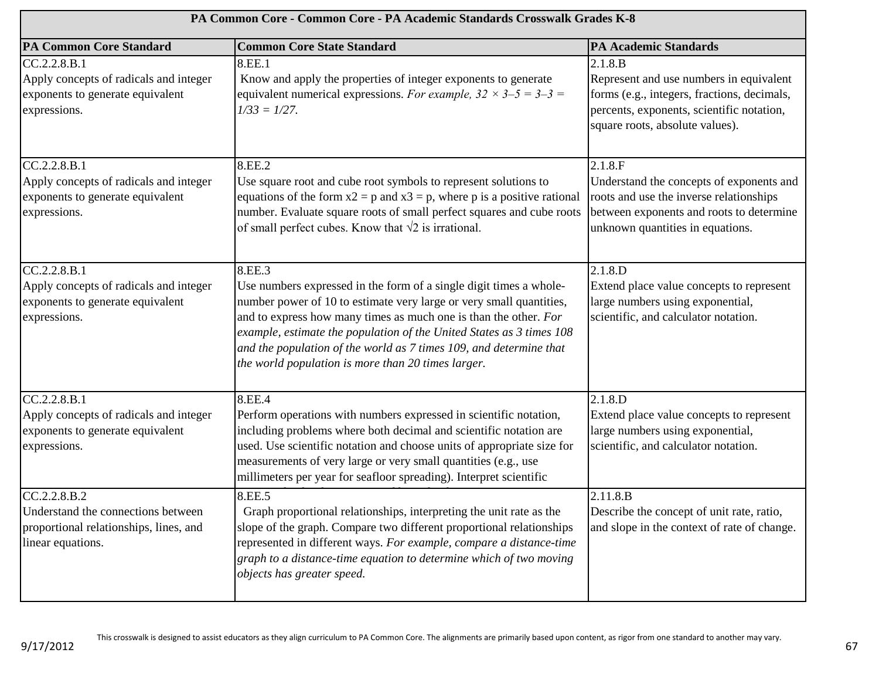| PA Common Core - Common Core - PA Academic Standards Crosswalk Grades K-8 | | |
|---|---|---|
| **PA Common Core Standard** | **Common Core State Standard** | **PA Academic Standards** |
| CC.2.2.8.B.1<br>Apply concepts of radicals and integer exponents to generate equivalent expressions. | 8.EE.1<br>Know and apply the properties of integer exponents to generate equivalent numerical expressions. *For example, 32 × 3–5 = 3–3 = 1/33 = 1/27.* | 2.1.8.B<br>Represent and use numbers in equivalent forms (e.g., integers, fractions, decimals, percents, exponents, scientific notation, square roots, absolute values). |
| CC.2.2.8.B.1<br>Apply concepts of radicals and integer exponents to generate equivalent expressions. | 8.EE.2<br>Use square root and cube root symbols to represent solutions to equations of the form x2 = p and x3 = p, where p is a positive rational number. Evaluate square roots of small perfect squares and cube roots of small perfect cubes. Know that √2 is irrational. | 2.1.8.F<br>Understand the concepts of exponents and roots and use the inverse relationships between exponents and roots to determine unknown quantities in equations. |
| CC.2.2.8.B.1<br>Apply concepts of radicals and integer exponents to generate equivalent expressions. | 8.EE.3<br>Use numbers expressed in the form of a single digit times a whole-number power of 10 to estimate very large or very small quantities, and to express how many times as much one is than the other. *For example, estimate the population of the United States as 3 times 108 and the population of the world as 7 times 109, and determine that the world population is more than 20 times larger.* | 2.1.8.D<br>Extend place value concepts to represent large numbers using exponential, scientific, and calculator notation. |
| CC.2.2.8.B.1<br>Apply concepts of radicals and integer exponents to generate equivalent expressions. | 8.EE.4<br>Perform operations with numbers expressed in scientific notation, including problems where both decimal and scientific notation are used. Use scientific notation and choose units of appropriate size for measurements of very large or very small quantities (e.g., use millimeters per year for seafloor spreading). Interpret scientific | 2.1.8.D<br>Extend place value concepts to represent large numbers using exponential, scientific, and calculator notation. |
| CC.2.2.8.B.2<br>Understand the connections between proportional relationships, lines, and linear equations. | 8.EE.5<br>Graph proportional relationships, interpreting the unit rate as the slope of the graph. Compare two different proportional relationships represented in different ways. *For example, compare a distance-time graph to a distance-time equation to determine which of two moving objects has greater speed.* | 2.11.8.B<br>Describe the concept of unit rate, ratio, and slope in the context of rate of change. |

This crosswalk is designed to assist educators as they align curriculum to PA Common Core. The alignments are primarily based upon content, as rigor from one standard to another may vary.

9/17/2012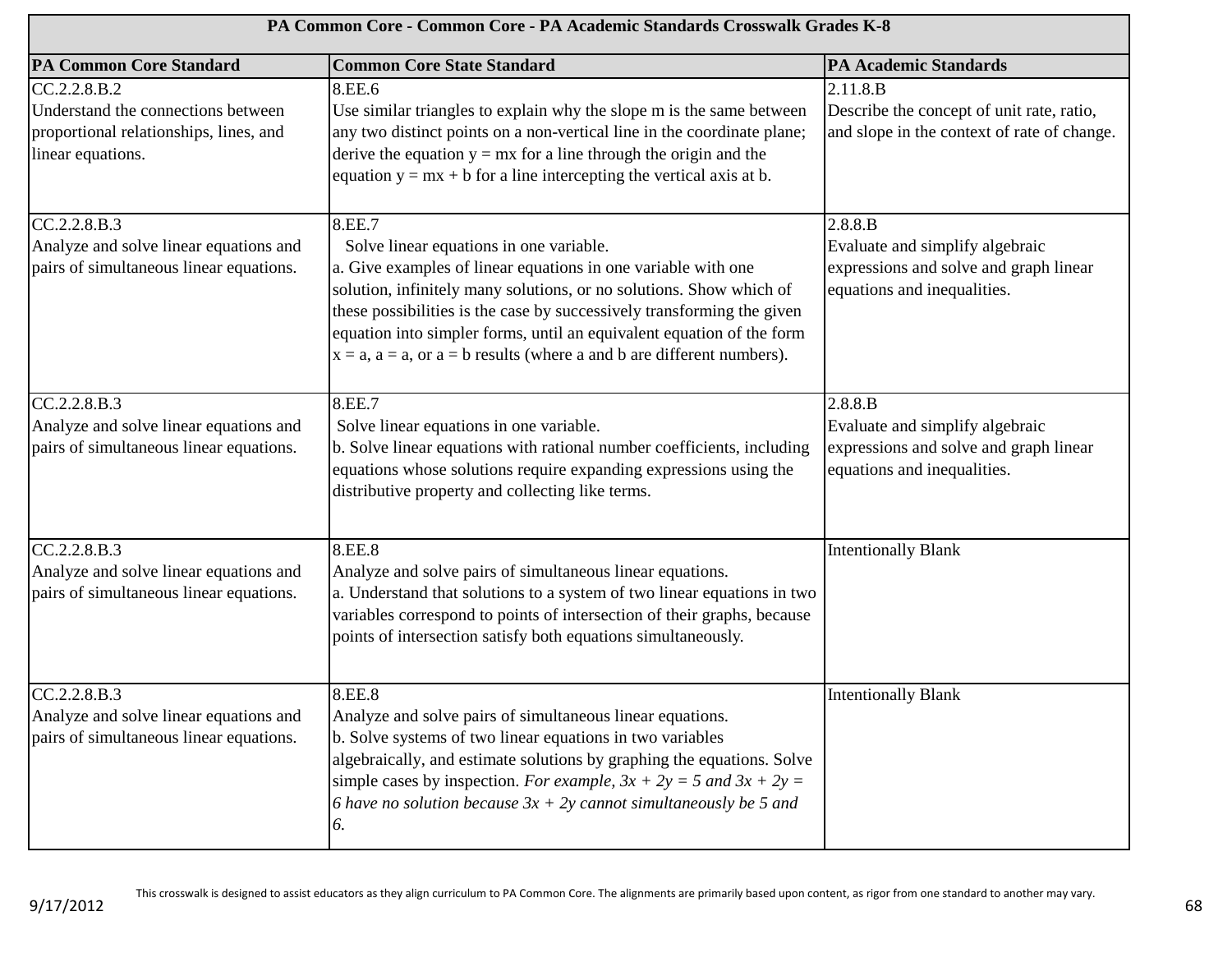| PA Common Core - Common Core - PA Academic Standards Crosswalk Grades K-8 | | |
|---|---|---|
| **PA Common Core Standard** | **Common Core State Standard** | **PA Academic Standards** |
| CC.2.2.8.B.2<br>Understand the connections between proportional relationships, lines, and linear equations. | 8.EE.6<br>Use similar triangles to explain why the slope m is the same between any two distinct points on a non-vertical line in the coordinate plane; derive the equation $y = mx$ for a line through the origin and the equation $y = mx + b$ for a line intercepting the vertical axis at b. | 2.11.8.B<br>Describe the concept of unit rate, ratio, and slope in the context of rate of change. |
| CC.2.2.8.B.3<br>Analyze and solve linear equations and pairs of simultaneous linear equations. | 8.EE.7<br>Solve linear equations in one variable.<br>a. Give examples of linear equations in one variable with one solution, infinitely many solutions, or no solutions. Show which of these possibilities is the case by successively transforming the given equation into simpler forms, until an equivalent equation of the form $x = a$, $a = a$, or $a = b$ results (where a and b are different numbers). | 2.8.8.B<br>Evaluate and simplify algebraic expressions and solve and graph linear equations and inequalities. |
| CC.2.2.8.B.3<br>Analyze and solve linear equations and pairs of simultaneous linear equations. | 8.EE.7<br>Solve linear equations in one variable.<br>b. Solve linear equations with rational number coefficients, including equations whose solutions require expanding expressions using the distributive property and collecting like terms. | 2.8.8.B<br>Evaluate and simplify algebraic expressions and solve and graph linear equations and inequalities. |
| CC.2.2.8.B.3<br>Analyze and solve linear equations and pairs of simultaneous linear equations. | 8.EE.8<br>Analyze and solve pairs of simultaneous linear equations.<br>a. Understand that solutions to a system of two linear equations in two variables correspond to points of intersection of their graphs, because points of intersection satisfy both equations simultaneously. | Intentionally Blank |
| CC.2.2.8.B.3<br>Analyze and solve linear equations and pairs of simultaneous linear equations. | 8.EE.8<br>Analyze and solve pairs of simultaneous linear equations.<br>b. Solve systems of two linear equations in two variables algebraically, and estimate solutions by graphing the equations. Solve simple cases by inspection. *For example, $3x + 2y = 5$ and $3x + 2y = 6$ have no solution because $3x + 2y$ cannot simultaneously be 5 and 6.* | Intentionally Blank |

This crosswalk is designed to assist educators as they align curriculum to PA Common Core. The alignments are primarily based upon content, as rigor from one standard to another may vary.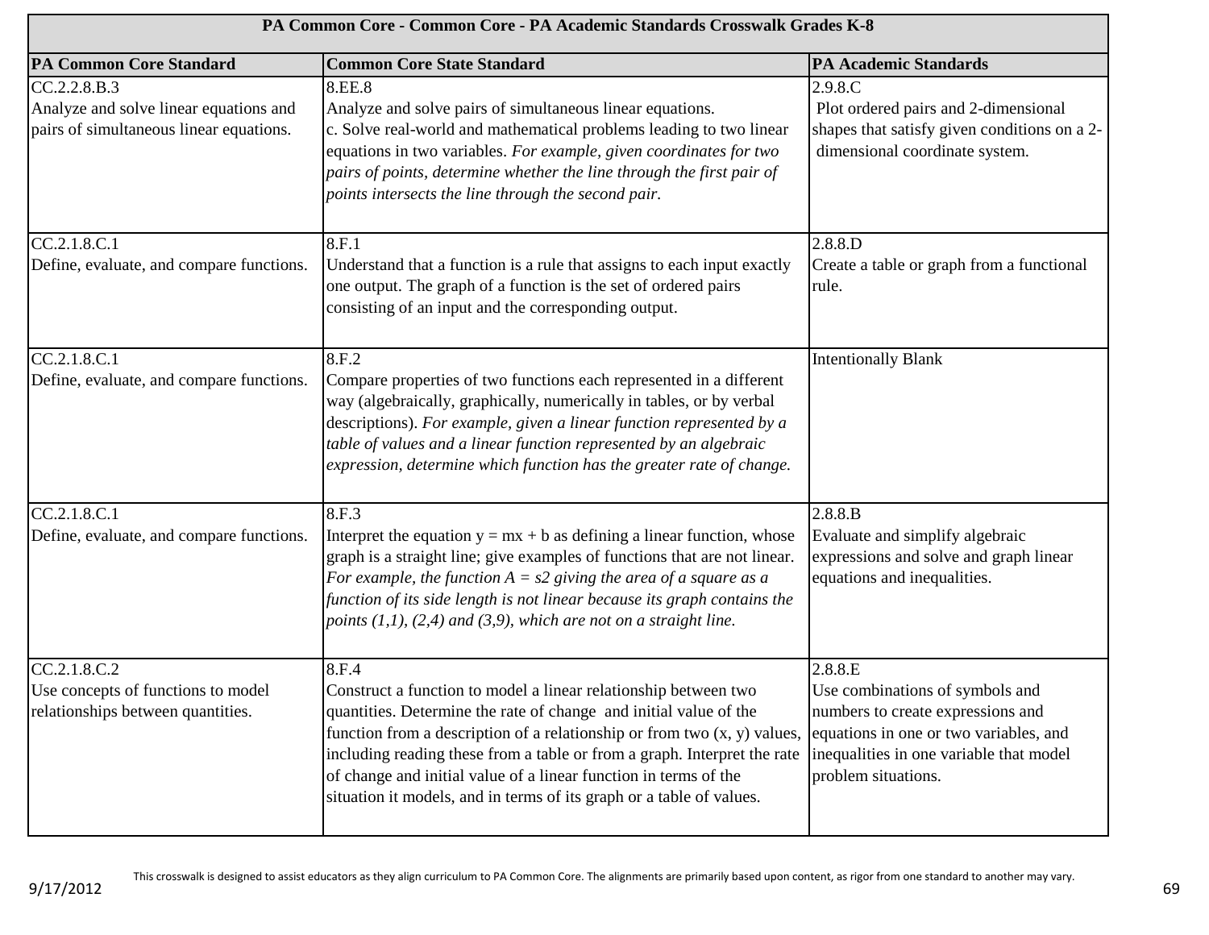| PA Common Core - Common Core - PA Academic Standards Crosswalk Grades K-8 | | |
|---|---|---|
| **PA Common Core Standard** | **Common Core State Standard** | **PA Academic Standards** |
| CC.2.2.8.B.3<br>Analyze and solve linear equations and pairs of simultaneous linear equations. | 8.EE.8<br>Analyze and solve pairs of simultaneous linear equations.<br>c. Solve real-world and mathematical problems leading to two linear equations in two variables. *For example, given coordinates for two pairs of points, determine whether the line through the first pair of points intersects the line through the second pair.* | 2.9.8.C<br>Plot ordered pairs and 2-dimensional shapes that satisfy given conditions on a 2-dimensional coordinate system. |
| CC.2.1.8.C.1<br>Define, evaluate, and compare functions. | 8.F.1<br>Understand that a function is a rule that assigns to each input exactly one output. The graph of a function is the set of ordered pairs consisting of an input and the corresponding output. | 2.8.8.D<br>Create a table or graph from a functional rule. |
| CC.2.1.8.C.1<br>Define, evaluate, and compare functions. | 8.F.2<br>Compare properties of two functions each represented in a different way (algebraically, graphically, numerically in tables, or by verbal descriptions). *For example, given a linear function represented by a table of values and a linear function represented by an algebraic expression, determine which function has the greater rate of change.* | Intentionally Blank |
| CC.2.1.8.C.1<br>Define, evaluate, and compare functions. | 8.F.3<br>Interpret the equation $y = mx + b$ as defining a linear function, whose graph is a straight line; give examples of functions that are not linear. *For example, the function $A = s2$ giving the area of a square as a function of its side length is not linear because its graph contains the points (1,1), (2,4) and (3,9), which are not on a straight line.* | 2.8.8.B<br>Evaluate and simplify algebraic expressions and solve and graph linear equations and inequalities. |
| CC.2.1.8.C.2<br>Use concepts of functions to model relationships between quantities. | 8.F.4<br>Construct a function to model a linear relationship between two quantities. Determine the rate of change and initial value of the function from a description of a relationship or from two (x, y) values, including reading these from a table or from a graph. Interpret the rate of change and initial value of a linear function in terms of the situation it models, and in terms of its graph or a table of values. | 2.8.8.E<br>Use combinations of symbols and numbers to create expressions and equations in one or two variables, and inequalities in one variable that model problem situations. |

This crosswalk is designed to assist educators as they align curriculum to PA Common Core. The alignments are primarily based upon content, as rigor from one standard to another may vary.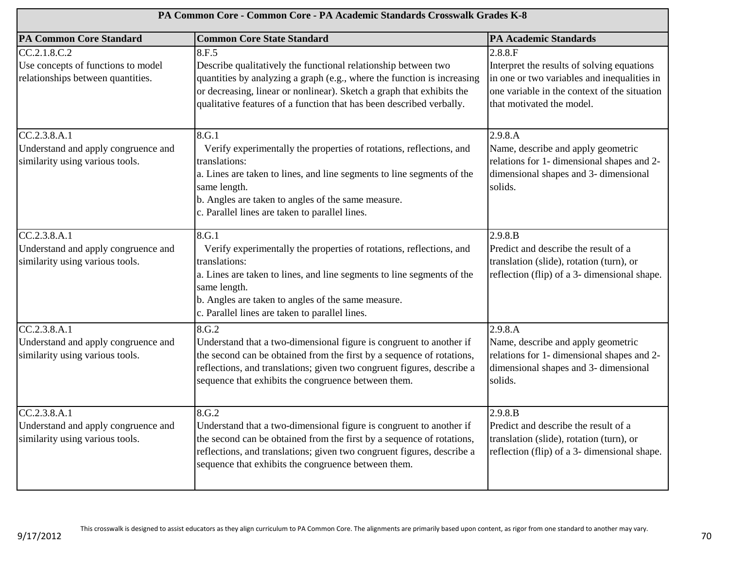| PA Common Core - Common Core - PA Academic Standards Crosswalk Grades K-8 | | |
|---|---|---|
| **PA Common Core Standard** | **Common Core State Standard** | **PA Academic Standards** |
| CC.2.1.8.C.2<br>Use concepts of functions to model relationships between quantities. | 8.F.5<br>Describe qualitatively the functional relationship between two quantities by analyzing a graph (e.g., where the function is increasing or decreasing, linear or nonlinear). Sketch a graph that exhibits the qualitative features of a function that has been described verbally. | 2.8.8.F<br>Interpret the results of solving equations in one or two variables and inequalities in one variable in the context of the situation that motivated the model. |
| CC.2.3.8.A.1<br>Understand and apply congruence and similarity using various tools. | 8.G.1<br>Verify experimentally the properties of rotations, reflections, and translations:<br>a. Lines are taken to lines, and line segments to line segments of the same length.<br>b. Angles are taken to angles of the same measure.<br>c. Parallel lines are taken to parallel lines. | 2.9.8.A<br>Name, describe and apply geometric relations for 1- dimensional shapes and 2- dimensional shapes and 3- dimensional solids. |
| CC.2.3.8.A.1<br>Understand and apply congruence and similarity using various tools. | 8.G.1<br>Verify experimentally the properties of rotations, reflections, and translations:<br>a. Lines are taken to lines, and line segments to line segments of the same length.<br>b. Angles are taken to angles of the same measure.<br>c. Parallel lines are taken to parallel lines. | 2.9.8.B<br>Predict and describe the result of a translation (slide), rotation (turn), or reflection (flip) of a 3- dimensional shape. |
| CC.2.3.8.A.1<br>Understand and apply congruence and similarity using various tools. | 8.G.2<br>Understand that a two-dimensional figure is congruent to another if the second can be obtained from the first by a sequence of rotations, reflections, and translations; given two congruent figures, describe a sequence that exhibits the congruence between them. | 2.9.8.A<br>Name, describe and apply geometric relations for 1- dimensional shapes and 2- dimensional shapes and 3- dimensional solids. |
| CC.2.3.8.A.1<br>Understand and apply congruence and similarity using various tools. | 8.G.2<br>Understand that a two-dimensional figure is congruent to another if the second can be obtained from the first by a sequence of rotations, reflections, and translations; given two congruent figures, describe a sequence that exhibits the congruence between them. | 2.9.8.B<br>Predict and describe the result of a translation (slide), rotation (turn), or reflection (flip) of a 3- dimensional shape. |

This crosswalk is designed to assist educators as they align curriculum to PA Common Core. The alignments are primarily based upon content, as rigor from one standard to another may vary.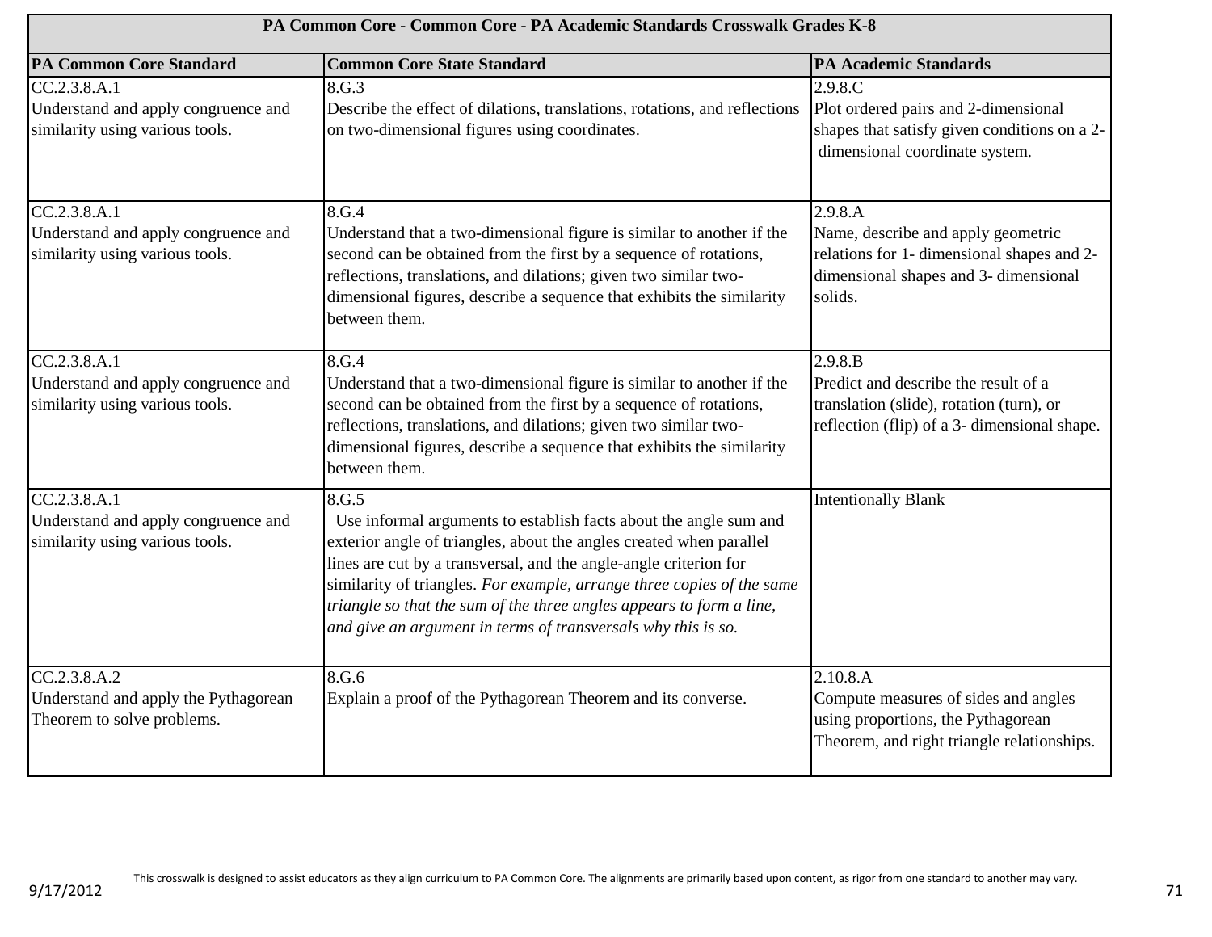| PA Common Core - Common Core - PA Academic Standards Crosswalk Grades K-8 | | |
|---|---|---|
| **PA Common Core Standard** | **Common Core State Standard** | **PA Academic Standards** |
| CC.2.3.8.A.1<br>Understand and apply congruence and similarity using various tools. | 8.G.3<br>Describe the effect of dilations, translations, rotations, and reflections on two-dimensional figures using coordinates. | 2.9.8.C<br>Plot ordered pairs and 2-dimensional shapes that satisfy given conditions on a 2- dimensional coordinate system. |
| CC.2.3.8.A.1<br>Understand and apply congruence and similarity using various tools. | 8.G.4<br>Understand that a two-dimensional figure is similar to another if the second can be obtained from the first by a sequence of rotations, reflections, translations, and dilations; given two similar two-dimensional figures, describe a sequence that exhibits the similarity between them. | 2.9.8.A<br>Name, describe and apply geometric relations for 1- dimensional shapes and 2- dimensional shapes and 3- dimensional solids. |
| CC.2.3.8.A.1<br>Understand and apply congruence and similarity using various tools. | 8.G.4<br>Understand that a two-dimensional figure is similar to another if the second can be obtained from the first by a sequence of rotations, reflections, translations, and dilations; given two similar two-dimensional figures, describe a sequence that exhibits the similarity between them. | 2.9.8.B<br>Predict and describe the result of a translation (slide), rotation (turn), or reflection (flip) of a 3- dimensional shape. |
| CC.2.3.8.A.1<br>Understand and apply congruence and similarity using various tools. | 8.G.5<br>Use informal arguments to establish facts about the angle sum and exterior angle of triangles, about the angles created when parallel lines are cut by a transversal, and the angle-angle criterion for similarity of triangles. *For example, arrange three copies of the same triangle so that the sum of the three angles appears to form a line, and give an argument in terms of transversals why this is so.* | Intentionally Blank |
| CC.2.3.8.A.2<br>Understand and apply the Pythagorean Theorem to solve problems. | 8.G.6<br>Explain a proof of the Pythagorean Theorem and its converse. | 2.10.8.A<br>Compute measures of sides and angles using proportions, the Pythagorean Theorem, and right triangle relationships. |

This crosswalk is designed to assist educators as they align curriculum to PA Common Core. The alignments are primarily based upon content, as rigor from one standard to another may vary.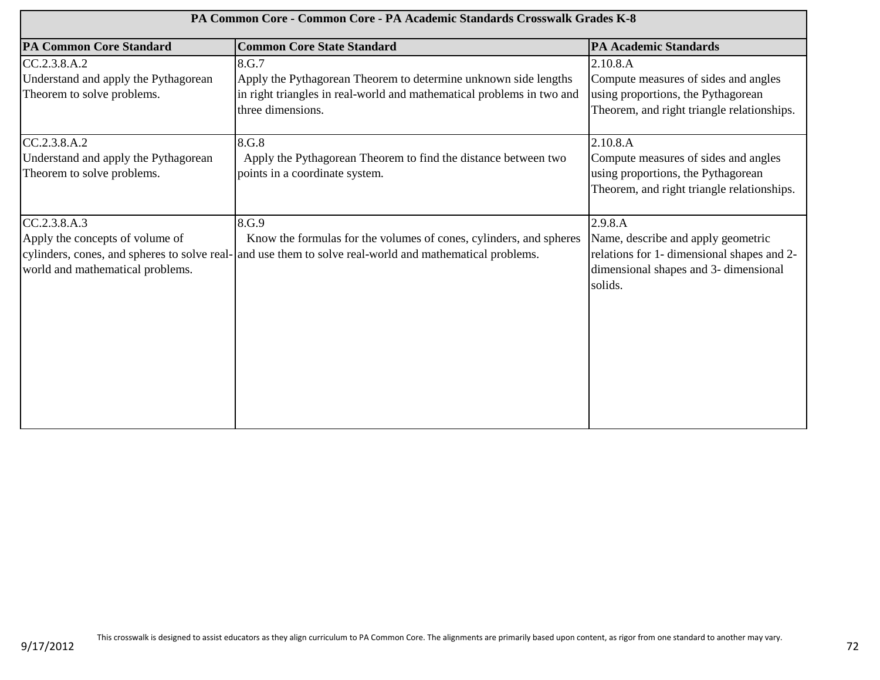| PA Common Core - Common Core - PA Academic Standards Crosswalk Grades K-8 | | |
|---|---|---|
| **PA Common Core Standard** | **Common Core State Standard** | **PA Academic Standards** |
| CC.2.3.8.A.2<br>Understand and apply the Pythagorean Theorem to solve problems. | 8.G.7<br>Apply the Pythagorean Theorem to determine unknown side lengths in right triangles in real-world and mathematical problems in two and three dimensions. | 2.10.8.A<br>Compute measures of sides and angles using proportions, the Pythagorean Theorem, and right triangle relationships. |
| CC.2.3.8.A.2<br>Understand and apply the Pythagorean Theorem to solve problems. | 8.G.8<br>Apply the Pythagorean Theorem to find the distance between two points in a coordinate system. | 2.10.8.A<br>Compute measures of sides and angles using proportions, the Pythagorean Theorem, and right triangle relationships. |
| CC.2.3.8.A.3<br>Apply the concepts of volume of cylinders, cones, and spheres to solve real-world and mathematical problems. | 8.G.9<br>Know the formulas for the volumes of cones, cylinders, and spheres and use them to solve real-world and mathematical problems. | 2.9.8.A<br>Name, describe and apply geometric relations for 1- dimensional shapes and 2-dimensional shapes and 3- dimensional solids. |

9/17/2012

This crosswalk is designed to assist educators as they align curriculum to PA Common Core. The alignments are primarily based upon content, as rigor from one standard to another may vary.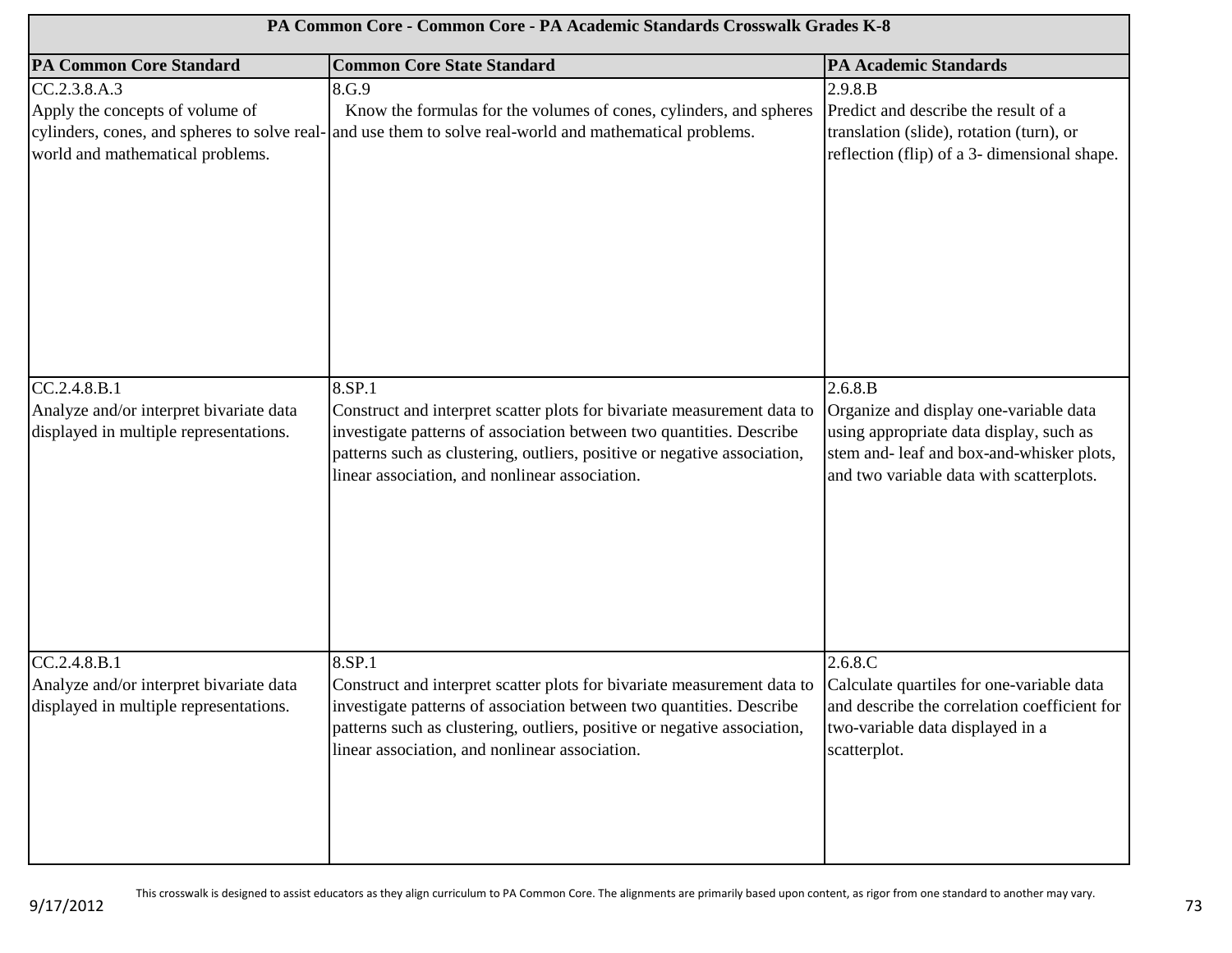| PA Common Core - Common Core - PA Academic Standards Crosswalk Grades K-8 | | |
|---|---|---|
| **PA Common Core Standard** | **Common Core State Standard** | **PA Academic Standards** |
| CC.2.3.8.A.3<br>Apply the concepts of volume of cylinders, cones, and spheres to solve real-world and mathematical problems. | 8.G.9<br>Know the formulas for the volumes of cones, cylinders, and spheres and use them to solve real-world and mathematical problems. | 2.9.8.B<br>Predict and describe the result of a translation (slide), rotation (turn), or reflection (flip) of a 3- dimensional shape. |
| CC.2.4.8.B.1<br>Analyze and/or interpret bivariate data displayed in multiple representations. | 8.SP.1<br>Construct and interpret scatter plots for bivariate measurement data to investigate patterns of association between two quantities. Describe patterns such as clustering, outliers, positive or negative association, linear association, and nonlinear association. | 2.6.8.B<br>Organize and display one-variable data using appropriate data display, such as stem and- leaf and box-and-whisker plots, and two variable data with scatterplots. |
| CC.2.4.8.B.1<br>Analyze and/or interpret bivariate data displayed in multiple representations. | 8.SP.1<br>Construct and interpret scatter plots for bivariate measurement data to investigate patterns of association between two quantities. Describe patterns such as clustering, outliers, positive or negative association, linear association, and nonlinear association. | 2.6.8.C<br>Calculate quartiles for one-variable data and describe the correlation coefficient for two-variable data displayed in a scatterplot. |

This crosswalk is designed to assist educators as they align curriculum to PA Common Core. The alignments are primarily based upon content, as rigor from one standard to another may vary.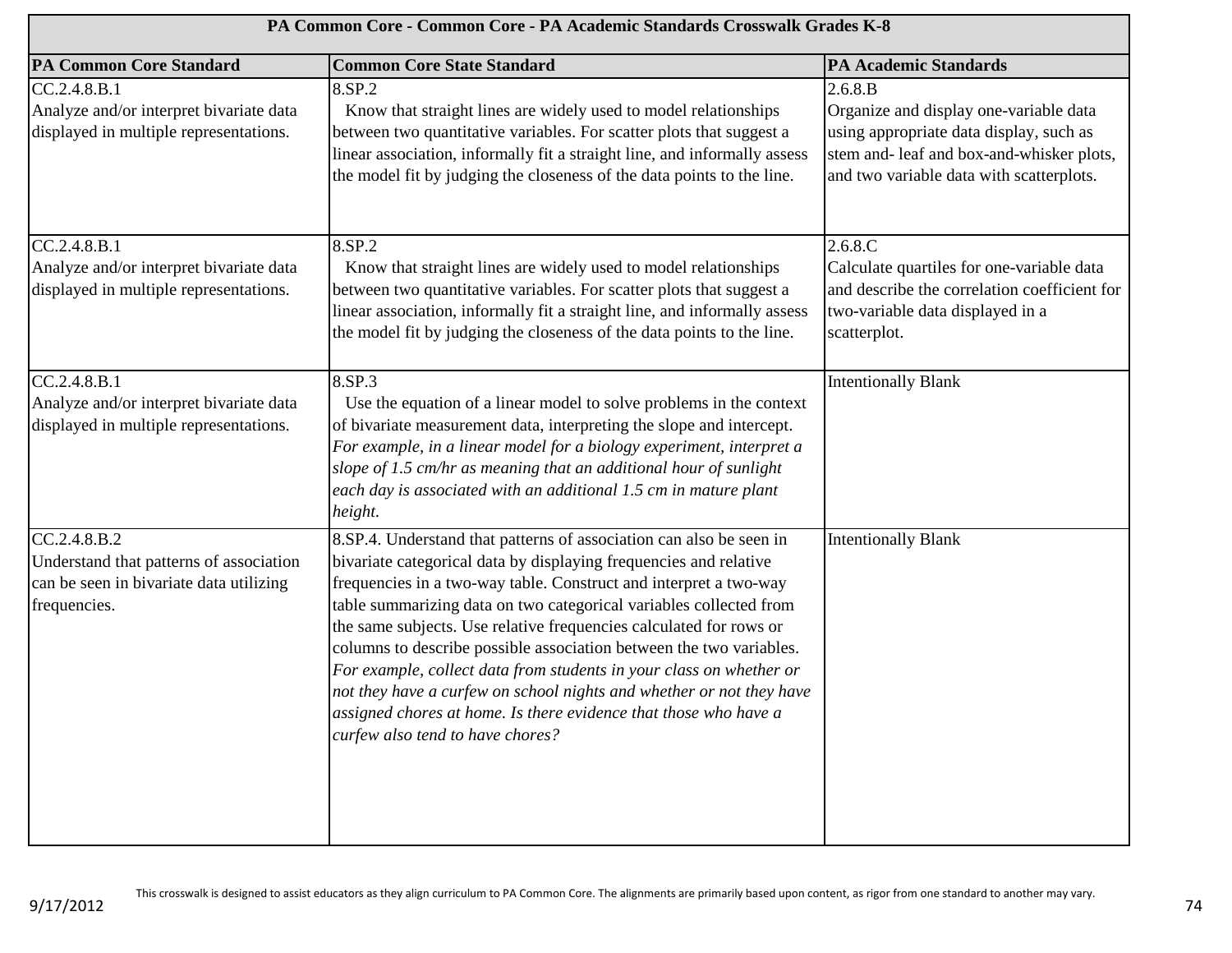| PA Common Core - Common Core - PA Academic Standards Crosswalk Grades K-8 | | |
|---|---|---|
| **PA Common Core Standard** | **Common Core State Standard** | **PA Academic Standards** |
| CC.2.4.8.B.1<br>Analyze and/or interpret bivariate data displayed in multiple representations. | 8.SP.2<br>Know that straight lines are widely used to model relationships between two quantitative variables. For scatter plots that suggest a linear association, informally fit a straight line, and informally assess the model fit by judging the closeness of the data points to the line. | 2.6.8.B<br>Organize and display one-variable data using appropriate data display, such as stem and- leaf and box-and-whisker plots, and two variable data with scatterplots. |
| CC.2.4.8.B.1<br>Analyze and/or interpret bivariate data displayed in multiple representations. | 8.SP.2<br>Know that straight lines are widely used to model relationships between two quantitative variables. For scatter plots that suggest a linear association, informally fit a straight line, and informally assess the model fit by judging the closeness of the data points to the line. | 2.6.8.C<br>Calculate quartiles for one-variable data and describe the correlation coefficient for two-variable data displayed in a scatterplot. |
| CC.2.4.8.B.1<br>Analyze and/or interpret bivariate data displayed in multiple representations. | 8.SP.3<br>Use the equation of a linear model to solve problems in the context of bivariate measurement data, interpreting the slope and intercept. *For example, in a linear model for a biology experiment, interpret a slope of 1.5 cm/hr as meaning that an additional hour of sunlight each day is associated with an additional 1.5 cm in mature plant height.* | Intentionally Blank |
| CC.2.4.8.B.2<br>Understand that patterns of association can be seen in bivariate data utilizing frequencies. | 8.SP.4. Understand that patterns of association can also be seen in bivariate categorical data by displaying frequencies and relative frequencies in a two-way table. Construct and interpret a two-way table summarizing data on two categorical variables collected from the same subjects. Use relative frequencies calculated for rows or columns to describe possible association between the two variables. *For example, collect data from students in your class on whether or not they have a curfew on school nights and whether or not they have assigned chores at home. Is there evidence that those who have a curfew also tend to have chores?* | Intentionally Blank |

9/17/2012

This crosswalk is designed to assist educators as they align curriculum to PA Common Core. The alignments are primarily based upon content, as rigor from one standard to another may vary.